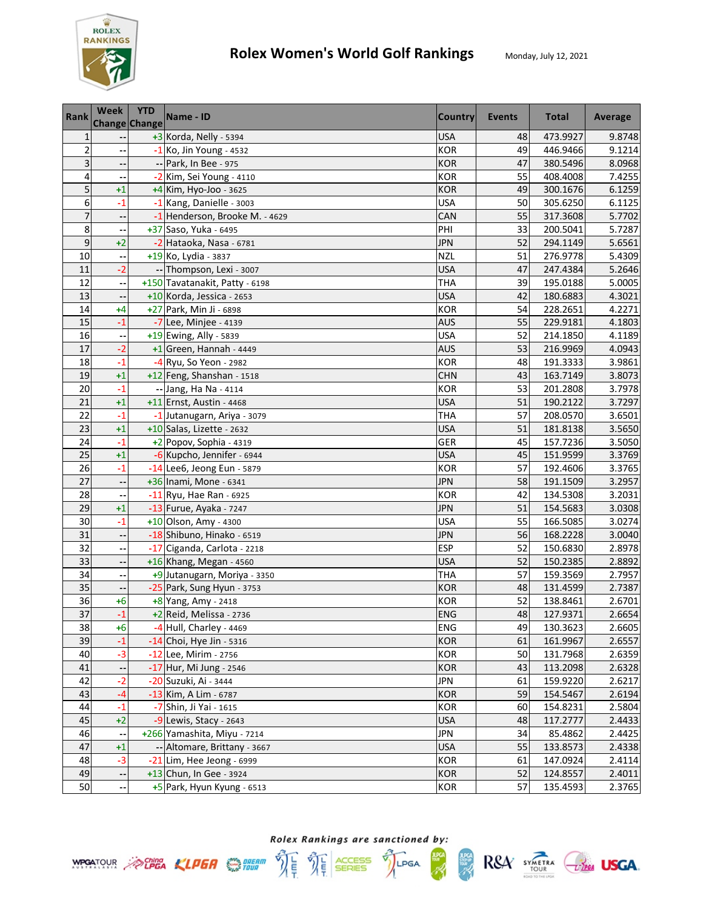# Rolex Women's World Golf Rankings

Monday, July 12, 2021

| Rank | Week Change | YTD Change | Name - ID | Country | Events | Total | Average |
|---|---|---|---|---|---|---|---|
| 1 | -- | +3 | Korda, Nelly - 5394 | USA | 48 | 473.9927 | 9.8748 |
| 2 | -- | -1 | Ko, Jin Young - 4532 | KOR | 49 | 446.9466 | 9.1214 |
| 3 | -- | -- | Park, In Bee - 975 | KOR | 47 | 380.5496 | 8.0968 |
| 4 | -- | -2 | Kim, Sei Young - 4110 | KOR | 55 | 408.4008 | 7.4255 |
| 5 | +1 | +4 | Kim, Hyo-Joo - 3625 | KOR | 49 | 300.1676 | 6.1259 |
| 6 | -1 | -1 | Kang, Danielle - 3003 | USA | 50 | 305.6250 | 6.1125 |
| 7 | -- | -1 | Henderson, Brooke M. - 4629 | CAN | 55 | 317.3608 | 5.7702 |
| 8 | -- | +37 | Saso, Yuka - 6495 | PHI | 33 | 200.5041 | 5.7287 |
| 9 | +2 | -2 | Hataoka, Nasa - 6781 | JPN | 52 | 294.1149 | 5.6561 |
| 10 | -- | +19 | Ko, Lydia - 3837 | NZL | 51 | 276.9778 | 5.4309 |
| 11 | -2 | -- | Thompson, Lexi - 3007 | USA | 47 | 247.4384 | 5.2646 |
| 12 | -- | +150 | Tavatanakit, Patty - 6198 | THA | 39 | 195.0188 | 5.0005 |
| 13 | -- | +10 | Korda, Jessica - 2653 | USA | 42 | 180.6883 | 4.3021 |
| 14 | +4 | +27 | Park, Min Ji - 6898 | KOR | 54 | 228.2651 | 4.2271 |
| 15 | -1 | -7 | Lee, Minjee - 4139 | AUS | 55 | 229.9181 | 4.1803 |
| 16 | -- | +19 | Ewing, Ally - 5839 | USA | 52 | 214.1850 | 4.1189 |
| 17 | -2 | +1 | Green, Hannah - 4449 | AUS | 53 | 216.9969 | 4.0943 |
| 18 | -1 | -4 | Ryu, So Yeon - 2982 | KOR | 48 | 191.3333 | 3.9861 |
| 19 | +1 | +12 | Feng, Shanshan - 1518 | CHN | 43 | 163.7149 | 3.8073 |
| 20 | -1 | -- | Jang, Ha Na - 4114 | KOR | 53 | 201.2808 | 3.7978 |
| 21 | +1 | +11 | Ernst, Austin - 4468 | USA | 51 | 190.2122 | 3.7297 |
| 22 | -1 | -1 | Jutanugarn, Ariya - 3079 | THA | 57 | 208.0570 | 3.6501 |
| 23 | +1 | +10 | Salas, Lizette - 2632 | USA | 51 | 181.8138 | 3.5650 |
| 24 | -1 | +2 | Popov, Sophia - 4319 | GER | 45 | 157.7236 | 3.5050 |
| 25 | +1 | -6 | Kupcho, Jennifer - 6944 | USA | 45 | 151.9599 | 3.3769 |
| 26 | -1 | -14 | Lee6, Jeong Eun - 5879 | KOR | 57 | 192.4606 | 3.3765 |
| 27 | -- | +36 | Inami, Mone - 6341 | JPN | 58 | 191.1509 | 3.2957 |
| 28 | -- | -11 | Ryu, Hae Ran - 6925 | KOR | 42 | 134.5308 | 3.2031 |
| 29 | +1 | -13 | Furue, Ayaka - 7247 | JPN | 51 | 154.5683 | 3.0308 |
| 30 | -1 | +10 | Olson, Amy - 4300 | USA | 55 | 166.5085 | 3.0274 |
| 31 | -- | -18 | Shibuno, Hinako - 6519 | JPN | 56 | 168.2228 | 3.0040 |
| 32 | -- | -17 | Ciganda, Carlota - 2218 | ESP | 52 | 150.6830 | 2.8978 |
| 33 | -- | +16 | Khang, Megan - 4560 | USA | 52 | 150.2385 | 2.8892 |
| 34 | -- | +9 | Jutanugarn, Moriya - 3350 | THA | 57 | 159.3569 | 2.7957 |
| 35 | -- | -25 | Park, Sung Hyun - 3753 | KOR | 48 | 131.4599 | 2.7387 |
| 36 | +6 | +8 | Yang, Amy - 2418 | KOR | 52 | 138.8461 | 2.6701 |
| 37 | -1 | +2 | Reid, Melissa - 2736 | ENG | 48 | 127.9371 | 2.6654 |
| 38 | +6 | -4 | Hull, Charley - 4469 | ENG | 49 | 130.3623 | 2.6605 |
| 39 | -1 | -14 | Choi, Hye Jin - 5316 | KOR | 61 | 161.9967 | 2.6557 |
| 40 | -3 | -12 | Lee, Mirim - 2756 | KOR | 50 | 131.7968 | 2.6359 |
| 41 | -- | -17 | Hur, Mi Jung - 2546 | KOR | 43 | 113.2098 | 2.6328 |
| 42 | -2 | -20 | Suzuki, Ai - 3444 | JPN | 61 | 159.9220 | 2.6217 |
| 43 | -4 | -13 | Kim, A Lim - 6787 | KOR | 59 | 154.5467 | 2.6194 |
| 44 | -1 | -7 | Shin, Ji Yai - 1615 | KOR | 60 | 154.8231 | 2.5804 |
| 45 | +2 | -9 | Lewis, Stacy - 2643 | USA | 48 | 117.2777 | 2.4433 |
| 46 | -- | +266 | Yamashita, Miyu - 7214 | JPN | 34 | 85.4862 | 2.4425 |
| 47 | +1 | -- | Altomare, Brittany - 3667 | USA | 55 | 133.8573 | 2.4338 |
| 48 | -3 | -21 | Lim, Hee Jeong - 6999 | KOR | 61 | 147.0924 | 2.4114 |
| 49 | -- | +13 | Chun, In Gee - 3924 | KOR | 52 | 124.8557 | 2.4011 |
| 50 | -- | +5 | Park, Hyun Kyung - 6513 | KOR | 57 | 135.4593 | 2.3765 |

*Rolex Rankings are sanctioned by:*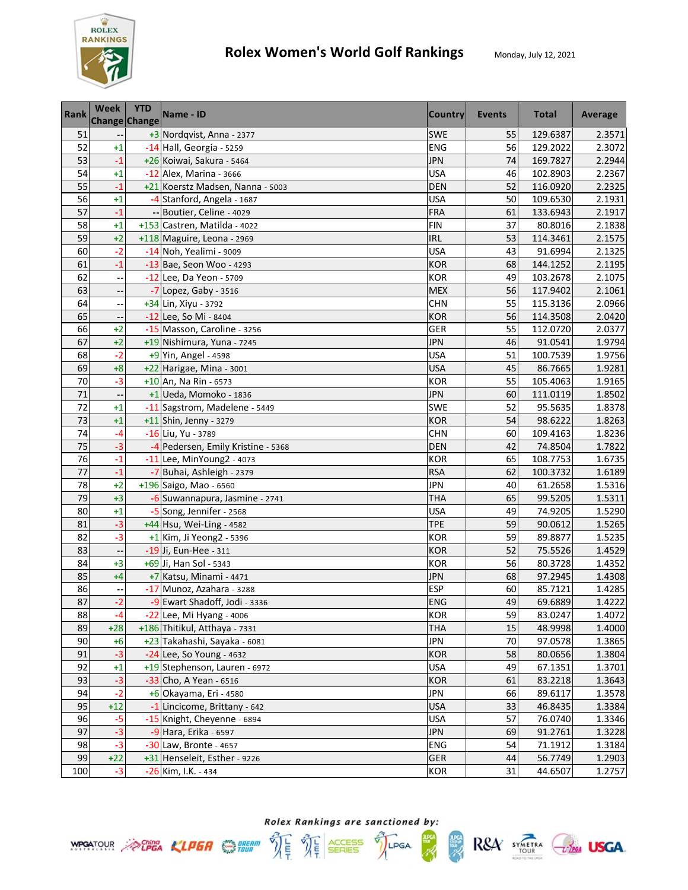# Rolex Women's World Golf Rankings

Monday, July 12, 2021

| Rank | Week Change | YTD Change | Name - ID | Country | Events | Total | Average |
|---|---|---|---|---|---|---|---|
| 51 | -- | +3 | Nordqvist, Anna - 2377 | SWE | 55 | 129.6387 | 2.3571 |
| 52 | +1 | -14 | Hall, Georgia - 5259 | ENG | 56 | 129.2022 | 2.3072 |
| 53 | -1 | +26 | Koiwai, Sakura - 5464 | JPN | 74 | 169.7827 | 2.2944 |
| 54 | +1 | -12 | Alex, Marina - 3666 | USA | 46 | 102.8903 | 2.2367 |
| 55 | -1 | +21 | Koerstz Madsen, Nanna - 5003 | DEN | 52 | 116.0920 | 2.2325 |
| 56 | +1 | -4 | Stanford, Angela - 1687 | USA | 50 | 109.6530 | 2.1931 |
| 57 | -1 | -- | Boutier, Celine - 4029 | FRA | 61 | 133.6943 | 2.1917 |
| 58 | +1 | +153 | Castren, Matilda - 4022 | FIN | 37 | 80.8016 | 2.1838 |
| 59 | +2 | +118 | Maguire, Leona - 2969 | IRL | 53 | 114.3461 | 2.1575 |
| 60 | -2 | -14 | Noh, Yealimi - 9009 | USA | 43 | 91.6994 | 2.1325 |
| 61 | -1 | -13 | Bae, Seon Woo - 4293 | KOR | 68 | 144.1252 | 2.1195 |
| 62 | -- | -12 | Lee, Da Yeon - 5709 | KOR | 49 | 103.2678 | 2.1075 |
| 63 | -- | -7 | Lopez, Gaby - 3516 | MEX | 56 | 117.9402 | 2.1061 |
| 64 | -- | +34 | Lin, Xiyu - 3792 | CHN | 55 | 115.3136 | 2.0966 |
| 65 | -- | -12 | Lee, So Mi - 8404 | KOR | 56 | 114.3508 | 2.0420 |
| 66 | +2 | -15 | Masson, Caroline - 3256 | GER | 55 | 112.0720 | 2.0377 |
| 67 | +2 | +19 | Nishimura, Yuna - 7245 | JPN | 46 | 91.0541 | 1.9794 |
| 68 | -2 | +9 | Yin, Angel - 4598 | USA | 51 | 100.7539 | 1.9756 |
| 69 | +8 | +22 | Harigae, Mina - 3001 | USA | 45 | 86.7665 | 1.9281 |
| 70 | -3 | +10 | An, Na Rin - 6573 | KOR | 55 | 105.4063 | 1.9165 |
| 71 | -- | +1 | Ueda, Momoko - 1836 | JPN | 60 | 111.0119 | 1.8502 |
| 72 | +1 | -11 | Sagstrom, Madelene - 5449 | SWE | 52 | 95.5635 | 1.8378 |
| 73 | +1 | +11 | Shin, Jenny - 3279 | KOR | 54 | 98.6222 | 1.8263 |
| 74 | -4 | -16 | Liu, Yu - 3789 | CHN | 60 | 109.4163 | 1.8236 |
| 75 | -3 | -4 | Pedersen, Emily Kristine - 5368 | DEN | 42 | 74.8504 | 1.7822 |
| 76 | -1 | -11 | Lee, MinYoung2 - 4073 | KOR | 65 | 108.7753 | 1.6735 |
| 77 | -1 | -7 | Buhai, Ashleigh - 2379 | RSA | 62 | 100.3732 | 1.6189 |
| 78 | +2 | +196 | Saigo, Mao - 6560 | JPN | 40 | 61.2658 | 1.5316 |
| 79 | +3 | -6 | Suwannapura, Jasmine - 2741 | THA | 65 | 99.5205 | 1.5311 |
| 80 | +1 | -5 | Song, Jennifer - 2568 | USA | 49 | 74.9205 | 1.5290 |
| 81 | -3 | +44 | Hsu, Wei-Ling - 4582 | TPE | 59 | 90.0612 | 1.5265 |
| 82 | -3 | +1 | Kim, Ji Yeong2 - 5396 | KOR | 59 | 89.8877 | 1.5235 |
| 83 | -- | -19 | Ji, Eun-Hee - 311 | KOR | 52 | 75.5526 | 1.4529 |
| 84 | +3 | +69 | Ji, Han Sol - 5343 | KOR | 56 | 80.3728 | 1.4352 |
| 85 | +4 | +7 | Katsu, Minami - 4471 | JPN | 68 | 97.2945 | 1.4308 |
| 86 | -- | -17 | Munoz, Azahara - 3288 | ESP | 60 | 85.7121 | 1.4285 |
| 87 | -2 | -9 | Ewart Shadoff, Jodi - 3336 | ENG | 49 | 69.6889 | 1.4222 |
| 88 | -4 | -22 | Lee, Mi Hyang - 4006 | KOR | 59 | 83.0247 | 1.4072 |
| 89 | +28 | +186 | Thitikul, Atthaya - 7331 | THA | 15 | 48.9998 | 1.4000 |
| 90 | +6 | +23 | Takahashi, Sayaka - 6081 | JPN | 70 | 97.0578 | 1.3865 |
| 91 | -3 | -24 | Lee, So Young - 4632 | KOR | 58 | 80.0656 | 1.3804 |
| 92 | +1 | +19 | Stephenson, Lauren - 6972 | USA | 49 | 67.1351 | 1.3701 |
| 93 | -3 | -33 | Cho, A Yean - 6516 | KOR | 61 | 83.2218 | 1.3643 |
| 94 | -2 | +6 | Okayama, Eri - 4580 | JPN | 66 | 89.6117 | 1.3578 |
| 95 | +12 | -1 | Lincicome, Brittany - 642 | USA | 33 | 46.8435 | 1.3384 |
| 96 | -5 | -15 | Knight, Cheyenne - 6894 | USA | 57 | 76.0740 | 1.3346 |
| 97 | -3 | -9 | Hara, Erika - 6597 | JPN | 69 | 91.2761 | 1.3228 |
| 98 | -3 | -30 | Law, Bronte - 4657 | ENG | 54 | 71.1912 | 1.3184 |
| 99 | +22 | +31 | Henseleit, Esther - 9226 | GER | 44 | 56.7749 | 1.2903 |
| 100 | -3 | -26 | Kim, I.K. - 434 | KOR | 31 | 44.6507 | 1.2757 |

*Rolex Rankings are sanctioned by:*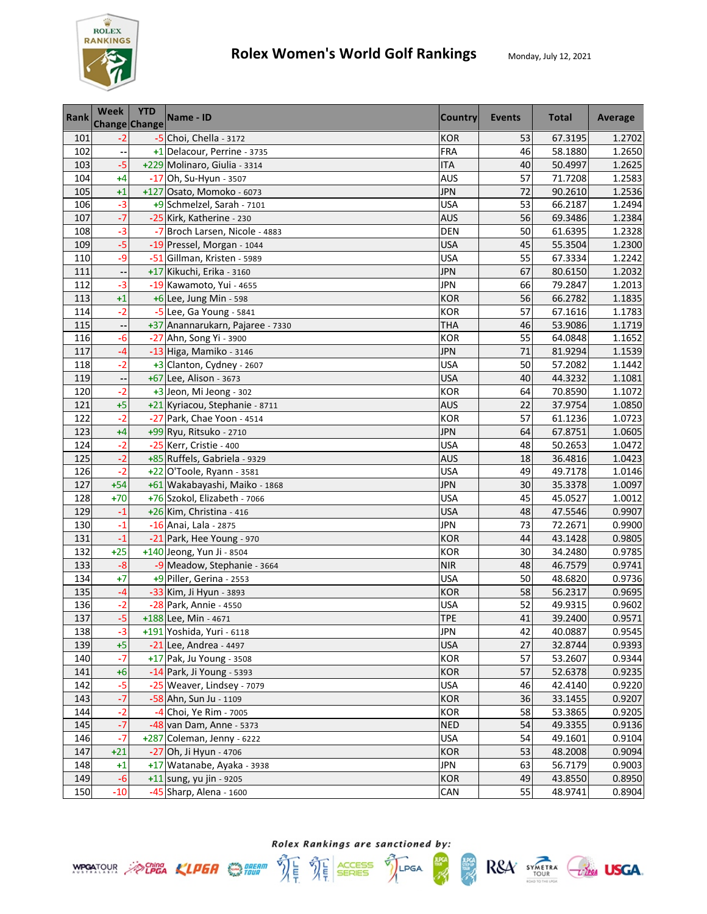# Rolex Women's World Golf Rankings

Monday, July 12, 2021

| Rank | Week Change | YTD Change | Name - ID | Country | Events | Total | Average |
|---|---|---|---|---|---|---|---|
| 101 | -2 | -5 | Choi, Chella - 3172 | KOR | 53 | 67.3195 | 1.2702 |
| 102 | -- | +1 | Delacour, Perrine - 3735 | FRA | 46 | 58.1880 | 1.2650 |
| 103 | -5 | +229 | Molinaro, Giulia - 3314 | ITA | 40 | 50.4997 | 1.2625 |
| 104 | +4 | -17 | Oh, Su-Hyun - 3507 | AUS | 57 | 71.7208 | 1.2583 |
| 105 | +1 | +127 | Osato, Momoko - 6073 | JPN | 72 | 90.2610 | 1.2536 |
| 106 | -3 | +9 | Schmelzel, Sarah - 7101 | USA | 53 | 66.2187 | 1.2494 |
| 107 | -7 | -25 | Kirk, Katherine - 230 | AUS | 56 | 69.3486 | 1.2384 |
| 108 | -3 | -7 | Broch Larsen, Nicole - 4883 | DEN | 50 | 61.6395 | 1.2328 |
| 109 | -5 | -19 | Pressel, Morgan - 1044 | USA | 45 | 55.3504 | 1.2300 |
| 110 | -9 | -51 | Gillman, Kristen - 5989 | USA | 55 | 67.3334 | 1.2242 |
| 111 | -- | +17 | Kikuchi, Erika - 3160 | JPN | 67 | 80.6150 | 1.2032 |
| 112 | -3 | -19 | Kawamoto, Yui - 4655 | JPN | 66 | 79.2847 | 1.2013 |
| 113 | +1 | +6 | Lee, Jung Min - 598 | KOR | 56 | 66.2782 | 1.1835 |
| 114 | -2 | -5 | Lee, Ga Young - 5841 | KOR | 57 | 67.1616 | 1.1783 |
| 115 | -- | +37 | Anannarukarn, Pajaree - 7330 | THA | 46 | 53.9086 | 1.1719 |
| 116 | -6 | -27 | Ahn, Song Yi - 3900 | KOR | 55 | 64.0848 | 1.1652 |
| 117 | -4 | -13 | Higa, Mamiko - 3146 | JPN | 71 | 81.9294 | 1.1539 |
| 118 | -2 | +3 | Clanton, Cydney - 2607 | USA | 50 | 57.2082 | 1.1442 |
| 119 | -- | +67 | Lee, Alison - 3673 | USA | 40 | 44.3232 | 1.1081 |
| 120 | -2 | +3 | Jeon, Mi Jeong - 302 | KOR | 64 | 70.8590 | 1.1072 |
| 121 | +5 | +21 | Kyriacou, Stephanie - 8711 | AUS | 22 | 37.9754 | 1.0850 |
| 122 | -2 | -27 | Park, Chae Yoon - 4514 | KOR | 57 | 61.1236 | 1.0723 |
| 123 | +4 | +99 | Ryu, Ritsuko - 2710 | JPN | 64 | 67.8751 | 1.0605 |
| 124 | -2 | -25 | Kerr, Cristie - 400 | USA | 48 | 50.2653 | 1.0472 |
| 125 | -2 | +85 | Ruffels, Gabriela - 9329 | AUS | 18 | 36.4816 | 1.0423 |
| 126 | -2 | +22 | O'Toole, Ryann - 3581 | USA | 49 | 49.7178 | 1.0146 |
| 127 | +54 | +61 | Wakabayashi, Maiko - 1868 | JPN | 30 | 35.3378 | 1.0097 |
| 128 | +70 | +76 | Szokol, Elizabeth - 7066 | USA | 45 | 45.0527 | 1.0012 |
| 129 | -1 | +26 | Kim, Christina - 416 | USA | 48 | 47.5546 | 0.9907 |
| 130 | -1 | -16 | Anai, Lala - 2875 | JPN | 73 | 72.2671 | 0.9900 |
| 131 | -1 | -21 | Park, Hee Young - 970 | KOR | 44 | 43.1428 | 0.9805 |
| 132 | +25 | +140 | Jeong, Yun Ji - 8504 | KOR | 30 | 34.2480 | 0.9785 |
| 133 | -8 | -9 | Meadow, Stephanie - 3664 | NIR | 48 | 46.7579 | 0.9741 |
| 134 | +7 | +9 | Piller, Gerina - 2553 | USA | 50 | 48.6820 | 0.9736 |
| 135 | -4 | -33 | Kim, Ji Hyun - 3893 | KOR | 58 | 56.2317 | 0.9695 |
| 136 | -2 | -28 | Park, Annie - 4550 | USA | 52 | 49.9315 | 0.9602 |
| 137 | -5 | +188 | Lee, Min - 4671 | TPE | 41 | 39.2400 | 0.9571 |
| 138 | -3 | +191 | Yoshida, Yuri - 6118 | JPN | 42 | 40.0887 | 0.9545 |
| 139 | +5 | -21 | Lee, Andrea - 4497 | USA | 27 | 32.8744 | 0.9393 |
| 140 | -7 | +17 | Pak, Ju Young - 3508 | KOR | 57 | 53.2607 | 0.9344 |
| 141 | +6 | -14 | Park, Ji Young - 5393 | KOR | 57 | 52.6378 | 0.9235 |
| 142 | -5 | -25 | Weaver, Lindsey - 7079 | USA | 46 | 42.4140 | 0.9220 |
| 143 | -7 | -58 | Ahn, Sun Ju - 1109 | KOR | 36 | 33.1455 | 0.9207 |
| 144 | -2 | -4 | Choi, Ye Rim - 7005 | KOR | 58 | 53.3865 | 0.9205 |
| 145 | -7 | -48 | van Dam, Anne - 5373 | NED | 54 | 49.3355 | 0.9136 |
| 146 | -7 | +287 | Coleman, Jenny - 6222 | USA | 54 | 49.1601 | 0.9104 |
| 147 | +21 | -27 | Oh, Ji Hyun - 4706 | KOR | 53 | 48.2008 | 0.9094 |
| 148 | +1 | +17 | Watanabe, Ayaka - 3938 | JPN | 63 | 56.7179 | 0.9003 |
| 149 | -6 | +11 | sung, yu jin - 9205 | KOR | 49 | 43.8550 | 0.8950 |
| 150 | -10 | -45 | Sharp, Alena - 1600 | CAN | 55 | 48.9741 | 0.8904 |

*Rolex Rankings are sanctioned by:*

WPGA TOUR AUSTRALASIA, China LPGA, KLPGA, Dream Tour, LET, LET Access Series, LPGA, JLPGA Tour, JLPGA Step Up Tour, R&A, Symetra Tour, LPGA, USGA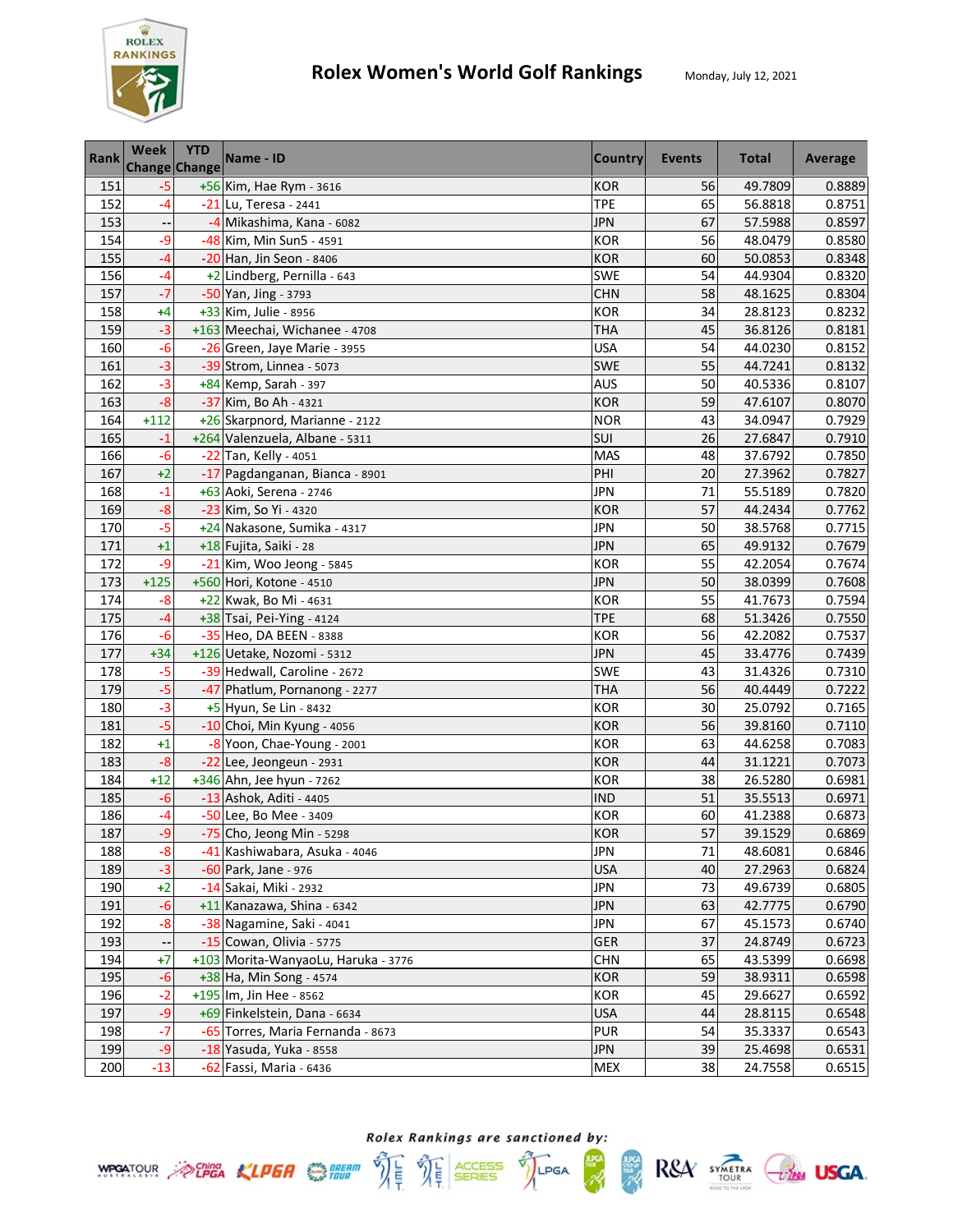# Rolex Women's World Golf Rankings

Monday, July 12, 2021

| Rank | Week Change | YTD Change | Name - ID | Country | Events | Total | Average |
|---|---|---|---|---|---|---|---|
| 151 | -5 | +56 | Kim, Hae Rym - 3616 | KOR | 56 | 49.7809 | 0.8889 |
| 152 | -4 | -21 | Lu, Teresa - 2441 | TPE | 65 | 56.8818 | 0.8751 |
| 153 | -- | -4 | Mikashima, Kana - 6082 | JPN | 67 | 57.5988 | 0.8597 |
| 154 | -9 | -48 | Kim, Min Sun5 - 4591 | KOR | 56 | 48.0479 | 0.8580 |
| 155 | -4 | -20 | Han, Jin Seon - 8406 | KOR | 60 | 50.0853 | 0.8348 |
| 156 | -4 | +2 | Lindberg, Pernilla - 643 | SWE | 54 | 44.9304 | 0.8320 |
| 157 | -7 | -50 | Yan, Jing - 3793 | CHN | 58 | 48.1625 | 0.8304 |
| 158 | +4 | +33 | Kim, Julie - 8956 | KOR | 34 | 28.8123 | 0.8232 |
| 159 | -3 | +163 | Meechai, Wichanee - 4708 | THA | 45 | 36.8126 | 0.8181 |
| 160 | -6 | -26 | Green, Jaye Marie - 3955 | USA | 54 | 44.0230 | 0.8152 |
| 161 | -3 | -39 | Strom, Linnea - 5073 | SWE | 55 | 44.7241 | 0.8132 |
| 162 | -3 | +84 | Kemp, Sarah - 397 | AUS | 50 | 40.5336 | 0.8107 |
| 163 | -8 | -37 | Kim, Bo Ah - 4321 | KOR | 59 | 47.6107 | 0.8070 |
| 164 | +112 | +26 | Skarpnord, Marianne - 2122 | NOR | 43 | 34.0947 | 0.7929 |
| 165 | -1 | +264 | Valenzuela, Albane - 5311 | SUI | 26 | 27.6847 | 0.7910 |
| 166 | -6 | -22 | Tan, Kelly - 4051 | MAS | 48 | 37.6792 | 0.7850 |
| 167 | +2 | -17 | Pagdanganan, Bianca - 8901 | PHI | 20 | 27.3962 | 0.7827 |
| 168 | -1 | +63 | Aoki, Serena - 2746 | JPN | 71 | 55.5189 | 0.7820 |
| 169 | -8 | -23 | Kim, So Yi - 4320 | KOR | 57 | 44.2434 | 0.7762 |
| 170 | -5 | +24 | Nakasone, Sumika - 4317 | JPN | 50 | 38.5768 | 0.7715 |
| 171 | +1 | +18 | Fujita, Saiki - 28 | JPN | 65 | 49.9132 | 0.7679 |
| 172 | -9 | -21 | Kim, Woo Jeong - 5845 | KOR | 55 | 42.2054 | 0.7674 |
| 173 | +125 | +560 | Hori, Kotone - 4510 | JPN | 50 | 38.0399 | 0.7608 |
| 174 | -8 | +22 | Kwak, Bo Mi - 4631 | KOR | 55 | 41.7673 | 0.7594 |
| 175 | -4 | +38 | Tsai, Pei-Ying - 4124 | TPE | 68 | 51.3426 | 0.7550 |
| 176 | -6 | -35 | Heo, DA BEEN - 8388 | KOR | 56 | 42.2082 | 0.7537 |
| 177 | +34 | +126 | Uetake, Nozomi - 5312 | JPN | 45 | 33.4776 | 0.7439 |
| 178 | -5 | -39 | Hedwall, Caroline - 2672 | SWE | 43 | 31.4326 | 0.7310 |
| 179 | -5 | -47 | Phatlum, Pornanong - 2277 | THA | 56 | 40.4449 | 0.7222 |
| 180 | -3 | +5 | Hyun, Se Lin - 8432 | KOR | 30 | 25.0792 | 0.7165 |
| 181 | -5 | -10 | Choi, Min Kyung - 4056 | KOR | 56 | 39.8160 | 0.7110 |
| 182 | +1 | -8 | Yoon, Chae-Young - 2001 | KOR | 63 | 44.6258 | 0.7083 |
| 183 | -8 | -22 | Lee, Jeongeun - 2931 | KOR | 44 | 31.1221 | 0.7073 |
| 184 | +12 | +346 | Ahn, Jee hyun - 7262 | KOR | 38 | 26.5280 | 0.6981 |
| 185 | -6 | -13 | Ashok, Aditi - 4405 | IND | 51 | 35.5513 | 0.6971 |
| 186 | -4 | -50 | Lee, Bo Mee - 3409 | KOR | 60 | 41.2388 | 0.6873 |
| 187 | -9 | -75 | Cho, Jeong Min - 5298 | KOR | 57 | 39.1529 | 0.6869 |
| 188 | -8 | -41 | Kashiwabara, Asuka - 4046 | JPN | 71 | 48.6081 | 0.6846 |
| 189 | -3 | -60 | Park, Jane - 976 | USA | 40 | 27.2963 | 0.6824 |
| 190 | +2 | -14 | Sakai, Miki - 2932 | JPN | 73 | 49.6739 | 0.6805 |
| 191 | -6 | +11 | Kanazawa, Shina - 6342 | JPN | 63 | 42.7775 | 0.6790 |
| 192 | -8 | -38 | Nagamine, Saki - 4041 | JPN | 67 | 45.1573 | 0.6740 |
| 193 | -- | -15 | Cowan, Olivia - 5775 | GER | 37 | 24.8749 | 0.6723 |
| 194 | +7 | +103 | Morita-WanyaoLu, Haruka - 3776 | CHN | 65 | 43.5399 | 0.6698 |
| 195 | -6 | +38 | Ha, Min Song - 4574 | KOR | 59 | 38.9311 | 0.6598 |
| 196 | -2 | +195 | Im, Jin Hee - 8562 | KOR | 45 | 29.6627 | 0.6592 |
| 197 | -9 | +69 | Finkelstein, Dana - 6634 | USA | 44 | 28.8115 | 0.6548 |
| 198 | -7 | -65 | Torres, Maria Fernanda - 8673 | PUR | 54 | 35.3337 | 0.6543 |
| 199 | -9 | -18 | Yasuda, Yuka - 8558 | JPN | 39 | 25.4698 | 0.6531 |
| 200 | -13 | -62 | Fassi, Maria - 6436 | MEX | 38 | 24.7558 | 0.6515 |

*Rolex Rankings are sanctioned by:*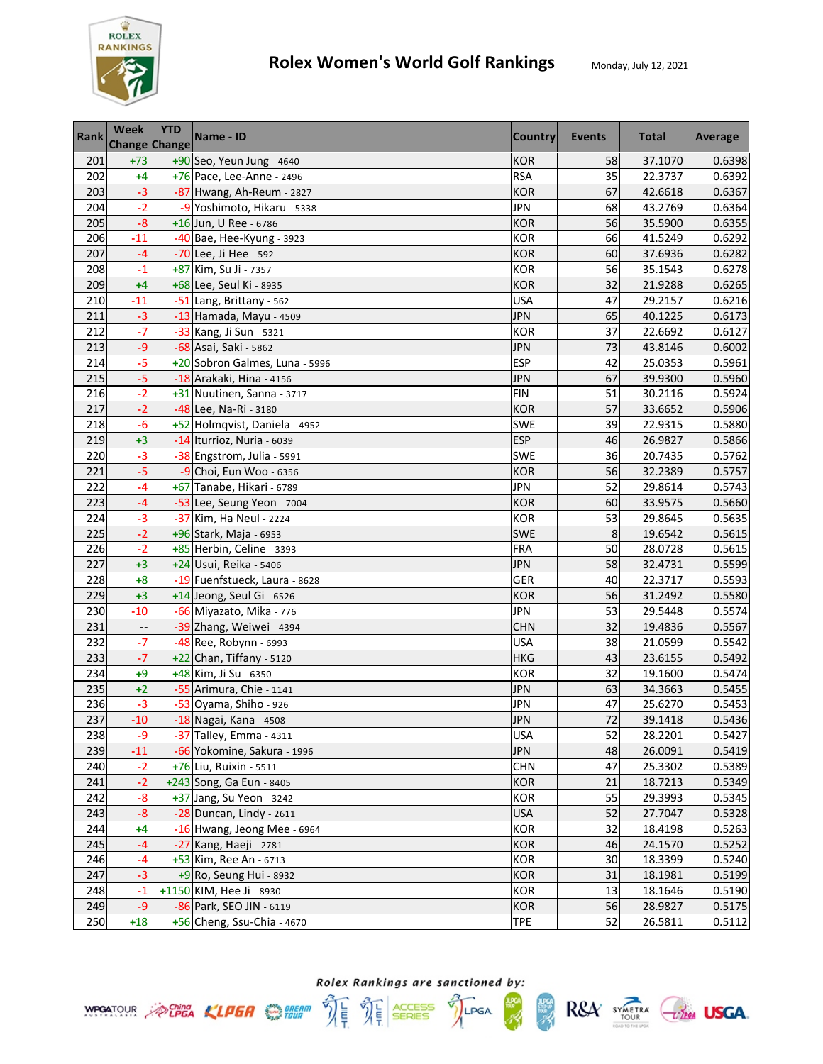# Rolex Women's World Golf Rankings

Monday, July 12, 2021

| Rank | Week Change | YTD Change | Name - ID | Country | Events | Total | Average |
|---|---|---|---|---|---|---|---|
| 201 | +73 | +90 | Seo, Yeun Jung - 4640 | KOR | 58 | 37.1070 | 0.6398 |
| 202 | +4 | +76 | Pace, Lee-Anne - 2496 | RSA | 35 | 22.3737 | 0.6392 |
| 203 | -3 | -87 | Hwang, Ah-Reum - 2827 | KOR | 67 | 42.6618 | 0.6367 |
| 204 | -2 | -9 | Yoshimoto, Hikaru - 5338 | JPN | 68 | 43.2769 | 0.6364 |
| 205 | -8 | +16 | Jun, U Ree - 6786 | KOR | 56 | 35.5900 | 0.6355 |
| 206 | -11 | -40 | Bae, Hee-Kyung - 3923 | KOR | 66 | 41.5249 | 0.6292 |
| 207 | -4 | -70 | Lee, Ji Hee - 592 | KOR | 60 | 37.6936 | 0.6282 |
| 208 | -1 | +87 | Kim, Su Ji - 7357 | KOR | 56 | 35.1543 | 0.6278 |
| 209 | +4 | +68 | Lee, Seul Ki - 8935 | KOR | 32 | 21.9288 | 0.6265 |
| 210 | -11 | -51 | Lang, Brittany - 562 | USA | 47 | 29.2157 | 0.6216 |
| 211 | -3 | -13 | Hamada, Mayu - 4509 | JPN | 65 | 40.1225 | 0.6173 |
| 212 | -7 | -33 | Kang, Ji Sun - 5321 | KOR | 37 | 22.6692 | 0.6127 |
| 213 | -9 | -68 | Asai, Saki - 5862 | JPN | 73 | 43.8146 | 0.6002 |
| 214 | -5 | +20 | Sobron Galmes, Luna - 5996 | ESP | 42 | 25.0353 | 0.5961 |
| 215 | -5 | -18 | Arakaki, Hina - 4156 | JPN | 67 | 39.9300 | 0.5960 |
| 216 | -2 | +31 | Nuutinen, Sanna - 3717 | FIN | 51 | 30.2116 | 0.5924 |
| 217 | -2 | -48 | Lee, Na-Ri - 3180 | KOR | 57 | 33.6652 | 0.5906 |
| 218 | -6 | +52 | Holmqvist, Daniela - 4952 | SWE | 39 | 22.9315 | 0.5880 |
| 219 | +3 | -14 | Iturrioz, Nuria - 6039 | ESP | 46 | 26.9827 | 0.5866 |
| 220 | -3 | -38 | Engstrom, Julia - 5991 | SWE | 36 | 20.7435 | 0.5762 |
| 221 | -5 | -9 | Choi, Eun Woo - 6356 | KOR | 56 | 32.2389 | 0.5757 |
| 222 | -4 | +67 | Tanabe, Hikari - 6789 | JPN | 52 | 29.8614 | 0.5743 |
| 223 | -4 | -53 | Lee, Seung Yeon - 7004 | KOR | 60 | 33.9575 | 0.5660 |
| 224 | -3 | -37 | Kim, Ha Neul - 2224 | KOR | 53 | 29.8645 | 0.5635 |
| 225 | -2 | +96 | Stark, Maja - 6953 | SWE | 8 | 19.6542 | 0.5615 |
| 226 | -2 | +85 | Herbin, Celine - 3393 | FRA | 50 | 28.0728 | 0.5615 |
| 227 | +3 | +24 | Usui, Reika - 5406 | JPN | 58 | 32.4731 | 0.5599 |
| 228 | +8 | -19 | Fuenfstueck, Laura - 8628 | GER | 40 | 22.3717 | 0.5593 |
| 229 | +3 | +14 | Jeong, Seul Gi - 6526 | KOR | 56 | 31.2492 | 0.5580 |
| 230 | -10 | -66 | Miyazato, Mika - 776 | JPN | 53 | 29.5448 | 0.5574 |
| 231 | -- | -39 | Zhang, Weiwei - 4394 | CHN | 32 | 19.4836 | 0.5567 |
| 232 | -7 | -48 | Ree, Robynn - 6993 | USA | 38 | 21.0599 | 0.5542 |
| 233 | -7 | +22 | Chan, Tiffany - 5120 | HKG | 43 | 23.6155 | 0.5492 |
| 234 | +9 | +48 | Kim, Ji Su - 6350 | KOR | 32 | 19.1600 | 0.5474 |
| 235 | +2 | -55 | Arimura, Chie - 1141 | JPN | 63 | 34.3663 | 0.5455 |
| 236 | -3 | -53 | Oyama, Shiho - 926 | JPN | 47 | 25.6270 | 0.5453 |
| 237 | -10 | -18 | Nagai, Kana - 4508 | JPN | 72 | 39.1418 | 0.5436 |
| 238 | -9 | -37 | Talley, Emma - 4311 | USA | 52 | 28.2201 | 0.5427 |
| 239 | -11 | -66 | Yokomine, Sakura - 1996 | JPN | 48 | 26.0091 | 0.5419 |
| 240 | -2 | +76 | Liu, Ruixin - 5511 | CHN | 47 | 25.3302 | 0.5389 |
| 241 | -2 | +243 | Song, Ga Eun - 8405 | KOR | 21 | 18.7213 | 0.5349 |
| 242 | -8 | +37 | Jang, Su Yeon - 3242 | KOR | 55 | 29.3993 | 0.5345 |
| 243 | -8 | -28 | Duncan, Lindy - 2611 | USA | 52 | 27.7047 | 0.5328 |
| 244 | +4 | -16 | Hwang, Jeong Mee - 6964 | KOR | 32 | 18.4198 | 0.5263 |
| 245 | -4 | -27 | Kang, Haeji - 2781 | KOR | 46 | 24.1570 | 0.5252 |
| 246 | -4 | +53 | Kim, Ree An - 6713 | KOR | 30 | 18.3399 | 0.5240 |
| 247 | -3 | +9 | Ro, Seung Hui - 8932 | KOR | 31 | 18.1981 | 0.5199 |
| 248 | -1 | +1150 | KIM, Hee Ji - 8930 | KOR | 13 | 18.1646 | 0.5190 |
| 249 | -9 | -86 | Park, SEO JIN - 6119 | KOR | 56 | 28.9827 | 0.5175 |
| 250 | +18 | +56 | Cheng, Ssu-Chia - 4670 | TPE | 52 | 26.5811 | 0.5112 |

*Rolex Rankings are sanctioned by:*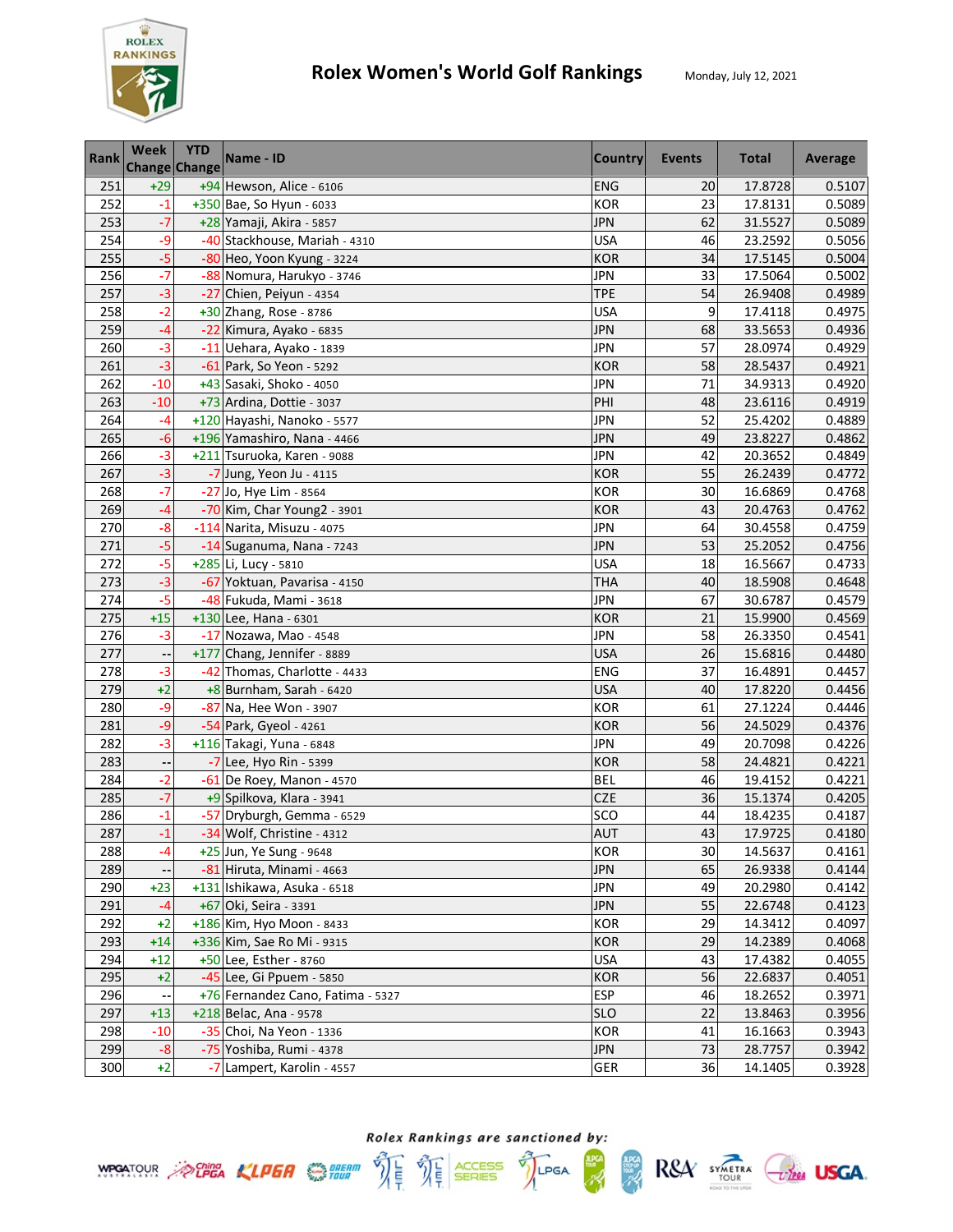# Rolex Women's World Golf Rankings

Monday, July 12, 2021

| Rank | Week Change | YTD Change | Name - ID | Country | Events | Total | Average |
|---|---|---|---|---|---|---|---|
| 251 | +29 | +94 | Hewson, Alice - 6106 | ENG | 20 | 17.8728 | 0.5107 |
| 252 | -1 | +350 | Bae, So Hyun - 6033 | KOR | 23 | 17.8131 | 0.5089 |
| 253 | -7 | +28 | Yamaji, Akira - 5857 | JPN | 62 | 31.5527 | 0.5089 |
| 254 | -9 | -40 | Stackhouse, Mariah - 4310 | USA | 46 | 23.2592 | 0.5056 |
| 255 | -5 | -80 | Heo, Yoon Kyung - 3224 | KOR | 34 | 17.5145 | 0.5004 |
| 256 | -7 | -88 | Nomura, Harukyo - 3746 | JPN | 33 | 17.5064 | 0.5002 |
| 257 | -3 | -27 | Chien, Peiyun - 4354 | TPE | 54 | 26.9408 | 0.4989 |
| 258 | -2 | +30 | Zhang, Rose - 8786 | USA | 9 | 17.4118 | 0.4975 |
| 259 | -4 | -22 | Kimura, Ayako - 6835 | JPN | 68 | 33.5653 | 0.4936 |
| 260 | -3 | -11 | Uehara, Ayako - 1839 | JPN | 57 | 28.0974 | 0.4929 |
| 261 | -3 | -61 | Park, So Yeon - 5292 | KOR | 58 | 28.5437 | 0.4921 |
| 262 | -10 | +43 | Sasaki, Shoko - 4050 | JPN | 71 | 34.9313 | 0.4920 |
| 263 | -10 | +73 | Ardina, Dottie - 3037 | PHI | 48 | 23.6116 | 0.4919 |
| 264 | -4 | +120 | Hayashi, Nanoko - 5577 | JPN | 52 | 25.4202 | 0.4889 |
| 265 | -6 | +196 | Yamashiro, Nana - 4466 | JPN | 49 | 23.8227 | 0.4862 |
| 266 | -3 | +211 | Tsuruoka, Karen - 9088 | JPN | 42 | 20.3652 | 0.4849 |
| 267 | -3 | -7 | Jung, Yeon Ju - 4115 | KOR | 55 | 26.2439 | 0.4772 |
| 268 | -7 | -27 | Jo, Hye Lim - 8564 | KOR | 30 | 16.6869 | 0.4768 |
| 269 | -4 | -70 | Kim, Char Young2 - 3901 | KOR | 43 | 20.4763 | 0.4762 |
| 270 | -8 | -114 | Narita, Misuzu - 4075 | JPN | 64 | 30.4558 | 0.4759 |
| 271 | -5 | -14 | Suganuma, Nana - 7243 | JPN | 53 | 25.2052 | 0.4756 |
| 272 | -5 | +285 | Li, Lucy - 5810 | USA | 18 | 16.5667 | 0.4733 |
| 273 | -3 | -67 | Yoktuan, Pavarisa - 4150 | THA | 40 | 18.5908 | 0.4648 |
| 274 | -5 | -48 | Fukuda, Mami - 3618 | JPN | 67 | 30.6787 | 0.4579 |
| 275 | +15 | +130 | Lee, Hana - 6301 | KOR | 21 | 15.9900 | 0.4569 |
| 276 | -3 | -17 | Nozawa, Mao - 4548 | JPN | 58 | 26.3350 | 0.4541 |
| 277 | -- | +177 | Chang, Jennifer - 8889 | USA | 26 | 15.6816 | 0.4480 |
| 278 | -3 | -42 | Thomas, Charlotte - 4433 | ENG | 37 | 16.4891 | 0.4457 |
| 279 | +2 | +8 | Burnham, Sarah - 6420 | USA | 40 | 17.8220 | 0.4456 |
| 280 | -9 | -87 | Na, Hee Won - 3907 | KOR | 61 | 27.1224 | 0.4446 |
| 281 | -9 | -54 | Park, Gyeol - 4261 | KOR | 56 | 24.5029 | 0.4376 |
| 282 | -3 | +116 | Takagi, Yuna - 6848 | JPN | 49 | 20.7098 | 0.4226 |
| 283 | -- | -7 | Lee, Hyo Rin - 5399 | KOR | 58 | 24.4821 | 0.4221 |
| 284 | -2 | -61 | De Roey, Manon - 4570 | BEL | 46 | 19.4152 | 0.4221 |
| 285 | -7 | +9 | Spilkova, Klara - 3941 | CZE | 36 | 15.1374 | 0.4205 |
| 286 | -1 | -57 | Dryburgh, Gemma - 6529 | SCO | 44 | 18.4235 | 0.4187 |
| 287 | -1 | -34 | Wolf, Christine - 4312 | AUT | 43 | 17.9725 | 0.4180 |
| 288 | -4 | +25 | Jun, Ye Sung - 9648 | KOR | 30 | 14.5637 | 0.4161 |
| 289 | -- | -81 | Hiruta, Minami - 4663 | JPN | 65 | 26.9338 | 0.4144 |
| 290 | +23 | +131 | Ishikawa, Asuka - 6518 | JPN | 49 | 20.2980 | 0.4142 |
| 291 | -4 | +67 | Oki, Seira - 3391 | JPN | 55 | 22.6748 | 0.4123 |
| 292 | +2 | +186 | Kim, Hyo Moon - 8433 | KOR | 29 | 14.3412 | 0.4097 |
| 293 | +14 | +336 | Kim, Sae Ro Mi - 9315 | KOR | 29 | 14.2389 | 0.4068 |
| 294 | +12 | +50 | Lee, Esther - 8760 | USA | 43 | 17.4382 | 0.4055 |
| 295 | +2 | -45 | Lee, Gi Ppuem - 5850 | KOR | 56 | 22.6837 | 0.4051 |
| 296 | -- | +76 | Fernandez Cano, Fatima - 5327 | ESP | 46 | 18.2652 | 0.3971 |
| 297 | +13 | +218 | Belac, Ana - 9578 | SLO | 22 | 13.8463 | 0.3956 |
| 298 | -10 | -35 | Choi, Na Yeon - 1336 | KOR | 41 | 16.1663 | 0.3943 |
| 299 | -8 | -75 | Yoshiba, Rumi - 4378 | JPN | 73 | 28.7757 | 0.3942 |
| 300 | +2 | -7 | Lampert, Karolin - 4557 | GER | 36 | 14.1405 | 0.3928 |

*Rolex Rankings are sanctioned by:*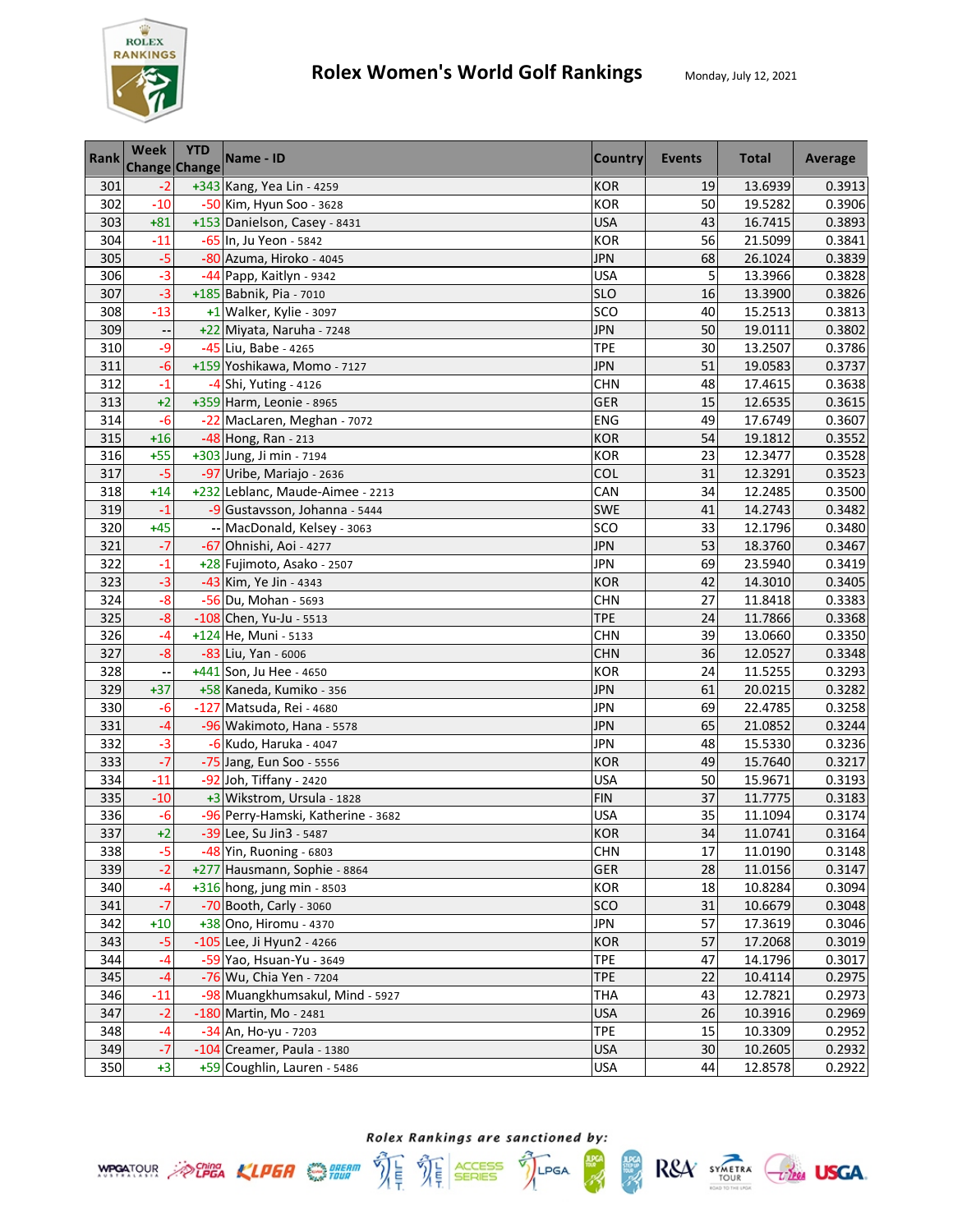# Rolex Women's World Golf Rankings

Monday, July 12, 2021

| Rank | Week Change | YTD Change | Name - ID | Country | Events | Total | Average |
|---|---|---|---|---|---|---|---|
| 301 | -2 | +343 | Kang, Yea Lin - 4259 | KOR | 19 | 13.6939 | 0.3913 |
| 302 | -10 | -50 | Kim, Hyun Soo - 3628 | KOR | 50 | 19.5282 | 0.3906 |
| 303 | +81 | +153 | Danielson, Casey - 8431 | USA | 43 | 16.7415 | 0.3893 |
| 304 | -11 | -65 | In, Ju Yeon - 5842 | KOR | 56 | 21.5099 | 0.3841 |
| 305 | -5 | -80 | Azuma, Hiroko - 4045 | JPN | 68 | 26.1024 | 0.3839 |
| 306 | -3 | -44 | Papp, Kaitlyn - 9342 | USA | 5 | 13.3966 | 0.3828 |
| 307 | -3 | +185 | Babnik, Pia - 7010 | SLO | 16 | 13.3900 | 0.3826 |
| 308 | -13 | +1 | Walker, Kylie - 3097 | SCO | 40 | 15.2513 | 0.3813 |
| 309 | -- | +22 | Miyata, Naruha - 7248 | JPN | 50 | 19.0111 | 0.3802 |
| 310 | -9 | -45 | Liu, Babe - 4265 | TPE | 30 | 13.2507 | 0.3786 |
| 311 | -6 | +159 | Yoshikawa, Momo - 7127 | JPN | 51 | 19.0583 | 0.3737 |
| 312 | -1 | -4 | Shi, Yuting - 4126 | CHN | 48 | 17.4615 | 0.3638 |
| 313 | +2 | +359 | Harm, Leonie - 8965 | GER | 15 | 12.6535 | 0.3615 |
| 314 | -6 | -22 | MacLaren, Meghan - 7072 | ENG | 49 | 17.6749 | 0.3607 |
| 315 | +16 | -48 | Hong, Ran - 213 | KOR | 54 | 19.1812 | 0.3552 |
| 316 | +55 | +303 | Jung, Ji min - 7194 | KOR | 23 | 12.3477 | 0.3528 |
| 317 | -5 | -97 | Uribe, Mariajo - 2636 | COL | 31 | 12.3291 | 0.3523 |
| 318 | +14 | +232 | Leblanc, Maude-Aimee - 2213 | CAN | 34 | 12.2485 | 0.3500 |
| 319 | -1 | -9 | Gustavsson, Johanna - 5444 | SWE | 41 | 14.2743 | 0.3482 |
| 320 | +45 | -- | MacDonald, Kelsey - 3063 | SCO | 33 | 12.1796 | 0.3480 |
| 321 | -7 | -67 | Ohnishi, Aoi - 4277 | JPN | 53 | 18.3760 | 0.3467 |
| 322 | -1 | +28 | Fujimoto, Asako - 2507 | JPN | 69 | 23.5940 | 0.3419 |
| 323 | -3 | -43 | Kim, Ye Jin - 4343 | KOR | 42 | 14.3010 | 0.3405 |
| 324 | -8 | -56 | Du, Mohan - 5693 | CHN | 27 | 11.8418 | 0.3383 |
| 325 | -8 | -108 | Chen, Yu-Ju - 5513 | TPE | 24 | 11.7866 | 0.3368 |
| 326 | -4 | +124 | He, Muni - 5133 | CHN | 39 | 13.0660 | 0.3350 |
| 327 | -8 | -83 | Liu, Yan - 6006 | CHN | 36 | 12.0527 | 0.3348 |
| 328 | -- | +441 | Son, Ju Hee - 4650 | KOR | 24 | 11.5255 | 0.3293 |
| 329 | +37 | +58 | Kaneda, Kumiko - 356 | JPN | 61 | 20.0215 | 0.3282 |
| 330 | -6 | -127 | Matsuda, Rei - 4680 | JPN | 69 | 22.4785 | 0.3258 |
| 331 | -4 | -96 | Wakimoto, Hana - 5578 | JPN | 65 | 21.0852 | 0.3244 |
| 332 | -3 | -6 | Kudo, Haruka - 4047 | JPN | 48 | 15.5330 | 0.3236 |
| 333 | -7 | -75 | Jang, Eun Soo - 5556 | KOR | 49 | 15.7640 | 0.3217 |
| 334 | -11 | -92 | Joh, Tiffany - 2420 | USA | 50 | 15.9671 | 0.3193 |
| 335 | -10 | +3 | Wikstrom, Ursula - 1828 | FIN | 37 | 11.7775 | 0.3183 |
| 336 | -6 | -96 | Perry-Hamski, Katherine - 3682 | USA | 35 | 11.1094 | 0.3174 |
| 337 | +2 | -39 | Lee, Su Jin3 - 5487 | KOR | 34 | 11.0741 | 0.3164 |
| 338 | -5 | -48 | Yin, Ruoning - 6803 | CHN | 17 | 11.0190 | 0.3148 |
| 339 | -2 | +277 | Hausmann, Sophie - 8864 | GER | 28 | 11.0156 | 0.3147 |
| 340 | -4 | +316 | hong, jung min - 8503 | KOR | 18 | 10.8284 | 0.3094 |
| 341 | -7 | -70 | Booth, Carly - 3060 | SCO | 31 | 10.6679 | 0.3048 |
| 342 | +10 | +38 | Ono, Hiromu - 4370 | JPN | 57 | 17.3619 | 0.3046 |
| 343 | -5 | -105 | Lee, Ji Hyun2 - 4266 | KOR | 57 | 17.2068 | 0.3019 |
| 344 | -4 | -59 | Yao, Hsuan-Yu - 3649 | TPE | 47 | 14.1796 | 0.3017 |
| 345 | -4 | -76 | Wu, Chia Yen - 7204 | TPE | 22 | 10.4114 | 0.2975 |
| 346 | -11 | -98 | Muangkhumsakul, Mind - 5927 | THA | 43 | 12.7821 | 0.2973 |
| 347 | -2 | -180 | Martin, Mo - 2481 | USA | 26 | 10.3916 | 0.2969 |
| 348 | -4 | -34 | An, Ho-yu - 7203 | TPE | 15 | 10.3309 | 0.2952 |
| 349 | -7 | -104 | Creamer, Paula - 1380 | USA | 30 | 10.2605 | 0.2932 |
| 350 | +3 | +59 | Coughlin, Lauren - 5486 | USA | 44 | 12.8578 | 0.2922 |

*Rolex Rankings are sanctioned by:*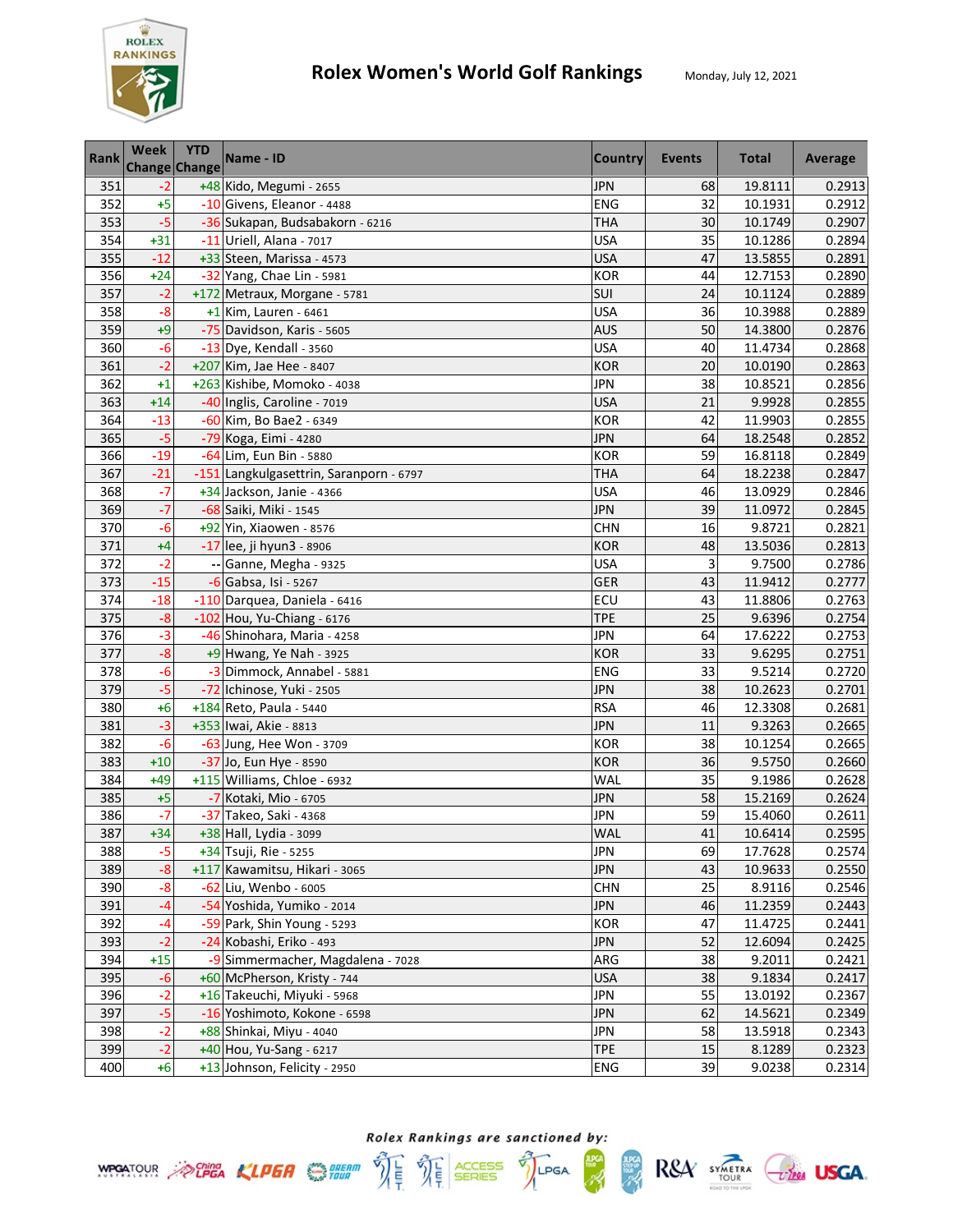# Rolex Women's World Golf Rankings

Monday, July 12, 2021

| Rank | Week Change | YTD Change | Name - ID | Country | Events | Total | Average |
|---|---|---|---|---|---|---|---|
| 351 | -2 | +48 | Kido, Megumi - 2655 | JPN | 68 | 19.8111 | 0.2913 |
| 352 | +5 | -10 | Givens, Eleanor - 4488 | ENG | 32 | 10.1931 | 0.2912 |
| 353 | -5 | -36 | Sukapan, Budsabakorn - 6216 | THA | 30 | 10.1749 | 0.2907 |
| 354 | +31 | -11 | Uriell, Alana - 7017 | USA | 35 | 10.1286 | 0.2894 |
| 355 | -12 | +33 | Steen, Marissa - 4573 | USA | 47 | 13.5855 | 0.2891 |
| 356 | +24 | -32 | Yang, Chae Lin - 5981 | KOR | 44 | 12.7153 | 0.2890 |
| 357 | -2 | +172 | Metraux, Morgane - 5781 | SUI | 24 | 10.1124 | 0.2889 |
| 358 | -8 | +1 | Kim, Lauren - 6461 | USA | 36 | 10.3988 | 0.2889 |
| 359 | +9 | -75 | Davidson, Karis - 5605 | AUS | 50 | 14.3800 | 0.2876 |
| 360 | -6 | -13 | Dye, Kendall - 3560 | USA | 40 | 11.4734 | 0.2868 |
| 361 | -2 | +207 | Kim, Jae Hee - 8407 | KOR | 20 | 10.0190 | 0.2863 |
| 362 | +1 | +263 | Kishibe, Momoko - 4038 | JPN | 38 | 10.8521 | 0.2856 |
| 363 | +14 | -40 | Inglis, Caroline - 7019 | USA | 21 | 9.9928 | 0.2855 |
| 364 | -13 | -60 | Kim, Bo Bae2 - 6349 | KOR | 42 | 11.9903 | 0.2855 |
| 365 | -5 | -79 | Koga, Eimi - 4280 | JPN | 64 | 18.2548 | 0.2852 |
| 366 | -19 | -64 | Lim, Eun Bin - 5880 | KOR | 59 | 16.8118 | 0.2849 |
| 367 | -21 | -151 | Langkulgasettrin, Saranporn - 6797 | THA | 64 | 18.2238 | 0.2847 |
| 368 | -7 | +34 | Jackson, Janie - 4366 | USA | 46 | 13.0929 | 0.2846 |
| 369 | -7 | -68 | Saiki, Miki - 1545 | JPN | 39 | 11.0972 | 0.2845 |
| 370 | -6 | +92 | Yin, Xiaowen - 8576 | CHN | 16 | 9.8721 | 0.2821 |
| 371 | +4 | -17 | lee, ji hyun3 - 8906 | KOR | 48 | 13.5036 | 0.2813 |
| 372 | -2 | -- | Ganne, Megha - 9325 | USA | 3 | 9.7500 | 0.2786 |
| 373 | -15 | -6 | Gabsa, Isi - 5267 | GER | 43 | 11.9412 | 0.2777 |
| 374 | -18 | -110 | Darquea, Daniela - 6416 | ECU | 43 | 11.8806 | 0.2763 |
| 375 | -8 | -102 | Hou, Yu-Chiang - 6176 | TPE | 25 | 9.6396 | 0.2754 |
| 376 | -3 | -46 | Shinohara, Maria - 4258 | JPN | 64 | 17.6222 | 0.2753 |
| 377 | -8 | +9 | Hwang, Ye Nah - 3925 | KOR | 33 | 9.6295 | 0.2751 |
| 378 | -6 | -3 | Dimmock, Annabel - 5881 | ENG | 33 | 9.5214 | 0.2720 |
| 379 | -5 | -72 | Ichinose, Yuki - 2505 | JPN | 38 | 10.2623 | 0.2701 |
| 380 | +6 | +184 | Reto, Paula - 5440 | RSA | 46 | 12.3308 | 0.2681 |
| 381 | -3 | +353 | Iwai, Akie - 8813 | JPN | 11 | 9.3263 | 0.2665 |
| 382 | -6 | -63 | Jung, Hee Won - 3709 | KOR | 38 | 10.1254 | 0.2665 |
| 383 | +10 | -37 | Jo, Eun Hye - 8590 | KOR | 36 | 9.5750 | 0.2660 |
| 384 | +49 | +115 | Williams, Chloe - 6932 | WAL | 35 | 9.1986 | 0.2628 |
| 385 | +5 | -7 | Kotaki, Mio - 6705 | JPN | 58 | 15.2169 | 0.2624 |
| 386 | -7 | -37 | Takeo, Saki - 4368 | JPN | 59 | 15.4060 | 0.2611 |
| 387 | +34 | +38 | Hall, Lydia - 3099 | WAL | 41 | 10.6414 | 0.2595 |
| 388 | -5 | +34 | Tsuji, Rie - 5255 | JPN | 69 | 17.7628 | 0.2574 |
| 389 | -8 | +117 | Kawamitsu, Hikari - 3065 | JPN | 43 | 10.9633 | 0.2550 |
| 390 | -8 | -62 | Liu, Wenbo - 6005 | CHN | 25 | 8.9116 | 0.2546 |
| 391 | -4 | -54 | Yoshida, Yumiko - 2014 | JPN | 46 | 11.2359 | 0.2443 |
| 392 | -4 | -59 | Park, Shin Young - 5293 | KOR | 47 | 11.4725 | 0.2441 |
| 393 | -2 | -24 | Kobashi, Eriko - 493 | JPN | 52 | 12.6094 | 0.2425 |
| 394 | +15 | -9 | Simmermacher, Magdalena - 7028 | ARG | 38 | 9.2011 | 0.2421 |
| 395 | -6 | +60 | McPherson, Kristy - 744 | USA | 38 | 9.1834 | 0.2417 |
| 396 | -2 | +16 | Takeuchi, Miyuki - 5968 | JPN | 55 | 13.0192 | 0.2367 |
| 397 | -5 | -16 | Yoshimoto, Kokone - 6598 | JPN | 62 | 14.5621 | 0.2349 |
| 398 | -2 | +88 | Shinkai, Miyu - 4040 | JPN | 58 | 13.5918 | 0.2343 |
| 399 | -2 | +40 | Hou, Yu-Sang - 6217 | TPE | 15 | 8.1289 | 0.2323 |
| 400 | +6 | +13 | Johnson, Felicity - 2950 | ENG | 39 | 9.0238 | 0.2314 |

*Rolex Rankings are sanctioned by:*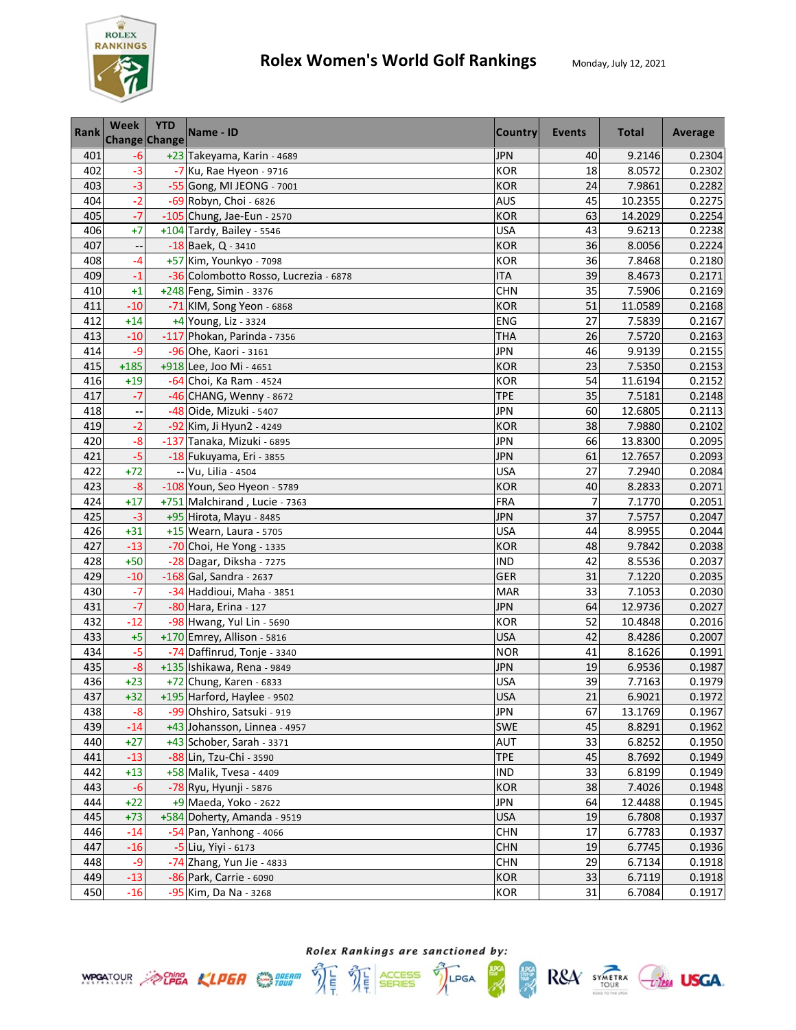# Rolex Women's World Golf Rankings

Monday, July 12, 2021

| Rank | Week Change | YTD Change | Name - ID | Country | Events | Total | Average |
|---|---|---|---|---|---|---|---|
| 401 | -6 | +23 | Takeyama, Karin - 4689 | JPN | 40 | 9.2146 | 0.2304 |
| 402 | -3 | -7 | Ku, Rae Hyeon - 9716 | KOR | 18 | 8.0572 | 0.2302 |
| 403 | -3 | -55 | Gong, MI JEONG - 7001 | KOR | 24 | 7.9861 | 0.2282 |
| 404 | -2 | -69 | Robyn, Choi - 6826 | AUS | 45 | 10.2355 | 0.2275 |
| 405 | -7 | -105 | Chung, Jae-Eun - 2570 | KOR | 63 | 14.2029 | 0.2254 |
| 406 | +7 | +104 | Tardy, Bailey - 5546 | USA | 43 | 9.6213 | 0.2238 |
| 407 | -- | -18 | Baek, Q - 3410 | KOR | 36 | 8.0056 | 0.2224 |
| 408 | -4 | +57 | Kim, Younkyo - 7098 | KOR | 36 | 7.8468 | 0.2180 |
| 409 | -1 | -36 | Colombotto Rosso, Lucrezia - 6878 | ITA | 39 | 8.4673 | 0.2171 |
| 410 | +1 | +248 | Feng, Simin - 3376 | CHN | 35 | 7.5906 | 0.2169 |
| 411 | -10 | -71 | KIM, Song Yeon - 6868 | KOR | 51 | 11.0589 | 0.2168 |
| 412 | +14 | +4 | Young, Liz - 3324 | ENG | 27 | 7.5839 | 0.2167 |
| 413 | -10 | -117 | Phokan, Parinda - 7356 | THA | 26 | 7.5720 | 0.2163 |
| 414 | -9 | -96 | Ohe, Kaori - 3161 | JPN | 46 | 9.9139 | 0.2155 |
| 415 | +185 | +918 | Lee, Joo Mi - 4651 | KOR | 23 | 7.5350 | 0.2153 |
| 416 | +19 | -64 | Choi, Ka Ram - 4524 | KOR | 54 | 11.6194 | 0.2152 |
| 417 | -7 | -46 | CHANG, Wenny - 8672 | TPE | 35 | 7.5181 | 0.2148 |
| 418 | -- | -48 | Oide, Mizuki - 5407 | JPN | 60 | 12.6805 | 0.2113 |
| 419 | -2 | -92 | Kim, Ji Hyun2 - 4249 | KOR | 38 | 7.9880 | 0.2102 |
| 420 | -8 | -137 | Tanaka, Mizuki - 6895 | JPN | 66 | 13.8300 | 0.2095 |
| 421 | -5 | -18 | Fukuyama, Eri - 3855 | JPN | 61 | 12.7657 | 0.2093 |
| 422 | +72 | -- | Vu, Lilia - 4504 | USA | 27 | 7.2940 | 0.2084 |
| 423 | -8 | -108 | Youn, Seo Hyeon - 5789 | KOR | 40 | 8.2833 | 0.2071 |
| 424 | +17 | +751 | Malchirand , Lucie - 7363 | FRA | 7 | 7.1770 | 0.2051 |
| 425 | -3 | +95 | Hirota, Mayu - 8485 | JPN | 37 | 7.5757 | 0.2047 |
| 426 | +31 | +15 | Wearn, Laura - 5705 | USA | 44 | 8.9955 | 0.2044 |
| 427 | -13 | -70 | Choi, He Yong - 1335 | KOR | 48 | 9.7842 | 0.2038 |
| 428 | +50 | -28 | Dagar, Diksha - 7275 | IND | 42 | 8.5536 | 0.2037 |
| 429 | -10 | -168 | Gal, Sandra - 2637 | GER | 31 | 7.1220 | 0.2035 |
| 430 | -7 | -34 | Haddioui, Maha - 3851 | MAR | 33 | 7.1053 | 0.2030 |
| 431 | -7 | -80 | Hara, Erina - 127 | JPN | 64 | 12.9736 | 0.2027 |
| 432 | -12 | -98 | Hwang, Yul Lin - 5690 | KOR | 52 | 10.4848 | 0.2016 |
| 433 | +5 | +170 | Emrey, Allison - 5816 | USA | 42 | 8.4286 | 0.2007 |
| 434 | -5 | -74 | Daffinrud, Tonje - 3340 | NOR | 41 | 8.1626 | 0.1991 |
| 435 | -8 | +135 | Ishikawa, Rena - 9849 | JPN | 19 | 6.9536 | 0.1987 |
| 436 | +23 | +72 | Chung, Karen - 6833 | USA | 39 | 7.7163 | 0.1979 |
| 437 | +32 | +195 | Harford, Haylee - 9502 | USA | 21 | 6.9021 | 0.1972 |
| 438 | -8 | -99 | Ohshiro, Satsuki - 919 | JPN | 67 | 13.1769 | 0.1967 |
| 439 | -14 | +43 | Johansson, Linnea - 4957 | SWE | 45 | 8.8291 | 0.1962 |
| 440 | +27 | +43 | Schober, Sarah - 3371 | AUT | 33 | 6.8252 | 0.1950 |
| 441 | -13 | -88 | Lin, Tzu-Chi - 3590 | TPE | 45 | 8.7692 | 0.1949 |
| 442 | +13 | +58 | Malik, Tvesa - 4409 | IND | 33 | 6.8199 | 0.1949 |
| 443 | -6 | -78 | Ryu, Hyunji - 5876 | KOR | 38 | 7.4026 | 0.1948 |
| 444 | +22 | +9 | Maeda, Yoko - 2622 | JPN | 64 | 12.4488 | 0.1945 |
| 445 | +73 | +584 | Doherty, Amanda - 9519 | USA | 19 | 6.7808 | 0.1937 |
| 446 | -14 | -54 | Pan, Yanhong - 4066 | CHN | 17 | 6.7783 | 0.1937 |
| 447 | -16 | -5 | Liu, Yiyi - 6173 | CHN | 19 | 6.7745 | 0.1936 |
| 448 | -9 | -74 | Zhang, Yun Jie - 4833 | CHN | 29 | 6.7134 | 0.1918 |
| 449 | -13 | -86 | Park, Carrie - 6090 | KOR | 33 | 6.7119 | 0.1918 |
| 450 | -16 | -95 | Kim, Da Na - 3268 | KOR | 31 | 6.7084 | 0.1917 |

*Rolex Rankings are sanctioned by:*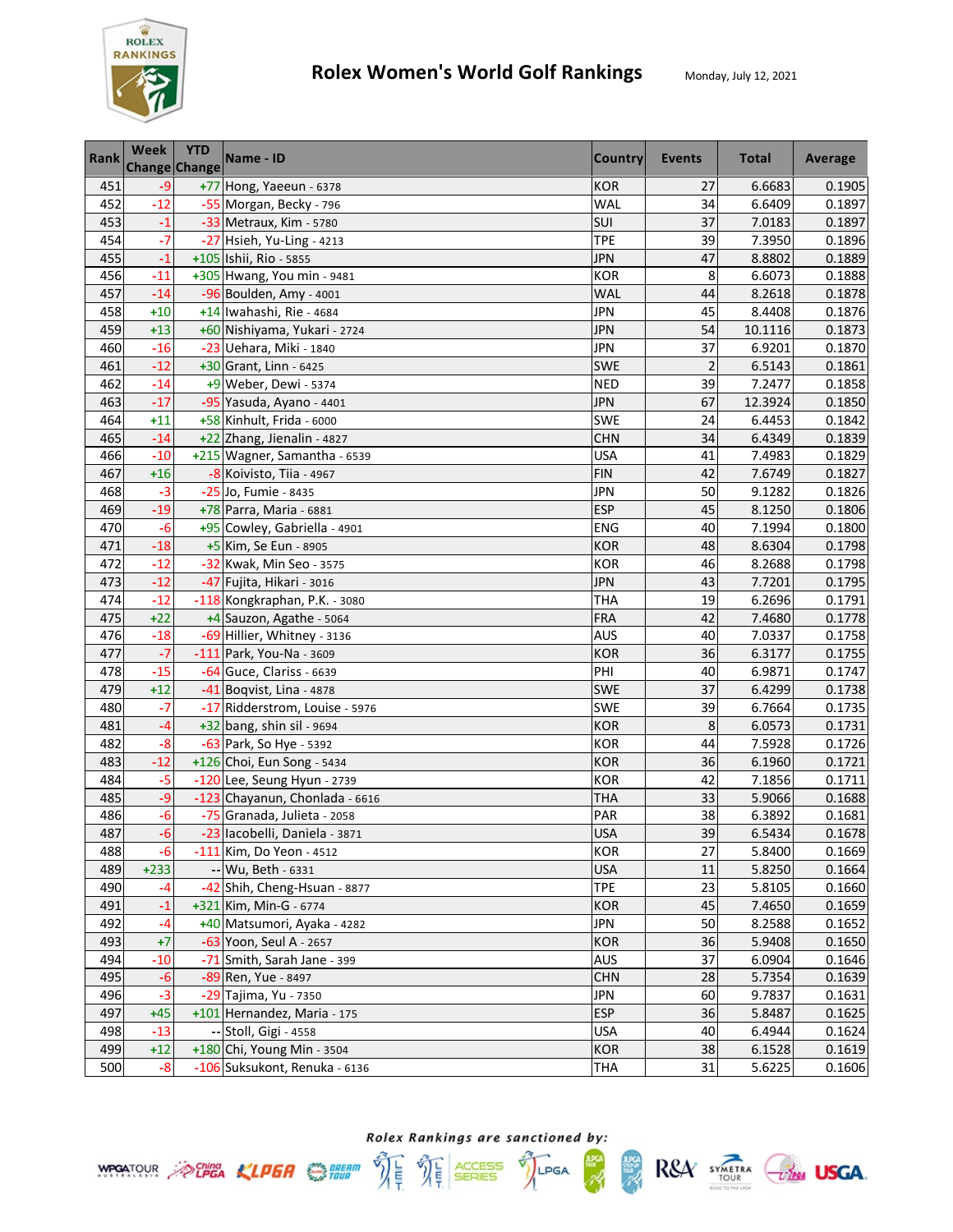# Rolex Women's World Golf Rankings

Monday, July 12, 2021

| Rank | Week Change | YTD Change | Name - ID | Country | Events | Total | Average |
|---|---|---|---|---|---|---|---|
| 451 | -9 | +77 | Hong, Yaeeun - 6378 | KOR | 27 | 6.6683 | 0.1905 |
| 452 | -12 | -55 | Morgan, Becky - 796 | WAL | 34 | 6.6409 | 0.1897 |
| 453 | -1 | -33 | Metraux, Kim - 5780 | SUI | 37 | 7.0183 | 0.1897 |
| 454 | -7 | -27 | Hsieh, Yu-Ling - 4213 | TPE | 39 | 7.3950 | 0.1896 |
| 455 | -1 | +105 | Ishii, Rio - 5855 | JPN | 47 | 8.8802 | 0.1889 |
| 456 | -11 | +305 | Hwang, You min - 9481 | KOR | 8 | 6.6073 | 0.1888 |
| 457 | -14 | -96 | Boulden, Amy - 4001 | WAL | 44 | 8.2618 | 0.1878 |
| 458 | +10 | +14 | Iwahashi, Rie - 4684 | JPN | 45 | 8.4408 | 0.1876 |
| 459 | +13 | +60 | Nishiyama, Yukari - 2724 | JPN | 54 | 10.1116 | 0.1873 |
| 460 | -16 | -23 | Uehara, Miki - 1840 | JPN | 37 | 6.9201 | 0.1870 |
| 461 | -12 | +30 | Grant, Linn - 6425 | SWE | 2 | 6.5143 | 0.1861 |
| 462 | -14 | +9 | Weber, Dewi - 5374 | NED | 39 | 7.2477 | 0.1858 |
| 463 | -17 | -95 | Yasuda, Ayano - 4401 | JPN | 67 | 12.3924 | 0.1850 |
| 464 | +11 | +58 | Kinhult, Frida - 6000 | SWE | 24 | 6.4453 | 0.1842 |
| 465 | -14 | +22 | Zhang, Jienalin - 4827 | CHN | 34 | 6.4349 | 0.1839 |
| 466 | -10 | +215 | Wagner, Samantha - 6539 | USA | 41 | 7.4983 | 0.1829 |
| 467 | +16 | -8 | Koivisto, Tiia - 4967 | FIN | 42 | 7.6749 | 0.1827 |
| 468 | -3 | -25 | Jo, Fumie - 8435 | JPN | 50 | 9.1282 | 0.1826 |
| 469 | -19 | +78 | Parra, Maria - 6881 | ESP | 45 | 8.1250 | 0.1806 |
| 470 | -6 | +95 | Cowley, Gabriella - 4901 | ENG | 40 | 7.1994 | 0.1800 |
| 471 | -18 | +5 | Kim, Se Eun - 8905 | KOR | 48 | 8.6304 | 0.1798 |
| 472 | -12 | -32 | Kwak, Min Seo - 3575 | KOR | 46 | 8.2688 | 0.1798 |
| 473 | -12 | -47 | Fujita, Hikari - 3016 | JPN | 43 | 7.7201 | 0.1795 |
| 474 | -12 | -118 | Kongkraphan, P.K. - 3080 | THA | 19 | 6.2696 | 0.1791 |
| 475 | +22 | +4 | Sauzon, Agathe - 5064 | FRA | 42 | 7.4680 | 0.1778 |
| 476 | -18 | -69 | Hillier, Whitney - 3136 | AUS | 40 | 7.0337 | 0.1758 |
| 477 | -7 | -111 | Park, You-Na - 3609 | KOR | 36 | 6.3177 | 0.1755 |
| 478 | -15 | -64 | Guce, Clariss - 6639 | PHI | 40 | 6.9871 | 0.1747 |
| 479 | +12 | -41 | Boqvist, Lina - 4878 | SWE | 37 | 6.4299 | 0.1738 |
| 480 | -7 | -17 | Ridderstrom, Louise - 5976 | SWE | 39 | 6.7664 | 0.1735 |
| 481 | -4 | +32 | bang, shin sil - 9694 | KOR | 8 | 6.0573 | 0.1731 |
| 482 | -8 | -63 | Park, So Hye - 5392 | KOR | 44 | 7.5928 | 0.1726 |
| 483 | -12 | +126 | Choi, Eun Song - 5434 | KOR | 36 | 6.1960 | 0.1721 |
| 484 | -5 | -120 | Lee, Seung Hyun - 2739 | KOR | 42 | 7.1856 | 0.1711 |
| 485 | -9 | -123 | Chayanun, Chonlada - 6616 | THA | 33 | 5.9066 | 0.1688 |
| 486 | -6 | -75 | Granada, Julieta - 2058 | PAR | 38 | 6.3892 | 0.1681 |
| 487 | -6 | -23 | Iacobelli, Daniela - 3871 | USA | 39 | 6.5434 | 0.1678 |
| 488 | -6 | -111 | Kim, Do Yeon - 4512 | KOR | 27 | 5.8400 | 0.1669 |
| 489 | +233 | -- | Wu, Beth - 6331 | USA | 11 | 5.8250 | 0.1664 |
| 490 | -4 | -42 | Shih, Cheng-Hsuan - 8877 | TPE | 23 | 5.8105 | 0.1660 |
| 491 | -1 | +321 | Kim, Min-G - 6774 | KOR | 45 | 7.4650 | 0.1659 |
| 492 | -4 | +40 | Matsumori, Ayaka - 4282 | JPN | 50 | 8.2588 | 0.1652 |
| 493 | +7 | -63 | Yoon, Seul A - 2657 | KOR | 36 | 5.9408 | 0.1650 |
| 494 | -10 | -71 | Smith, Sarah Jane - 399 | AUS | 37 | 6.0904 | 0.1646 |
| 495 | -6 | -89 | Ren, Yue - 8497 | CHN | 28 | 5.7354 | 0.1639 |
| 496 | -3 | -29 | Tajima, Yu - 7350 | JPN | 60 | 9.7837 | 0.1631 |
| 497 | +45 | +101 | Hernandez, Maria - 175 | ESP | 36 | 5.8487 | 0.1625 |
| 498 | -13 | -- | Stoll, Gigi - 4558 | USA | 40 | 6.4944 | 0.1624 |
| 499 | +12 | +180 | Chi, Young Min - 3504 | KOR | 38 | 6.1528 | 0.1619 |
| 500 | -8 | -106 | Suksukont, Renuka - 6136 | THA | 31 | 5.6225 | 0.1606 |

*Rolex Rankings are sanctioned by:*

WPGA TOUR, China LPGA, KLPGA, Dream Tour, LET, LET Access Series, LPGA, JLPGA Tour, JLPGA Step Up Tour, R&A, Symetra Tour, LPGA, USGA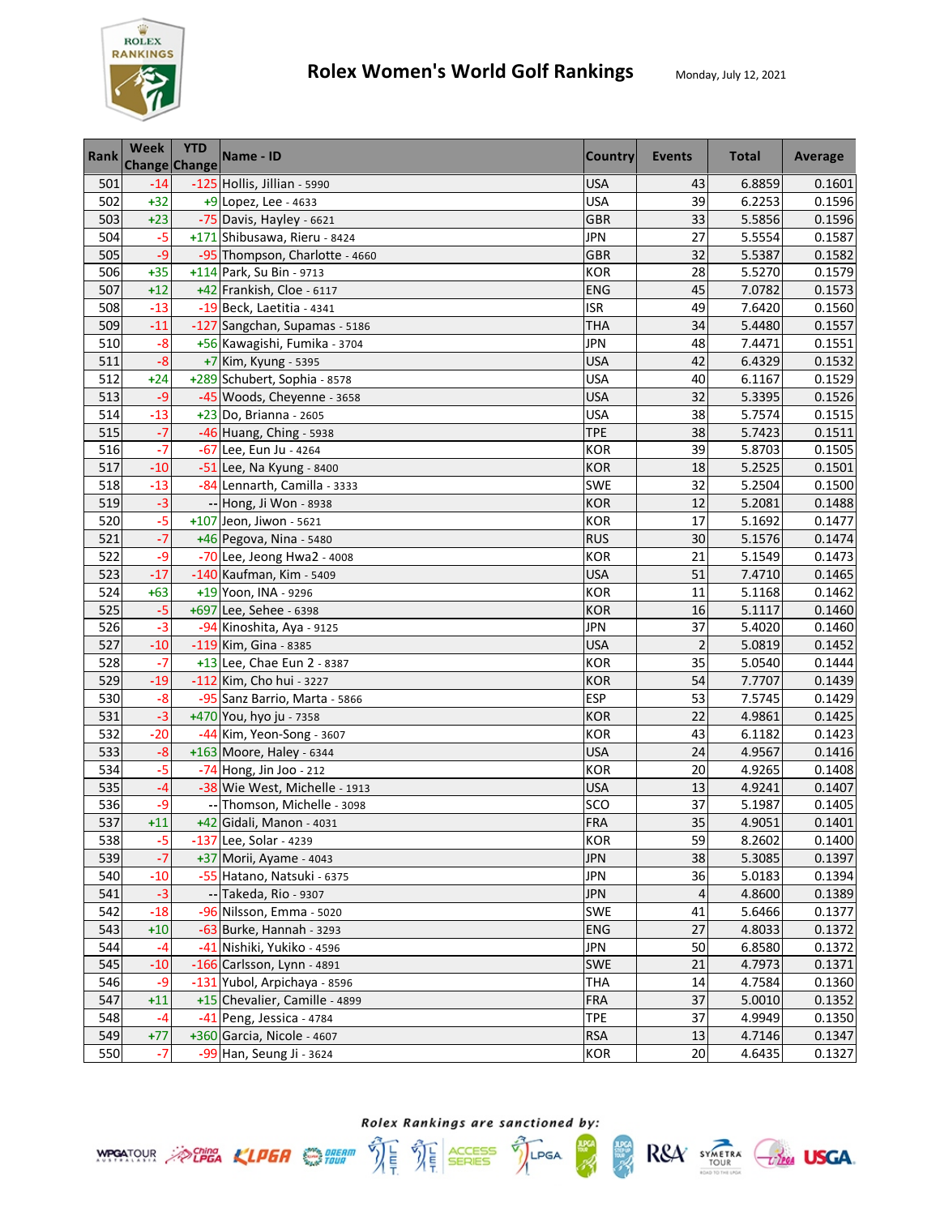# Rolex Women's World Golf Rankings

Monday, July 12, 2021

| Rank | Week Change | YTD Change | Name - ID | Country | Events | Total | Average |
|---|---|---|---|---|---|---|---|
| 501 | -14 | -125 | Hollis, Jillian - 5990 | USA | 43 | 6.8859 | 0.1601 |
| 502 | +32 | +9 | Lopez, Lee - 4633 | USA | 39 | 6.2253 | 0.1596 |
| 503 | +23 | -75 | Davis, Hayley - 6621 | GBR | 33 | 5.5856 | 0.1596 |
| 504 | -5 | +171 | Shibusawa, Rieru - 8424 | JPN | 27 | 5.5554 | 0.1587 |
| 505 | -9 | -95 | Thompson, Charlotte - 4660 | GBR | 32 | 5.5387 | 0.1582 |
| 506 | +35 | +114 | Park, Su Bin - 9713 | KOR | 28 | 5.5270 | 0.1579 |
| 507 | +12 | +42 | Frankish, Cloe - 6117 | ENG | 45 | 7.0782 | 0.1573 |
| 508 | -13 | -19 | Beck, Laetitia - 4341 | ISR | 49 | 7.6420 | 0.1560 |
| 509 | -11 | -127 | Sangchan, Supamas - 5186 | THA | 34 | 5.4480 | 0.1557 |
| 510 | -8 | +56 | Kawagishi, Fumika - 3704 | JPN | 48 | 7.4471 | 0.1551 |
| 511 | -8 | +7 | Kim, Kyung - 5395 | USA | 42 | 6.4329 | 0.1532 |
| 512 | +24 | +289 | Schubert, Sophia - 8578 | USA | 40 | 6.1167 | 0.1529 |
| 513 | -9 | -45 | Woods, Cheyenne - 3658 | USA | 32 | 5.3395 | 0.1526 |
| 514 | -13 | +23 | Do, Brianna - 2605 | USA | 38 | 5.7574 | 0.1515 |
| 515 | -7 | -46 | Huang, Ching - 5938 | TPE | 38 | 5.7423 | 0.1511 |
| 516 | -7 | -67 | Lee, Eun Ju - 4264 | KOR | 39 | 5.8703 | 0.1505 |
| 517 | -10 | -51 | Lee, Na Kyung - 8400 | KOR | 18 | 5.2525 | 0.1501 |
| 518 | -13 | -84 | Lennarth, Camilla - 3333 | SWE | 32 | 5.2504 | 0.1500 |
| 519 | -3 | -- | Hong, Ji Won - 8938 | KOR | 12 | 5.2081 | 0.1488 |
| 520 | -5 | +107 | Jeon, Jiwon - 5621 | KOR | 17 | 5.1692 | 0.1477 |
| 521 | -7 | +46 | Pegova, Nina - 5480 | RUS | 30 | 5.1576 | 0.1474 |
| 522 | -9 | -70 | Lee, Jeong Hwa2 - 4008 | KOR | 21 | 5.1549 | 0.1473 |
| 523 | -17 | -140 | Kaufman, Kim - 5409 | USA | 51 | 7.4710 | 0.1465 |
| 524 | +63 | +19 | Yoon, INA - 9296 | KOR | 11 | 5.1168 | 0.1462 |
| 525 | -5 | +697 | Lee, Sehee - 6398 | KOR | 16 | 5.1117 | 0.1460 |
| 526 | -3 | -94 | Kinoshita, Aya - 9125 | JPN | 37 | 5.4020 | 0.1460 |
| 527 | -10 | -119 | Kim, Gina - 8385 | USA | 2 | 5.0819 | 0.1452 |
| 528 | -7 | +13 | Lee, Chae Eun 2 - 8387 | KOR | 35 | 5.0540 | 0.1444 |
| 529 | -19 | -112 | Kim, Cho hui - 3227 | KOR | 54 | 7.7707 | 0.1439 |
| 530 | -8 | -95 | Sanz Barrio, Marta - 5866 | ESP | 53 | 7.5745 | 0.1429 |
| 531 | -3 | +470 | You, hyo ju - 7358 | KOR | 22 | 4.9861 | 0.1425 |
| 532 | -20 | -44 | Kim, Yeon-Song - 3607 | KOR | 43 | 6.1182 | 0.1423 |
| 533 | -8 | +163 | Moore, Haley - 6344 | USA | 24 | 4.9567 | 0.1416 |
| 534 | -5 | -74 | Hong, Jin Joo - 212 | KOR | 20 | 4.9265 | 0.1408 |
| 535 | -4 | -38 | Wie West, Michelle - 1913 | USA | 13 | 4.9241 | 0.1407 |
| 536 | -9 | -- | Thomson, Michelle - 3098 | SCO | 37 | 5.1987 | 0.1405 |
| 537 | +11 | +42 | Gidali, Manon - 4031 | FRA | 35 | 4.9051 | 0.1401 |
| 538 | -5 | -137 | Lee, Solar - 4239 | KOR | 59 | 8.2602 | 0.1400 |
| 539 | -7 | +37 | Morii, Ayame - 4043 | JPN | 38 | 5.3085 | 0.1397 |
| 540 | -10 | -55 | Hatano, Natsuki - 6375 | JPN | 36 | 5.0183 | 0.1394 |
| 541 | -3 | -- | Takeda, Rio - 9307 | JPN | 4 | 4.8600 | 0.1389 |
| 542 | -18 | -96 | Nilsson, Emma - 5020 | SWE | 41 | 5.6466 | 0.1377 |
| 543 | +10 | -63 | Burke, Hannah - 3293 | ENG | 27 | 4.8033 | 0.1372 |
| 544 | -4 | -41 | Nishiki, Yukiko - 4596 | JPN | 50 | 6.8580 | 0.1372 |
| 545 | -10 | -166 | Carlsson, Lynn - 4891 | SWE | 21 | 4.7973 | 0.1371 |
| 546 | -9 | -131 | Yubol, Arpichaya - 8596 | THA | 14 | 4.7584 | 0.1360 |
| 547 | +11 | +15 | Chevalier, Camille - 4899 | FRA | 37 | 5.0010 | 0.1352 |
| 548 | -4 | -41 | Peng, Jessica - 4784 | TPE | 37 | 4.9949 | 0.1350 |
| 549 | +77 | +360 | Garcia, Nicole - 4607 | RSA | 13 | 4.7146 | 0.1347 |
| 550 | -7 | -99 | Han, Seung Ji - 3624 | KOR | 20 | 4.6435 | 0.1327 |

*Rolex Rankings are sanctioned by:*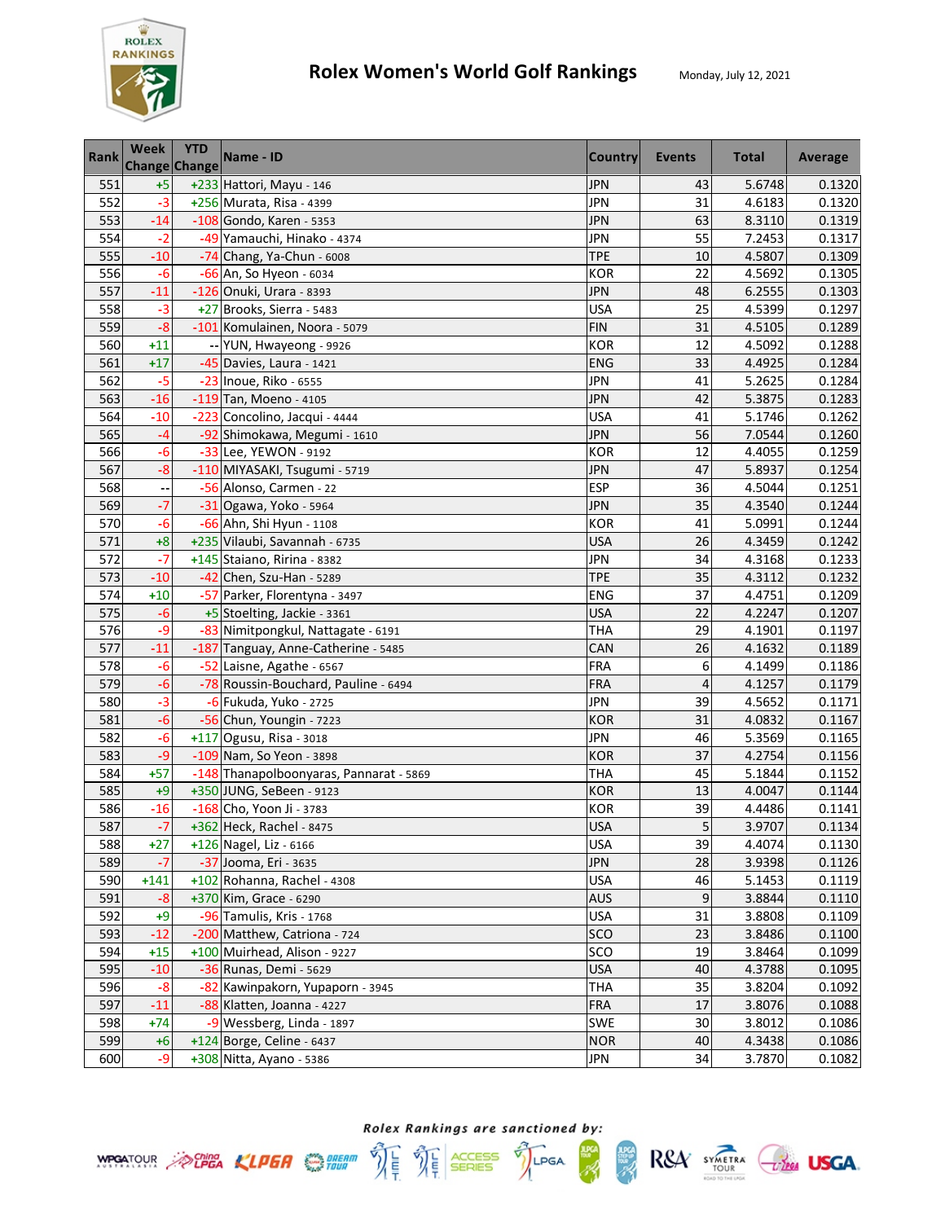# Rolex Women's World Golf Rankings

Monday, July 12, 2021

| Rank | Week Change | YTD Change | Name - ID | Country | Events | Total | Average |
|---|---|---|---|---|---|---|---|
| 551 | +5 | +233 | Hattori, Mayu - 146 | JPN | 43 | 5.6748 | 0.1320 |
| 552 | -3 | +256 | Murata, Risa - 4399 | JPN | 31 | 4.6183 | 0.1320 |
| 553 | -14 | -108 | Gondo, Karen - 5353 | JPN | 63 | 8.3110 | 0.1319 |
| 554 | -2 | -49 | Yamauchi, Hinako - 4374 | JPN | 55 | 7.2453 | 0.1317 |
| 555 | -10 | -74 | Chang, Ya-Chun - 6008 | TPE | 10 | 4.5807 | 0.1309 |
| 556 | -6 | -66 | An, So Hyeon - 6034 | KOR | 22 | 4.5692 | 0.1305 |
| 557 | -11 | -126 | Onuki, Urara - 8393 | JPN | 48 | 6.2555 | 0.1303 |
| 558 | -3 | +27 | Brooks, Sierra - 5483 | USA | 25 | 4.5399 | 0.1297 |
| 559 | -8 | -101 | Komulainen, Noora - 5079 | FIN | 31 | 4.5105 | 0.1289 |
| 560 | +11 | -- | YUN, Hwayeong - 9926 | KOR | 12 | 4.5092 | 0.1288 |
| 561 | +17 | -45 | Davies, Laura - 1421 | ENG | 33 | 4.4925 | 0.1284 |
| 562 | -5 | -23 | Inoue, Riko - 6555 | JPN | 41 | 5.2625 | 0.1284 |
| 563 | -16 | -119 | Tan, Moeno - 4105 | JPN | 42 | 5.3875 | 0.1283 |
| 564 | -10 | -223 | Concolino, Jacqui - 4444 | USA | 41 | 5.1746 | 0.1262 |
| 565 | -4 | -92 | Shimokawa, Megumi - 1610 | JPN | 56 | 7.0544 | 0.1260 |
| 566 | -6 | -33 | Lee, YEWON - 9192 | KOR | 12 | 4.4055 | 0.1259 |
| 567 | -8 | -110 | MIYASAKI, Tsugumi - 5719 | JPN | 47 | 5.8937 | 0.1254 |
| 568 | -- | -56 | Alonso, Carmen - 22 | ESP | 36 | 4.5044 | 0.1251 |
| 569 | -7 | -31 | Ogawa, Yoko - 5964 | JPN | 35 | 4.3540 | 0.1244 |
| 570 | -6 | -66 | Ahn, Shi Hyun - 1108 | KOR | 41 | 5.0991 | 0.1244 |
| 571 | +8 | +235 | Vilaubi, Savannah - 6735 | USA | 26 | 4.3459 | 0.1242 |
| 572 | -7 | +145 | Staiano, Ririna - 8382 | JPN | 34 | 4.3168 | 0.1233 |
| 573 | -10 | -42 | Chen, Szu-Han - 5289 | TPE | 35 | 4.3112 | 0.1232 |
| 574 | +10 | -57 | Parker, Florentyna - 3497 | ENG | 37 | 4.4751 | 0.1209 |
| 575 | -6 | +5 | Stoelting, Jackie - 3361 | USA | 22 | 4.2247 | 0.1207 |
| 576 | -9 | -83 | Nimitpongkul, Nattagate - 6191 | THA | 29 | 4.1901 | 0.1197 |
| 577 | -11 | -187 | Tanguay, Anne-Catherine - 5485 | CAN | 26 | 4.1632 | 0.1189 |
| 578 | -6 | -52 | Laisne, Agathe - 6567 | FRA | 6 | 4.1499 | 0.1186 |
| 579 | -6 | -78 | Roussin-Bouchard, Pauline - 6494 | FRA | 4 | 4.1257 | 0.1179 |
| 580 | -3 | -6 | Fukuda, Yuko - 2725 | JPN | 39 | 4.5652 | 0.1171 |
| 581 | -6 | -56 | Chun, Youngin - 7223 | KOR | 31 | 4.0832 | 0.1167 |
| 582 | -6 | +117 | Ogusu, Risa - 3018 | JPN | 46 | 5.3569 | 0.1165 |
| 583 | -9 | -109 | Nam, So Yeon - 3898 | KOR | 37 | 4.2754 | 0.1156 |
| 584 | +57 | -148 | Thanapolboonyaras, Pannarat - 5869 | THA | 45 | 5.1844 | 0.1152 |
| 585 | +9 | +350 | JUNG, SeBeen - 9123 | KOR | 13 | 4.0047 | 0.1144 |
| 586 | -16 | -168 | Cho, Yoon Ji - 3783 | KOR | 39 | 4.4486 | 0.1141 |
| 587 | -7 | +362 | Heck, Rachel - 8475 | USA | 5 | 3.9707 | 0.1134 |
| 588 | +27 | +126 | Nagel, Liz - 6166 | USA | 39 | 4.4074 | 0.1130 |
| 589 | -7 | -37 | Jooma, Eri - 3635 | JPN | 28 | 3.9398 | 0.1126 |
| 590 | +141 | +102 | Rohanna, Rachel - 4308 | USA | 46 | 5.1453 | 0.1119 |
| 591 | -8 | +370 | Kim, Grace - 6290 | AUS | 9 | 3.8844 | 0.1110 |
| 592 | +9 | -96 | Tamulis, Kris - 1768 | USA | 31 | 3.8808 | 0.1109 |
| 593 | -12 | -200 | Matthew, Catriona - 724 | SCO | 23 | 3.8486 | 0.1100 |
| 594 | +15 | +100 | Muirhead, Alison - 9227 | SCO | 19 | 3.8464 | 0.1099 |
| 595 | -10 | -36 | Runas, Demi - 5629 | USA | 40 | 4.3788 | 0.1095 |
| 596 | -8 | -82 | Kawinpakorn, Yupaporn - 3945 | THA | 35 | 3.8204 | 0.1092 |
| 597 | -11 | -88 | Klatten, Joanna - 4227 | FRA | 17 | 3.8076 | 0.1088 |
| 598 | +74 | -9 | Wessberg, Linda - 1897 | SWE | 30 | 3.8012 | 0.1086 |
| 599 | +6 | +124 | Borge, Celine - 6437 | NOR | 40 | 4.3438 | 0.1086 |
| 600 | -9 | +308 | Nitta, Ayano - 5386 | JPN | 34 | 3.7870 | 0.1082 |

*Rolex Rankings are sanctioned by:*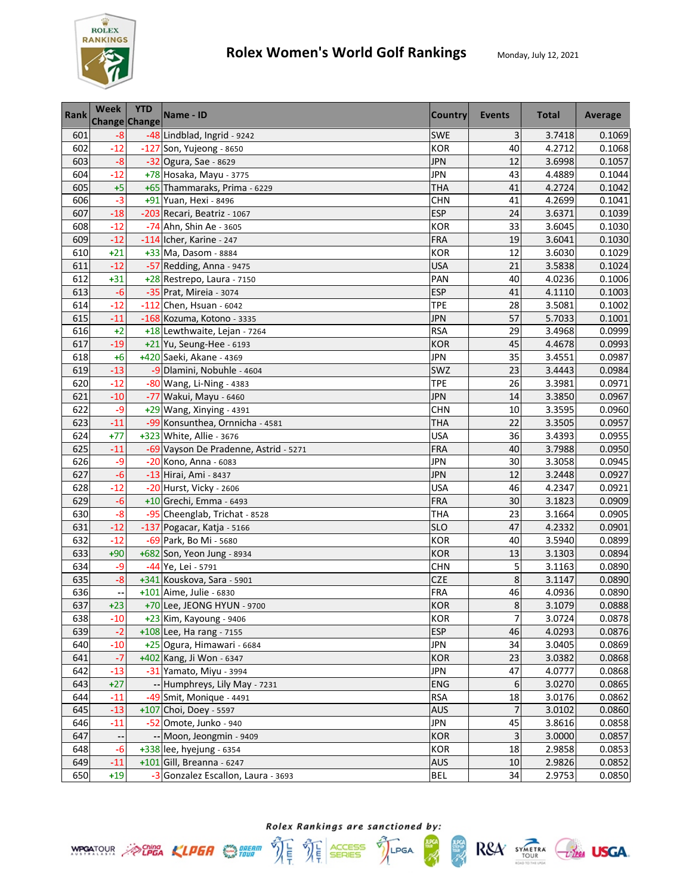# Rolex Women's World Golf Rankings

Monday, July 12, 2021

| Rank | Week Change | YTD Change | Name - ID | Country | Events | Total | Average |
|---|---|---|---|---|---|---|---|
| 601 | -8 | -48 | Lindblad, Ingrid - 9242 | SWE | 3 | 3.7418 | 0.1069 |
| 602 | -12 | -127 | Son, Yujeong - 8650 | KOR | 40 | 4.2712 | 0.1068 |
| 603 | -8 | -32 | Ogura, Sae - 8629 | JPN | 12 | 3.6998 | 0.1057 |
| 604 | -12 | +78 | Hosaka, Mayu - 3775 | JPN | 43 | 4.4889 | 0.1044 |
| 605 | +5 | +65 | Thammaraks, Prima - 6229 | THA | 41 | 4.2724 | 0.1042 |
| 606 | -3 | +91 | Yuan, Hexi - 8496 | CHN | 41 | 4.2699 | 0.1041 |
| 607 | -18 | -203 | Recari, Beatriz - 1067 | ESP | 24 | 3.6371 | 0.1039 |
| 608 | -12 | -74 | Ahn, Shin Ae - 3605 | KOR | 33 | 3.6045 | 0.1030 |
| 609 | -12 | -114 | Icher, Karine - 247 | FRA | 19 | 3.6041 | 0.1030 |
| 610 | +21 | +33 | Ma, Dasom - 8884 | KOR | 12 | 3.6030 | 0.1029 |
| 611 | -12 | -57 | Redding, Anna - 9475 | USA | 21 | 3.5838 | 0.1024 |
| 612 | +31 | +28 | Restrepo, Laura - 7150 | PAN | 40 | 4.0236 | 0.1006 |
| 613 | -6 | -35 | Prat, Mireia - 3074 | ESP | 41 | 4.1110 | 0.1003 |
| 614 | -12 | -112 | Chen, Hsuan - 6042 | TPE | 28 | 3.5081 | 0.1002 |
| 615 | -11 | -168 | Kozuma, Kotono - 3335 | JPN | 57 | 5.7033 | 0.1001 |
| 616 | +2 | +18 | Lewthwaite, Lejan - 7264 | RSA | 29 | 3.4968 | 0.0999 |
| 617 | -19 | +21 | Yu, Seung-Hee - 6193 | KOR | 45 | 4.4678 | 0.0993 |
| 618 | +6 | +420 | Saeki, Akane - 4369 | JPN | 35 | 3.4551 | 0.0987 |
| 619 | -13 | -9 | Dlamini, Nobuhle - 4604 | SWZ | 23 | 3.4443 | 0.0984 |
| 620 | -12 | -80 | Wang, Li-Ning - 4383 | TPE | 26 | 3.3981 | 0.0971 |
| 621 | -10 | -77 | Wakui, Mayu - 6460 | JPN | 14 | 3.3850 | 0.0967 |
| 622 | -9 | +29 | Wang, Xinying - 4391 | CHN | 10 | 3.3595 | 0.0960 |
| 623 | -11 | -99 | Konsunthea, Ornnicha - 4581 | THA | 22 | 3.3505 | 0.0957 |
| 624 | +77 | +323 | White, Allie - 3676 | USA | 36 | 3.4393 | 0.0955 |
| 625 | -11 | -69 | Vayson De Pradenne, Astrid - 5271 | FRA | 40 | 3.7988 | 0.0950 |
| 626 | -9 | -20 | Kono, Anna - 6083 | JPN | 30 | 3.3058 | 0.0945 |
| 627 | -6 | -13 | Hirai, Ami - 8437 | JPN | 12 | 3.2448 | 0.0927 |
| 628 | -12 | -20 | Hurst, Vicky - 2606 | USA | 46 | 4.2347 | 0.0921 |
| 629 | -6 | +10 | Grechi, Emma - 6493 | FRA | 30 | 3.1823 | 0.0909 |
| 630 | -8 | -95 | Cheenglab, Trichat - 8528 | THA | 23 | 3.1664 | 0.0905 |
| 631 | -12 | -137 | Pogacar, Katja - 5166 | SLO | 47 | 4.2332 | 0.0901 |
| 632 | -12 | -69 | Park, Bo Mi - 5680 | KOR | 40 | 3.5940 | 0.0899 |
| 633 | +90 | +682 | Son, Yeon Jung - 8934 | KOR | 13 | 3.1303 | 0.0894 |
| 634 | -9 | -44 | Ye, Lei - 5791 | CHN | 5 | 3.1163 | 0.0890 |
| 635 | -8 | +341 | Kouskova, Sara - 5901 | CZE | 8 | 3.1147 | 0.0890 |
| 636 | -- | +101 | Aime, Julie - 6830 | FRA | 46 | 4.0936 | 0.0890 |
| 637 | +23 | +70 | Lee, JEONG HYUN - 9700 | KOR | 8 | 3.1079 | 0.0888 |
| 638 | -10 | +23 | Kim, Kayoung - 9406 | KOR | 7 | 3.0724 | 0.0878 |
| 639 | -2 | +108 | Lee, Ha rang - 7155 | ESP | 46 | 4.0293 | 0.0876 |
| 640 | -10 | +25 | Ogura, Himawari - 6684 | JPN | 34 | 3.0405 | 0.0869 |
| 641 | -7 | +402 | Kang, Ji Won - 6347 | KOR | 23 | 3.0382 | 0.0868 |
| 642 | -13 | -31 | Yamato, Miyu - 3994 | JPN | 47 | 4.0777 | 0.0868 |
| 643 | +27 | -- | Humphreys, Lily May - 7231 | ENG | 6 | 3.0270 | 0.0865 |
| 644 | -11 | -49 | Smit, Monique - 4491 | RSA | 18 | 3.0176 | 0.0862 |
| 645 | -13 | +107 | Choi, Doey - 5597 | AUS | 7 | 3.0102 | 0.0860 |
| 646 | -11 | -52 | Omote, Junko - 940 | JPN | 45 | 3.8616 | 0.0858 |
| 647 | -- | -- | Moon, Jeongmin - 9409 | KOR | 3 | 3.0000 | 0.0857 |
| 648 | -6 | +338 | lee, hyejung - 6354 | KOR | 18 | 2.9858 | 0.0853 |
| 649 | -11 | +101 | Gill, Breanna - 6247 | AUS | 10 | 2.9826 | 0.0852 |
| 650 | +19 | -3 | Gonzalez Escallon, Laura - 3693 | BEL | 34 | 2.9753 | 0.0850 |

*Rolex Rankings are sanctioned by:*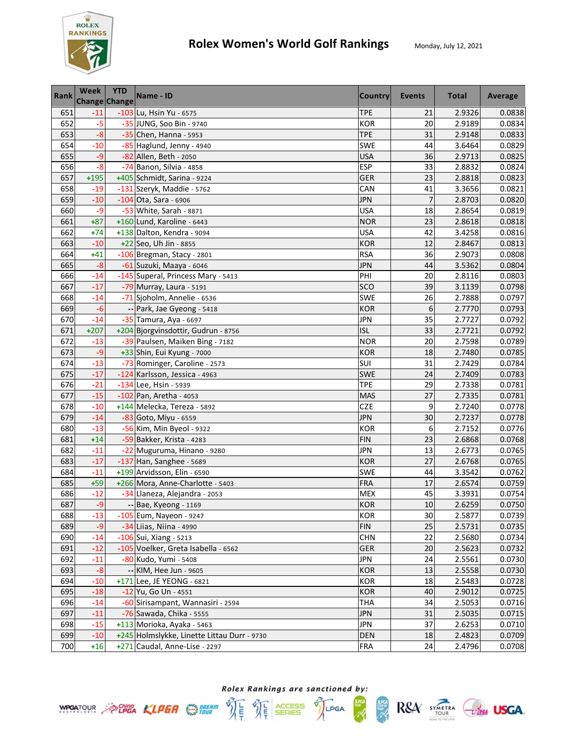# Rolex Women's World Golf Rankings

Monday, July 12, 2021

| Rank | Week Change | YTD Change | Name - ID | Country | Events | Total | Average |
|---|---|---|---|---|---|---|---|
| 651 | -11 | -103 | Lu, Hsin Yu - 6575 | TPE | 21 | 2.9326 | 0.0838 |
| 652 | -5 | -35 | JUNG, Soo Bin - 9740 | KOR | 20 | 2.9189 | 0.0834 |
| 653 | -8 | -35 | Chen, Hanna - 5953 | TPE | 31 | 2.9148 | 0.0833 |
| 654 | -10 | -85 | Haglund, Jenny - 4940 | SWE | 44 | 3.6464 | 0.0829 |
| 655 | -9 | -82 | Allen, Beth - 2050 | USA | 36 | 2.9713 | 0.0825 |
| 656 | -8 | -74 | Banon, Silvia - 4858 | ESP | 33 | 2.8832 | 0.0824 |
| 657 | +195 | +405 | Schmidt, Sarina - 9224 | GER | 23 | 2.8818 | 0.0823 |
| 658 | -19 | -131 | Szeryk, Maddie - 5762 | CAN | 41 | 3.3656 | 0.0821 |
| 659 | -10 | -104 | Ota, Sara - 6906 | JPN | 7 | 2.8703 | 0.0820 |
| 660 | -9 | -53 | White, Sarah - 8871 | USA | 18 | 2.8654 | 0.0819 |
| 661 | +87 | +160 | Lund, Karoline - 6443 | NOR | 23 | 2.8618 | 0.0818 |
| 662 | +74 | +138 | Dalton, Kendra - 9094 | USA | 42 | 3.4258 | 0.0816 |
| 663 | -10 | +22 | Seo, Uh Jin - 8855 | KOR | 12 | 2.8467 | 0.0813 |
| 664 | +41 | -106 | Bregman, Stacy - 2801 | RSA | 36 | 2.9073 | 0.0808 |
| 665 | -8 | -61 | Suzuki, Maaya - 6046 | JPN | 44 | 3.5362 | 0.0804 |
| 666 | -14 | -145 | Superal, Princess Mary - 5413 | PHI | 20 | 2.8116 | 0.0803 |
| 667 | -17 | -79 | Murray, Laura - 5191 | SCO | 39 | 3.1139 | 0.0798 |
| 668 | -14 | -71 | Sjoholm, Annelie - 6536 | SWE | 26 | 2.7888 | 0.0797 |
| 669 | -6 | -- | Park, Jae Gyeong - 5418 | KOR | 6 | 2.7770 | 0.0793 |
| 670 | -14 | -35 | Tamura, Aya - 6697 | JPN | 35 | 2.7727 | 0.0792 |
| 671 | +207 | +204 | Bjorgvinsdottir, Gudrun - 8756 | ISL | 33 | 2.7721 | 0.0792 |
| 672 | -13 | -39 | Paulsen, Maiken Bing - 7182 | NOR | 20 | 2.7598 | 0.0789 |
| 673 | -9 | +33 | Shin, Eui Kyung - 7000 | KOR | 18 | 2.7480 | 0.0785 |
| 674 | -13 | -73 | Rominger, Caroline - 2573 | SUI | 31 | 2.7429 | 0.0784 |
| 675 | -17 | -124 | Karlsson, Jessica - 4963 | SWE | 24 | 2.7409 | 0.0783 |
| 676 | -21 | -134 | Lee, Hsin - 5939 | TPE | 29 | 2.7338 | 0.0781 |
| 677 | -15 | -102 | Pan, Aretha - 4053 | MAS | 27 | 2.7335 | 0.0781 |
| 678 | -10 | +144 | Melecka, Tereza - 5892 | CZE | 9 | 2.7240 | 0.0778 |
| 679 | -14 | -83 | Goto, Miyu - 6559 | JPN | 30 | 2.7237 | 0.0778 |
| 680 | -13 | -56 | Kim, Min Byeol - 9322 | KOR | 6 | 2.7152 | 0.0776 |
| 681 | +14 | -59 | Bakker, Krista - 4283 | FIN | 23 | 2.6868 | 0.0768 |
| 682 | -11 | -22 | Muguruma, Hinano - 9280 | JPN | 13 | 2.6773 | 0.0765 |
| 683 | -17 | -137 | Han, Sanghee - 5689 | KOR | 27 | 2.6768 | 0.0765 |
| 684 | -11 | +199 | Arvidsson, Elin - 6590 | SWE | 44 | 3.3542 | 0.0762 |
| 685 | +59 | +266 | Mora, Anne-Charlotte - 5403 | FRA | 17 | 2.6574 | 0.0759 |
| 686 | -12 | -34 | Llaneza, Alejandra - 2053 | MEX | 45 | 3.3931 | 0.0754 |
| 687 | -9 | -- | Bae, Kyeong - 1169 | KOR | 10 | 2.6259 | 0.0750 |
| 688 | -13 | -105 | Eum, Nayeon - 9247 | KOR | 30 | 2.5877 | 0.0739 |
| 689 | -9 | -34 | Liias, Niina - 4990 | FIN | 25 | 2.5731 | 0.0735 |
| 690 | -14 | -106 | Sui, Xiang - 5213 | CHN | 22 | 2.5680 | 0.0734 |
| 691 | -12 | -105 | Voelker, Greta Isabella - 6562 | GER | 20 | 2.5623 | 0.0732 |
| 692 | -11 | -80 | Kudo, Yumi - 5408 | JPN | 24 | 2.5561 | 0.0730 |
| 693 | -8 | -- | KIM, Hee Jun - 9605 | KOR | 13 | 2.5558 | 0.0730 |
| 694 | -10 | +171 | Lee, JE YEONG - 6821 | KOR | 18 | 2.5483 | 0.0728 |
| 695 | -18 | -12 | Yu, Go Un - 4551 | KOR | 40 | 2.9012 | 0.0725 |
| 696 | -14 | -60 | Sirisampant, Wannasiri - 2594 | THA | 34 | 2.5053 | 0.0716 |
| 697 | -11 | -76 | Sawada, Chika - 5555 | JPN | 31 | 2.5035 | 0.0715 |
| 698 | -15 | +113 | Morioka, Ayaka - 5463 | JPN | 37 | 2.6253 | 0.0710 |
| 699 | -10 | +245 | Holmslykke, Linette Littau Durr - 9730 | DEN | 18 | 2.4823 | 0.0709 |
| 700 | +16 | +271 | Caudal, Anne-Lise - 2297 | FRA | 24 | 2.4796 | 0.0708 |

*Rolex Rankings are sanctioned by:*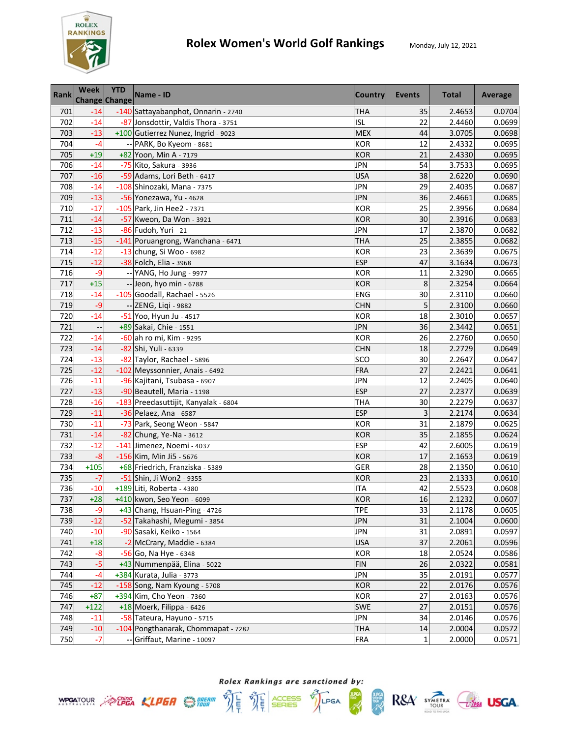# Rolex Women's World Golf Rankings

Monday, July 12, 2021

| Rank | Week Change | YTD Change | Name - ID | Country | Events | Total | Average |
|---|---|---|---|---|---|---|---|
| 701 | -14 | -140 | Sattayabanphot, Onnarin - 2740 | THA | 35 | 2.4653 | 0.0704 |
| 702 | -14 | -87 | Jonsdottir, Valdis Thora - 3751 | ISL | 22 | 2.4460 | 0.0699 |
| 703 | -13 | +100 | Gutierrez Nunez, Ingrid - 9023 | MEX | 44 | 3.0705 | 0.0698 |
| 704 | -4 | -- | PARK, Bo Kyeom - 8681 | KOR | 12 | 2.4332 | 0.0695 |
| 705 | +19 | +82 | Yoon, Min A - 7179 | KOR | 21 | 2.4330 | 0.0695 |
| 706 | -14 | -75 | Kito, Sakura - 3936 | JPN | 54 | 3.7533 | 0.0695 |
| 707 | -16 | -59 | Adams, Lori Beth - 6417 | USA | 38 | 2.6220 | 0.0690 |
| 708 | -14 | -108 | Shinozaki, Mana - 7375 | JPN | 29 | 2.4035 | 0.0687 |
| 709 | -13 | -56 | Yonezawa, Yu - 4628 | JPN | 36 | 2.4661 | 0.0685 |
| 710 | -17 | -105 | Park, Jin Hee2 - 7371 | KOR | 25 | 2.3956 | 0.0684 |
| 711 | -14 | -57 | Kweon, Da Won - 3921 | KOR | 30 | 2.3916 | 0.0683 |
| 712 | -13 | -86 | Fudoh, Yuri - 21 | JPN | 17 | 2.3870 | 0.0682 |
| 713 | -15 | -141 | Poruangrong, Wanchana - 6471 | THA | 25 | 2.3855 | 0.0682 |
| 714 | -12 | -13 | chung, Si Woo - 6982 | KOR | 23 | 2.3639 | 0.0675 |
| 715 | -12 | -38 | Folch, Elia - 3968 | ESP | 47 | 3.1634 | 0.0673 |
| 716 | -9 | -- | YANG, Ho Jung - 9977 | KOR | 11 | 2.3290 | 0.0665 |
| 717 | +15 | -- | Jeon, hyo min - 6788 | KOR | 8 | 2.3254 | 0.0664 |
| 718 | -14 | -105 | Goodall, Rachael - 5526 | ENG | 30 | 2.3110 | 0.0660 |
| 719 | -9 | -- | ZENG, Liqi - 9882 | CHN | 5 | 2.3100 | 0.0660 |
| 720 | -14 | -51 | Yoo, Hyun Ju - 4517 | KOR | 18 | 2.3010 | 0.0657 |
| 721 | -- | +89 | Sakai, Chie - 1551 | JPN | 36 | 2.3442 | 0.0651 |
| 722 | -14 | -60 | ah ro mi, Kim - 9295 | KOR | 26 | 2.2760 | 0.0650 |
| 723 | -14 | -82 | Shi, Yuli - 6339 | CHN | 18 | 2.2729 | 0.0649 |
| 724 | -13 | -82 | Taylor, Rachael - 5896 | SCO | 30 | 2.2647 | 0.0647 |
| 725 | -12 | -102 | Meyssonnier, Anais - 6492 | FRA | 27 | 2.2421 | 0.0641 |
| 726 | -11 | -96 | Kajitani, Tsubasa - 6907 | JPN | 12 | 2.2405 | 0.0640 |
| 727 | -13 | -90 | Beautell, Maria - 1198 | ESP | 27 | 2.2377 | 0.0639 |
| 728 | -16 | -183 | Preedasuttijit, Kanyalak - 6804 | THA | 30 | 2.2279 | 0.0637 |
| 729 | -11 | -36 | Pelaez, Ana - 6587 | ESP | 3 | 2.2174 | 0.0634 |
| 730 | -11 | -73 | Park, Seong Weon - 5847 | KOR | 31 | 2.1879 | 0.0625 |
| 731 | -14 | -82 | Chung, Ye-Na - 3612 | KOR | 35 | 2.1855 | 0.0624 |
| 732 | -12 | -141 | Jimenez, Noemi - 4037 | ESP | 42 | 2.6005 | 0.0619 |
| 733 | -8 | -156 | Kim, Min Ji5 - 5676 | KOR | 17 | 2.1653 | 0.0619 |
| 734 | +105 | +68 | Friedrich, Franziska - 5389 | GER | 28 | 2.1350 | 0.0610 |
| 735 | -7 | -51 | Shin, Ji Won2 - 9355 | KOR | 23 | 2.1333 | 0.0610 |
| 736 | -10 | +189 | Liti, Roberta - 4380 | ITA | 42 | 2.5523 | 0.0608 |
| 737 | +28 | +410 | kwon, Seo Yeon - 6099 | KOR | 16 | 2.1232 | 0.0607 |
| 738 | -9 | +43 | Chang, Hsuan-Ping - 4726 | TPE | 33 | 2.1178 | 0.0605 |
| 739 | -12 | -52 | Takahashi, Megumi - 3854 | JPN | 31 | 2.1004 | 0.0600 |
| 740 | -10 | -90 | Sasaki, Keiko - 1564 | JPN | 31 | 2.0891 | 0.0597 |
| 741 | +18 | -2 | McCrary, Maddie - 6384 | USA | 37 | 2.2061 | 0.0596 |
| 742 | -8 | -56 | Go, Na Hye - 6348 | KOR | 18 | 2.0524 | 0.0586 |
| 743 | -5 | +43 | Nummenpää, Elina - 5022 | FIN | 26 | 2.0322 | 0.0581 |
| 744 | -4 | +384 | Kurata, Julia - 3773 | JPN | 35 | 2.0191 | 0.0577 |
| 745 | -12 | -158 | Song, Nam Kyoung - 5708 | KOR | 22 | 2.0176 | 0.0576 |
| 746 | +87 | +394 | Kim, Cho Yeon - 7360 | KOR | 27 | 2.0163 | 0.0576 |
| 747 | +122 | +18 | Moerk, Filippa - 6426 | SWE | 27 | 2.0151 | 0.0576 |
| 748 | -11 | -58 | Tateura, Hayuno - 5715 | JPN | 34 | 2.0146 | 0.0576 |
| 749 | -10 | -104 | Pongthanarak, Chommapat - 7282 | THA | 14 | 2.0004 | 0.0572 |
| 750 | -7 | -- | Griffaut, Marine - 10097 | FRA | 1 | 2.0000 | 0.0571 |

*Rolex Rankings are sanctioned by:*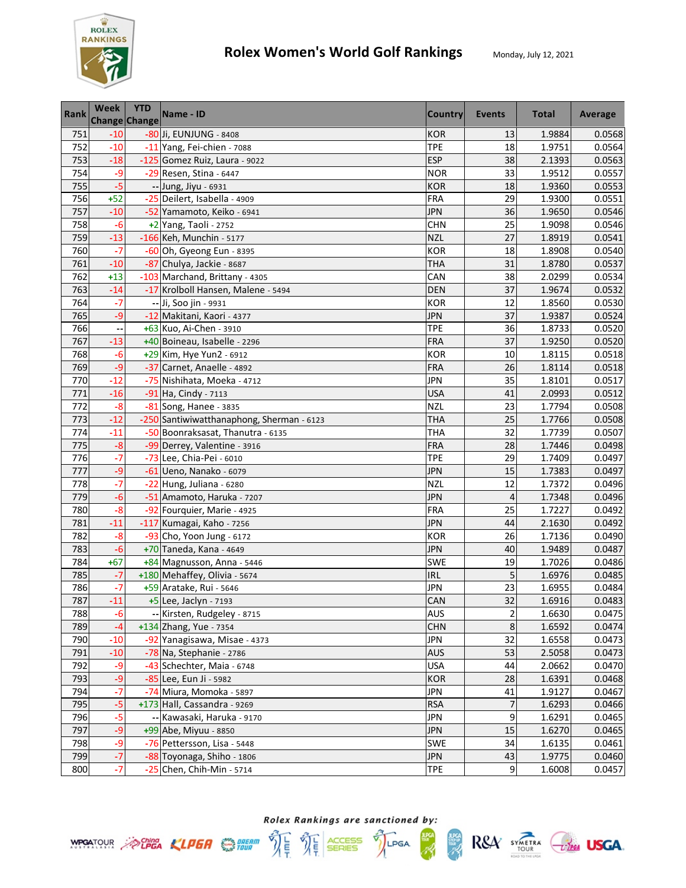# Rolex Women's World Golf Rankings

Monday, July 12, 2021

| Rank | Week Change | YTD Change | Name - ID | Country | Events | Total | Average |
|---|---|---|---|---|---|---|---|
| 751 | -10 | -80 | Ji, EUNJUNG - 8408 | KOR | 13 | 1.9884 | 0.0568 |
| 752 | -10 | -11 | Yang, Fei-chien - 7088 | TPE | 18 | 1.9751 | 0.0564 |
| 753 | -18 | -125 | Gomez Ruiz, Laura - 9022 | ESP | 38 | 2.1393 | 0.0563 |
| 754 | -9 | -29 | Resen, Stina - 6447 | NOR | 33 | 1.9512 | 0.0557 |
| 755 | -5 | -- | Jung, Jiyu - 6931 | KOR | 18 | 1.9360 | 0.0553 |
| 756 | +52 | -25 | Deilert, Isabella - 4909 | FRA | 29 | 1.9300 | 0.0551 |
| 757 | -10 | -52 | Yamamoto, Keiko - 6941 | JPN | 36 | 1.9650 | 0.0546 |
| 758 | -6 | +2 | Yang, Taoli - 2752 | CHN | 25 | 1.9098 | 0.0546 |
| 759 | -13 | -166 | Keh, Munchin - 5177 | NZL | 27 | 1.8919 | 0.0541 |
| 760 | -7 | -60 | Oh, Gyeong Eun - 8395 | KOR | 18 | 1.8908 | 0.0540 |
| 761 | -10 | -87 | Chulya, Jackie - 8687 | THA | 31 | 1.8780 | 0.0537 |
| 762 | +13 | -103 | Marchand, Brittany - 4305 | CAN | 38 | 2.0299 | 0.0534 |
| 763 | -14 | -17 | Krolboll Hansen, Malene - 5494 | DEN | 37 | 1.9674 | 0.0532 |
| 764 | -7 | -- | Ji, Soo jin - 9931 | KOR | 12 | 1.8560 | 0.0530 |
| 765 | -9 | -12 | Makitani, Kaori - 4377 | JPN | 37 | 1.9387 | 0.0524 |
| 766 | -- | +63 | Kuo, Ai-Chen - 3910 | TPE | 36 | 1.8733 | 0.0520 |
| 767 | -13 | +40 | Boineau, Isabelle - 2296 | FRA | 37 | 1.9250 | 0.0520 |
| 768 | -6 | +29 | Kim, Hye Yun2 - 6912 | KOR | 10 | 1.8115 | 0.0518 |
| 769 | -9 | -37 | Carnet, Anaelle - 4892 | FRA | 26 | 1.8114 | 0.0518 |
| 770 | -12 | -75 | Nishihata, Moeka - 4712 | JPN | 35 | 1.8101 | 0.0517 |
| 771 | -16 | -91 | Ha, Cindy - 7113 | USA | 41 | 2.0993 | 0.0512 |
| 772 | -8 | -81 | Song, Hanee - 3835 | NZL | 23 | 1.7794 | 0.0508 |
| 773 | -12 | -250 | Santiwiwatthanaphong, Sherman - 6123 | THA | 25 | 1.7766 | 0.0508 |
| 774 | -11 | -50 | Boonraksasat, Thanutra - 6135 | THA | 32 | 1.7739 | 0.0507 |
| 775 | -8 | -99 | Derrey, Valentine - 3916 | FRA | 28 | 1.7446 | 0.0498 |
| 776 | -7 | -73 | Lee, Chia-Pei - 6010 | TPE | 29 | 1.7409 | 0.0497 |
| 777 | -9 | -61 | Ueno, Nanako - 6079 | JPN | 15 | 1.7383 | 0.0497 |
| 778 | -7 | -22 | Hung, Juliana - 6280 | NZL | 12 | 1.7372 | 0.0496 |
| 779 | -6 | -51 | Amamoto, Haruka - 7207 | JPN | 4 | 1.7348 | 0.0496 |
| 780 | -8 | -92 | Fourquier, Marie - 4925 | FRA | 25 | 1.7227 | 0.0492 |
| 781 | -11 | -117 | Kumagai, Kaho - 7256 | JPN | 44 | 2.1630 | 0.0492 |
| 782 | -8 | -93 | Cho, Yoon Jung - 6172 | KOR | 26 | 1.7136 | 0.0490 |
| 783 | -6 | +70 | Taneda, Kana - 4649 | JPN | 40 | 1.9489 | 0.0487 |
| 784 | +67 | +84 | Magnusson, Anna - 5446 | SWE | 19 | 1.7026 | 0.0486 |
| 785 | -7 | +180 | Mehaffey, Olivia - 5674 | IRL | 5 | 1.6976 | 0.0485 |
| 786 | -7 | +59 | Aratake, Rui - 5646 | JPN | 23 | 1.6955 | 0.0484 |
| 787 | -11 | +5 | Lee, Jaclyn - 7193 | CAN | 32 | 1.6916 | 0.0483 |
| 788 | -6 | -- | Kirsten, Rudgeley - 8715 | AUS | 2 | 1.6630 | 0.0475 |
| 789 | -4 | +134 | Zhang, Yue - 7354 | CHN | 8 | 1.6592 | 0.0474 |
| 790 | -10 | -92 | Yanagisawa, Misae - 4373 | JPN | 32 | 1.6558 | 0.0473 |
| 791 | -10 | -78 | Na, Stephanie - 2786 | AUS | 53 | 2.5058 | 0.0473 |
| 792 | -9 | -43 | Schechter, Maia - 6748 | USA | 44 | 2.0662 | 0.0470 |
| 793 | -9 | -85 | Lee, Eun Ji - 5982 | KOR | 28 | 1.6391 | 0.0468 |
| 794 | -7 | -74 | Miura, Momoka - 5897 | JPN | 41 | 1.9127 | 0.0467 |
| 795 | -5 | +173 | Hall, Cassandra - 9269 | RSA | 7 | 1.6293 | 0.0466 |
| 796 | -5 | -- | Kawasaki, Haruka - 9170 | JPN | 9 | 1.6291 | 0.0465 |
| 797 | -9 | +99 | Abe, Miyuu - 8850 | JPN | 15 | 1.6270 | 0.0465 |
| 798 | -9 | -76 | Pettersson, Lisa - 5448 | SWE | 34 | 1.6135 | 0.0461 |
| 799 | -7 | -88 | Toyonaga, Shiho - 1806 | JPN | 43 | 1.9775 | 0.0460 |
| 800 | -7 | -25 | Chen, Chih-Min - 5714 | TPE | 9 | 1.6008 | 0.0457 |

*Rolex Rankings are sanctioned by:*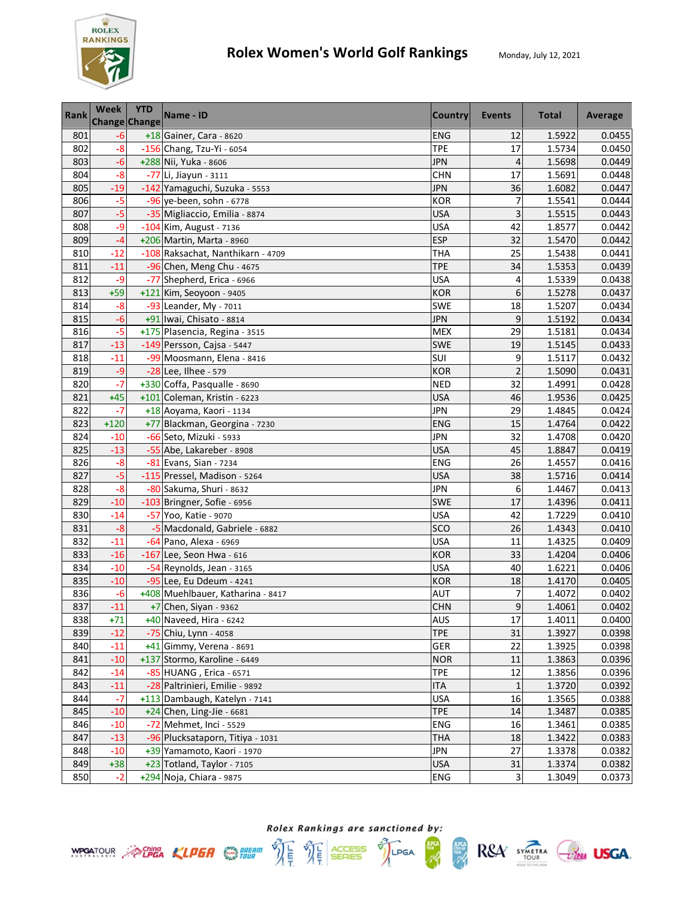# Rolex Women's World Golf Rankings

Monday, July 12, 2021

| Rank | Week Change | YTD Change | Name - ID | Country | Events | Total | Average |
|---|---|---|---|---|---|---|---|
| 801 | -6 | +18 | Gainer, Cara - 8620 | ENG | 12 | 1.5922 | 0.0455 |
| 802 | -8 | -156 | Chang, Tzu-Yi - 6054 | TPE | 17 | 1.5734 | 0.0450 |
| 803 | -6 | +288 | Nii, Yuka - 8606 | JPN | 4 | 1.5698 | 0.0449 |
| 804 | -8 | -77 | Li, Jiayun - 3111 | CHN | 17 | 1.5691 | 0.0448 |
| 805 | -19 | -142 | Yamaguchi, Suzuka - 5553 | JPN | 36 | 1.6082 | 0.0447 |
| 806 | -5 | -96 | ye-been, sohn - 6778 | KOR | 7 | 1.5541 | 0.0444 |
| 807 | -5 | -35 | Migliaccio, Emilia - 8874 | USA | 3 | 1.5515 | 0.0443 |
| 808 | -9 | -104 | Kim, August - 7136 | USA | 42 | 1.8577 | 0.0442 |
| 809 | -4 | +206 | Martin, Marta - 8960 | ESP | 32 | 1.5470 | 0.0442 |
| 810 | -12 | -108 | Raksachat, Nanthikarn - 4709 | THA | 25 | 1.5438 | 0.0441 |
| 811 | -11 | -96 | Chen, Meng Chu - 4675 | TPE | 34 | 1.5353 | 0.0439 |
| 812 | -9 | -77 | Shepherd, Erica - 6966 | USA | 4 | 1.5339 | 0.0438 |
| 813 | +59 | +121 | Kim, Seoyoon - 9405 | KOR | 6 | 1.5278 | 0.0437 |
| 814 | -8 | -93 | Leander, My - 7011 | SWE | 18 | 1.5207 | 0.0434 |
| 815 | -6 | +91 | Iwai, Chisato - 8814 | JPN | 9 | 1.5192 | 0.0434 |
| 816 | -5 | +175 | Plasencia, Regina - 3515 | MEX | 29 | 1.5181 | 0.0434 |
| 817 | -13 | -149 | Persson, Cajsa - 5447 | SWE | 19 | 1.5145 | 0.0433 |
| 818 | -11 | -99 | Moosmann, Elena - 8416 | SUI | 9 | 1.5117 | 0.0432 |
| 819 | -9 | -28 | Lee, Ilhee - 579 | KOR | 2 | 1.5090 | 0.0431 |
| 820 | -7 | +330 | Coffa, Pasqualle - 8690 | NED | 32 | 1.4991 | 0.0428 |
| 821 | +45 | +101 | Coleman, Kristin - 6223 | USA | 46 | 1.9536 | 0.0425 |
| 822 | -7 | +18 | Aoyama, Kaori - 1134 | JPN | 29 | 1.4845 | 0.0424 |
| 823 | +120 | +77 | Blackman, Georgina - 7230 | ENG | 15 | 1.4764 | 0.0422 |
| 824 | -10 | -66 | Seto, Mizuki - 5933 | JPN | 32 | 1.4708 | 0.0420 |
| 825 | -13 | -55 | Abe, Lakareber - 8908 | USA | 45 | 1.8847 | 0.0419 |
| 826 | -8 | -81 | Evans, Sian - 7234 | ENG | 26 | 1.4557 | 0.0416 |
| 827 | -5 | -115 | Pressel, Madison - 5264 | USA | 38 | 1.5716 | 0.0414 |
| 828 | -8 | -80 | Sakuma, Shuri - 8632 | JPN | 6 | 1.4467 | 0.0413 |
| 829 | -10 | -103 | Bringner, Sofie - 6956 | SWE | 17 | 1.4396 | 0.0411 |
| 830 | -14 | -57 | Yoo, Katie - 9070 | USA | 42 | 1.7229 | 0.0410 |
| 831 | -8 | -5 | Macdonald, Gabriele - 6882 | SCO | 26 | 1.4343 | 0.0410 |
| 832 | -11 | -64 | Pano, Alexa - 6969 | USA | 11 | 1.4325 | 0.0409 |
| 833 | -16 | -167 | Lee, Seon Hwa - 616 | KOR | 33 | 1.4204 | 0.0406 |
| 834 | -10 | -54 | Reynolds, Jean - 3165 | USA | 40 | 1.6221 | 0.0406 |
| 835 | -10 | -95 | Lee, Eu Ddeum - 4241 | KOR | 18 | 1.4170 | 0.0405 |
| 836 | -6 | +408 | Muehlbauer, Katharina - 8417 | AUT | 7 | 1.4072 | 0.0402 |
| 837 | -11 | +7 | Chen, Siyan - 9362 | CHN | 9 | 1.4061 | 0.0402 |
| 838 | +71 | +40 | Naveed, Hira - 6242 | AUS | 17 | 1.4011 | 0.0400 |
| 839 | -12 | -75 | Chiu, Lynn - 4058 | TPE | 31 | 1.3927 | 0.0398 |
| 840 | -11 | +41 | Gimmy, Verena - 8691 | GER | 22 | 1.3925 | 0.0398 |
| 841 | -10 | +137 | Stormo, Karoline - 6449 | NOR | 11 | 1.3863 | 0.0396 |
| 842 | -14 | -85 | HUANG , Erica - 6571 | TPE | 12 | 1.3856 | 0.0396 |
| 843 | -11 | -28 | Paltrinieri, Emilie - 9892 | ITA | 1 | 1.3720 | 0.0392 |
| 844 | -7 | +113 | Dambaugh, Katelyn - 7141 | USA | 16 | 1.3565 | 0.0388 |
| 845 | -10 | +24 | Chen, Ling-Jie - 6681 | TPE | 14 | 1.3487 | 0.0385 |
| 846 | -10 | -72 | Mehmet, Inci - 5529 | ENG | 16 | 1.3461 | 0.0385 |
| 847 | -13 | -96 | Plucksataporn, Titiya - 1031 | THA | 18 | 1.3422 | 0.0383 |
| 848 | -10 | +39 | Yamamoto, Kaori - 1970 | JPN | 27 | 1.3378 | 0.0382 |
| 849 | +38 | +23 | Totland, Taylor - 7105 | USA | 31 | 1.3374 | 0.0382 |
| 850 | -2 | +294 | Noja, Chiara - 9875 | ENG | 3 | 1.3049 | 0.0373 |

*Rolex Rankings are sanctioned by:*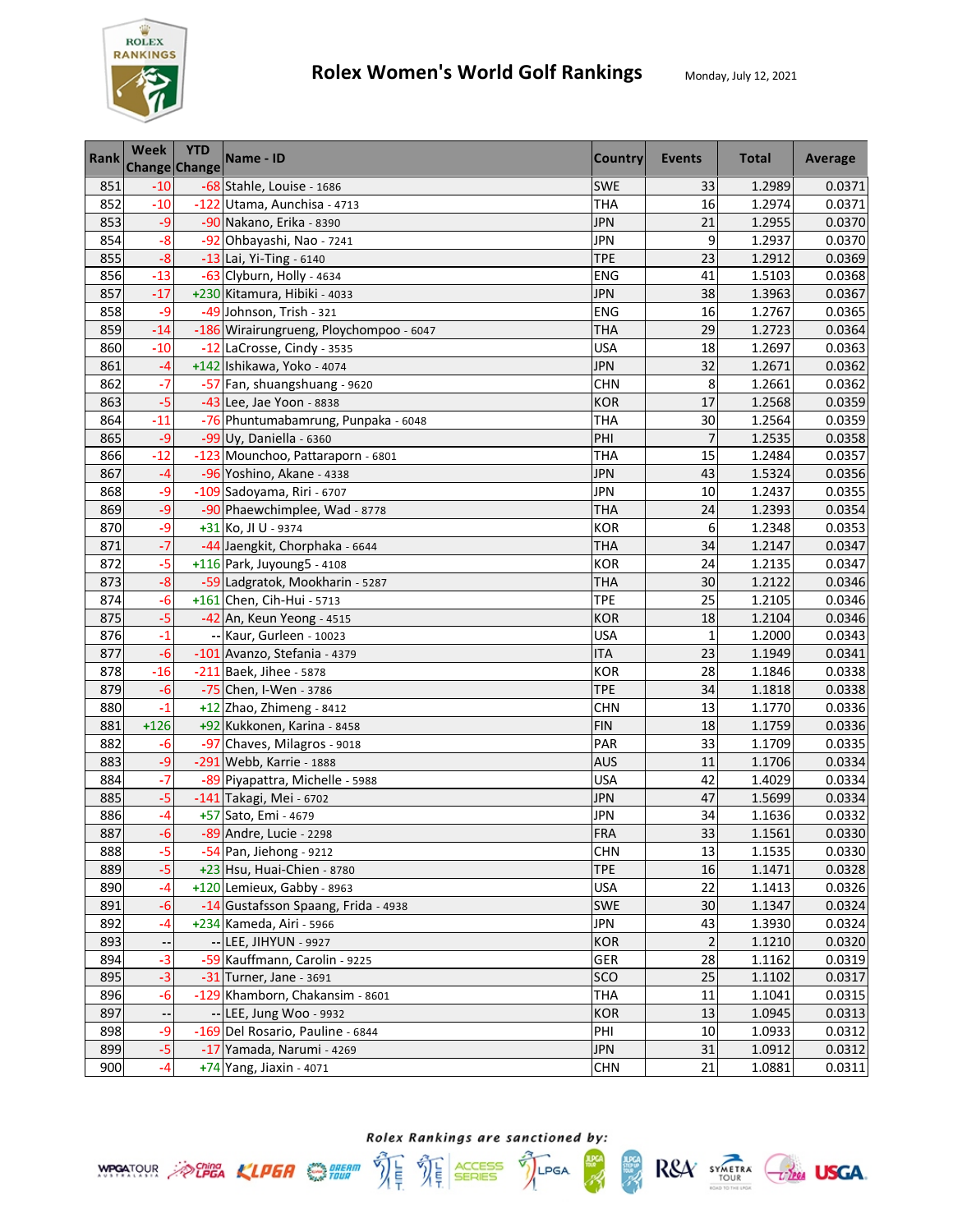# Rolex Women's World Golf Rankings

Monday, July 12, 2021

| Rank | Week Change | YTD Change | Name - ID | Country | Events | Total | Average |
|---|---|---|---|---|---|---|---|
| 851 | -10 | -68 | Stahle, Louise - 1686 | SWE | 33 | 1.2989 | 0.0371 |
| 852 | -10 | -122 | Utama, Aunchisa - 4713 | THA | 16 | 1.2974 | 0.0371 |
| 853 | -9 | -90 | Nakano, Erika - 8390 | JPN | 21 | 1.2955 | 0.0370 |
| 854 | -8 | -92 | Ohbayashi, Nao - 7241 | JPN | 9 | 1.2937 | 0.0370 |
| 855 | -8 | -13 | Lai, Yi-Ting - 6140 | TPE | 23 | 1.2912 | 0.0369 |
| 856 | -13 | -63 | Clyburn, Holly - 4634 | ENG | 41 | 1.5103 | 0.0368 |
| 857 | -17 | +230 | Kitamura, Hibiki - 4033 | JPN | 38 | 1.3963 | 0.0367 |
| 858 | -9 | -49 | Johnson, Trish - 321 | ENG | 16 | 1.2767 | 0.0365 |
| 859 | -14 | -186 | Wirairungrueng, Ploychompoo - 6047 | THA | 29 | 1.2723 | 0.0364 |
| 860 | -10 | -12 | LaCrosse, Cindy - 3535 | USA | 18 | 1.2697 | 0.0363 |
| 861 | -4 | +142 | Ishikawa, Yoko - 4074 | JPN | 32 | 1.2671 | 0.0362 |
| 862 | -7 | -57 | Fan, shuangshuang - 9620 | CHN | 8 | 1.2661 | 0.0362 |
| 863 | -5 | -43 | Lee, Jae Yoon - 8838 | KOR | 17 | 1.2568 | 0.0359 |
| 864 | -11 | -76 | Phuntumabamrung, Punpaka - 6048 | THA | 30 | 1.2564 | 0.0359 |
| 865 | -9 | -99 | Uy, Daniella - 6360 | PHI | 7 | 1.2535 | 0.0358 |
| 866 | -12 | -123 | Mounchoo, Pattaraporn - 6801 | THA | 15 | 1.2484 | 0.0357 |
| 867 | -4 | -96 | Yoshino, Akane - 4338 | JPN | 43 | 1.5324 | 0.0356 |
| 868 | -9 | -109 | Sadoyama, Riri - 6707 | JPN | 10 | 1.2437 | 0.0355 |
| 869 | -9 | -90 | Phaewchimplee, Wad - 8778 | THA | 24 | 1.2393 | 0.0354 |
| 870 | -9 | +31 | Ko, JI U - 9374 | KOR | 6 | 1.2348 | 0.0353 |
| 871 | -7 | -44 | Jaengkit, Chorphaka - 6644 | THA | 34 | 1.2147 | 0.0347 |
| 872 | -5 | +116 | Park, Juyoung5 - 4108 | KOR | 24 | 1.2135 | 0.0347 |
| 873 | -8 | -59 | Ladgratok, Mookharin - 5287 | THA | 30 | 1.2122 | 0.0346 |
| 874 | -6 | +161 | Chen, Cih-Hui - 5713 | TPE | 25 | 1.2105 | 0.0346 |
| 875 | -5 | -42 | An, Keun Yeong - 4515 | KOR | 18 | 1.2104 | 0.0346 |
| 876 | -1 | -- | Kaur, Gurleen - 10023 | USA | 1 | 1.2000 | 0.0343 |
| 877 | -6 | -101 | Avanzo, Stefania - 4379 | ITA | 23 | 1.1949 | 0.0341 |
| 878 | -16 | -211 | Baek, Jihee - 5878 | KOR | 28 | 1.1846 | 0.0338 |
| 879 | -6 | -75 | Chen, I-Wen - 3786 | TPE | 34 | 1.1818 | 0.0338 |
| 880 | -1 | +12 | Zhao, Zhimeng - 8412 | CHN | 13 | 1.1770 | 0.0336 |
| 881 | +126 | +92 | Kukkonen, Karina - 8458 | FIN | 18 | 1.1759 | 0.0336 |
| 882 | -6 | -97 | Chaves, Milagros - 9018 | PAR | 33 | 1.1709 | 0.0335 |
| 883 | -9 | -291 | Webb, Karrie - 1888 | AUS | 11 | 1.1706 | 0.0334 |
| 884 | -7 | -89 | Piyapattra, Michelle - 5988 | USA | 42 | 1.4029 | 0.0334 |
| 885 | -5 | -141 | Takagi, Mei - 6702 | JPN | 47 | 1.5699 | 0.0334 |
| 886 | -4 | +57 | Sato, Emi - 4679 | JPN | 34 | 1.1636 | 0.0332 |
| 887 | -6 | -89 | Andre, Lucie - 2298 | FRA | 33 | 1.1561 | 0.0330 |
| 888 | -5 | -54 | Pan, Jiehong - 9212 | CHN | 13 | 1.1535 | 0.0330 |
| 889 | -5 | +23 | Hsu, Huai-Chien - 8780 | TPE | 16 | 1.1471 | 0.0328 |
| 890 | -4 | +120 | Lemieux, Gabby - 8963 | USA | 22 | 1.1413 | 0.0326 |
| 891 | -6 | -14 | Gustafsson Spaang, Frida - 4938 | SWE | 30 | 1.1347 | 0.0324 |
| 892 | -4 | +234 | Kameda, Airi - 5966 | JPN | 43 | 1.3930 | 0.0324 |
| 893 | -- | -- | LEE, JIHYUN - 9927 | KOR | 2 | 1.1210 | 0.0320 |
| 894 | -3 | -59 | Kauffmann, Carolin - 9225 | GER | 28 | 1.1162 | 0.0319 |
| 895 | -3 | -31 | Turner, Jane - 3691 | SCO | 25 | 1.1102 | 0.0317 |
| 896 | -6 | -129 | Khamborn, Chakansim - 8601 | THA | 11 | 1.1041 | 0.0315 |
| 897 | -- | -- | LEE, Jung Woo - 9932 | KOR | 13 | 1.0945 | 0.0313 |
| 898 | -9 | -169 | Del Rosario, Pauline - 6844 | PHI | 10 | 1.0933 | 0.0312 |
| 899 | -5 | -17 | Yamada, Narumi - 4269 | JPN | 31 | 1.0912 | 0.0312 |
| 900 | -4 | +74 | Yang, Jiaxin - 4071 | CHN | 21 | 1.0881 | 0.0311 |

*Rolex Rankings are sanctioned by:*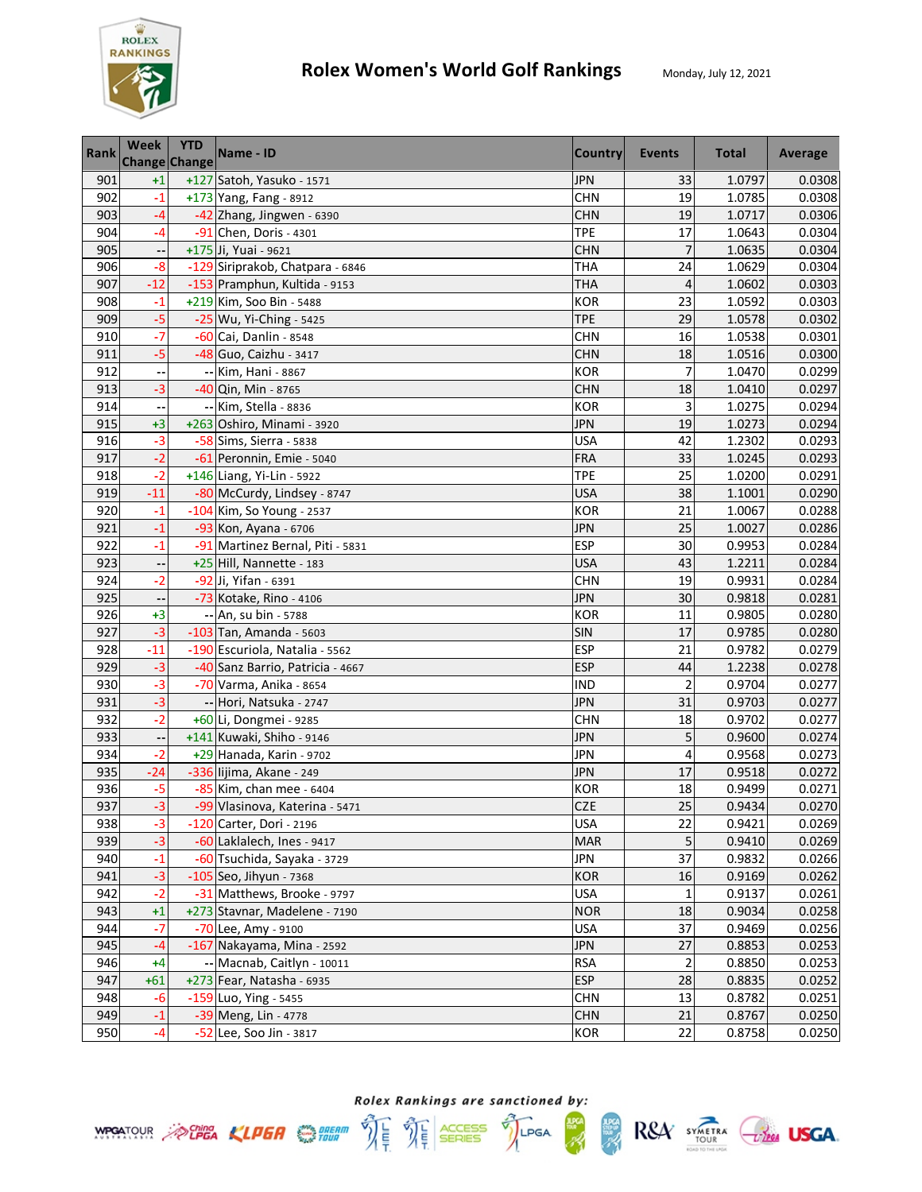# Rolex Women's World Golf Rankings

Monday, July 12, 2021

| Rank | Week Change | YTD Change | Name - ID | Country | Events | Total | Average |
|---|---|---|---|---|---|---|---|
| 901 | +1 | +127 | Satoh, Yasuko - 1571 | JPN | 33 | 1.0797 | 0.0308 |
| 902 | -1 | +173 | Yang, Fang - 8912 | CHN | 19 | 1.0785 | 0.0308 |
| 903 | -4 | -42 | Zhang, Jingwen - 6390 | CHN | 19 | 1.0717 | 0.0306 |
| 904 | -4 | -91 | Chen, Doris - 4301 | TPE | 17 | 1.0643 | 0.0304 |
| 905 | -- | +175 | Ji, Yuai - 9621 | CHN | 7 | 1.0635 | 0.0304 |
| 906 | -8 | -129 | Siriprakob, Chatpara - 6846 | THA | 24 | 1.0629 | 0.0304 |
| 907 | -12 | -153 | Pramphun, Kultida - 9153 | THA | 4 | 1.0602 | 0.0303 |
| 908 | -1 | +219 | Kim, Soo Bin - 5488 | KOR | 23 | 1.0592 | 0.0303 |
| 909 | -5 | -25 | Wu, Yi-Ching - 5425 | TPE | 29 | 1.0578 | 0.0302 |
| 910 | -7 | -60 | Cai, Danlin - 8548 | CHN | 16 | 1.0538 | 0.0301 |
| 911 | -5 | -48 | Guo, Caizhu - 3417 | CHN | 18 | 1.0516 | 0.0300 |
| 912 | -- | -- | Kim, Hani - 8867 | KOR | 7 | 1.0470 | 0.0299 |
| 913 | -3 | -40 | Qin, Min - 8765 | CHN | 18 | 1.0410 | 0.0297 |
| 914 | -- | -- | Kim, Stella - 8836 | KOR | 3 | 1.0275 | 0.0294 |
| 915 | +3 | +263 | Oshiro, Minami - 3920 | JPN | 19 | 1.0273 | 0.0294 |
| 916 | -3 | -58 | Sims, Sierra - 5838 | USA | 42 | 1.2302 | 0.0293 |
| 917 | -2 | -61 | Peronnin, Emie - 5040 | FRA | 33 | 1.0245 | 0.0293 |
| 918 | -2 | +146 | Liang, Yi-Lin - 5922 | TPE | 25 | 1.0200 | 0.0291 |
| 919 | -11 | -80 | McCurdy, Lindsey - 8747 | USA | 38 | 1.1001 | 0.0290 |
| 920 | -1 | -104 | Kim, So Young - 2537 | KOR | 21 | 1.0067 | 0.0288 |
| 921 | -1 | -93 | Kon, Ayana - 6706 | JPN | 25 | 1.0027 | 0.0286 |
| 922 | -1 | -91 | Martinez Bernal, Piti - 5831 | ESP | 30 | 0.9953 | 0.0284 |
| 923 | -- | +25 | Hill, Nannette - 183 | USA | 43 | 1.2211 | 0.0284 |
| 924 | -2 | -92 | Ji, Yifan - 6391 | CHN | 19 | 0.9931 | 0.0284 |
| 925 | -- | -73 | Kotake, Rino - 4106 | JPN | 30 | 0.9818 | 0.0281 |
| 926 | +3 | -- | An, su bin - 5788 | KOR | 11 | 0.9805 | 0.0280 |
| 927 | -3 | -103 | Tan, Amanda - 5603 | SIN | 17 | 0.9785 | 0.0280 |
| 928 | -11 | -190 | Escuriola, Natalia - 5562 | ESP | 21 | 0.9782 | 0.0279 |
| 929 | -3 | -40 | Sanz Barrio, Patricia - 4667 | ESP | 44 | 1.2238 | 0.0278 |
| 930 | -3 | -70 | Varma, Anika - 8654 | IND | 2 | 0.9704 | 0.0277 |
| 931 | -3 | -- | Hori, Natsuka - 2747 | JPN | 31 | 0.9703 | 0.0277 |
| 932 | -2 | +60 | Li, Dongmei - 9285 | CHN | 18 | 0.9702 | 0.0277 |
| 933 | -- | +141 | Kuwaki, Shiho - 9146 | JPN | 5 | 0.9600 | 0.0274 |
| 934 | -2 | +29 | Hanada, Karin - 9702 | JPN | 4 | 0.9568 | 0.0273 |
| 935 | -24 | -336 | Iijima, Akane - 249 | JPN | 17 | 0.9518 | 0.0272 |
| 936 | -5 | -85 | Kim, chan mee - 6404 | KOR | 18 | 0.9499 | 0.0271 |
| 937 | -3 | -99 | Vlasinova, Katerina - 5471 | CZE | 25 | 0.9434 | 0.0270 |
| 938 | -3 | -120 | Carter, Dori - 2196 | USA | 22 | 0.9421 | 0.0269 |
| 939 | -3 | -60 | Laklalech, Ines - 9417 | MAR | 5 | 0.9410 | 0.0269 |
| 940 | -1 | -60 | Tsuchida, Sayaka - 3729 | JPN | 37 | 0.9832 | 0.0266 |
| 941 | -3 | -105 | Seo, Jihyun - 7368 | KOR | 16 | 0.9169 | 0.0262 |
| 942 | -2 | -31 | Matthews, Brooke - 9797 | USA | 1 | 0.9137 | 0.0261 |
| 943 | +1 | +273 | Stavnar, Madelene - 7190 | NOR | 18 | 0.9034 | 0.0258 |
| 944 | -7 | -70 | Lee, Amy - 9100 | USA | 37 | 0.9469 | 0.0256 |
| 945 | -4 | -167 | Nakayama, Mina - 2592 | JPN | 27 | 0.8853 | 0.0253 |
| 946 | +4 | -- | Macnab, Caitlyn - 10011 | RSA | 2 | 0.8850 | 0.0253 |
| 947 | +61 | +273 | Fear, Natasha - 6935 | ESP | 28 | 0.8835 | 0.0252 |
| 948 | -6 | -159 | Luo, Ying - 5455 | CHN | 13 | 0.8782 | 0.0251 |
| 949 | -1 | -39 | Meng, Lin - 4778 | CHN | 21 | 0.8767 | 0.0250 |
| 950 | -4 | -52 | Lee, Soo Jin - 3817 | KOR | 22 | 0.8758 | 0.0250 |

*Rolex Rankings are sanctioned by:*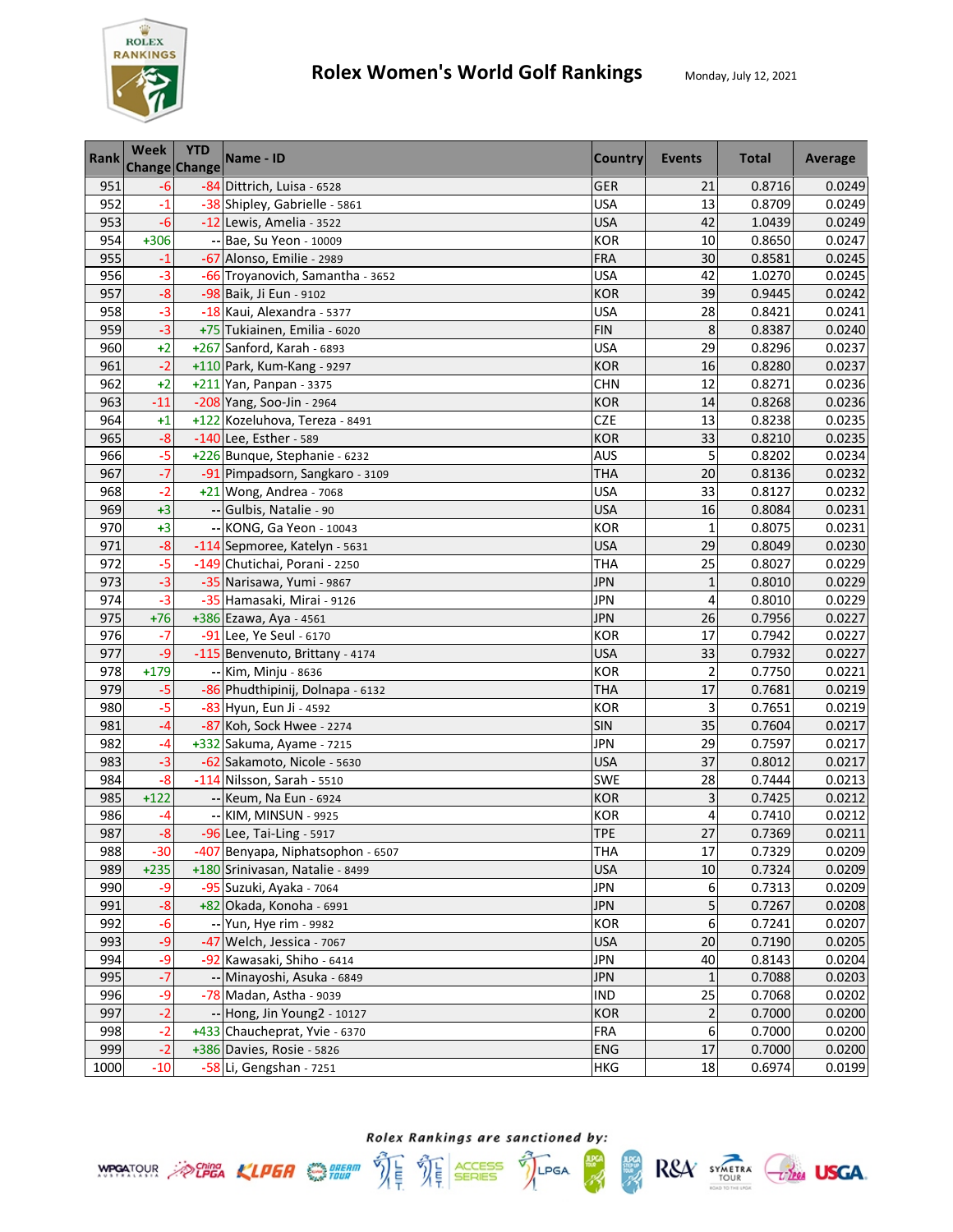# Rolex Women's World Golf Rankings

Monday, July 12, 2021

| Rank | Week Change | YTD Change | Name - ID | Country | Events | Total | Average |
|---|---|---|---|---|---|---|---|
| 951 | -6 | -84 | Dittrich, Luisa - 6528 | GER | 21 | 0.8716 | 0.0249 |
| 952 | -1 | -38 | Shipley, Gabrielle - 5861 | USA | 13 | 0.8709 | 0.0249 |
| 953 | -6 | -12 | Lewis, Amelia - 3522 | USA | 42 | 1.0439 | 0.0249 |
| 954 | +306 | -- | Bae, Su Yeon - 10009 | KOR | 10 | 0.8650 | 0.0247 |
| 955 | -1 | -67 | Alonso, Emilie - 2989 | FRA | 30 | 0.8581 | 0.0245 |
| 956 | -3 | -66 | Troyanovich, Samantha - 3652 | USA | 42 | 1.0270 | 0.0245 |
| 957 | -8 | -98 | Baik, Ji Eun - 9102 | KOR | 39 | 0.9445 | 0.0242 |
| 958 | -3 | -18 | Kaui, Alexandra - 5377 | USA | 28 | 0.8421 | 0.0241 |
| 959 | -3 | +75 | Tukiainen, Emilia - 6020 | FIN | 8 | 0.8387 | 0.0240 |
| 960 | +2 | +267 | Sanford, Karah - 6893 | USA | 29 | 0.8296 | 0.0237 |
| 961 | -2 | +110 | Park, Kum-Kang - 9297 | KOR | 16 | 0.8280 | 0.0237 |
| 962 | +2 | +211 | Yan, Panpan - 3375 | CHN | 12 | 0.8271 | 0.0236 |
| 963 | -11 | -208 | Yang, Soo-Jin - 2964 | KOR | 14 | 0.8268 | 0.0236 |
| 964 | +1 | +122 | Kozeluhova, Tereza - 8491 | CZE | 13 | 0.8238 | 0.0235 |
| 965 | -8 | -140 | Lee, Esther - 589 | KOR | 33 | 0.8210 | 0.0235 |
| 966 | -5 | +226 | Bunque, Stephanie - 6232 | AUS | 5 | 0.8202 | 0.0234 |
| 967 | -7 | -91 | Pimpadsorn, Sangkaro - 3109 | THA | 20 | 0.8136 | 0.0232 |
| 968 | -2 | +21 | Wong, Andrea - 7068 | USA | 33 | 0.8127 | 0.0232 |
| 969 | +3 | -- | Gulbis, Natalie - 90 | USA | 16 | 0.8084 | 0.0231 |
| 970 | +3 | -- | KONG, Ga Yeon - 10043 | KOR | 1 | 0.8075 | 0.0231 |
| 971 | -8 | -114 | Sepmoree, Katelyn - 5631 | USA | 29 | 0.8049 | 0.0230 |
| 972 | -5 | -149 | Chutichai, Porani - 2250 | THA | 25 | 0.8027 | 0.0229 |
| 973 | -3 | -35 | Narisawa, Yumi - 9867 | JPN | 1 | 0.8010 | 0.0229 |
| 974 | -3 | -35 | Hamasaki, Mirai - 9126 | JPN | 4 | 0.8010 | 0.0229 |
| 975 | +76 | +386 | Ezawa, Aya - 4561 | JPN | 26 | 0.7956 | 0.0227 |
| 976 | -7 | -91 | Lee, Ye Seul - 6170 | KOR | 17 | 0.7942 | 0.0227 |
| 977 | -9 | -115 | Benvenuto, Brittany - 4174 | USA | 33 | 0.7932 | 0.0227 |
| 978 | +179 | -- | Kim, Minju - 8636 | KOR | 2 | 0.7750 | 0.0221 |
| 979 | -5 | -86 | Phudthipinij, Dolnapa - 6132 | THA | 17 | 0.7681 | 0.0219 |
| 980 | -5 | -83 | Hyun, Eun Ji - 4592 | KOR | 3 | 0.7651 | 0.0219 |
| 981 | -4 | -87 | Koh, Sock Hwee - 2274 | SIN | 35 | 0.7604 | 0.0217 |
| 982 | -4 | +332 | Sakuma, Ayame - 7215 | JPN | 29 | 0.7597 | 0.0217 |
| 983 | -3 | -62 | Sakamoto, Nicole - 5630 | USA | 37 | 0.8012 | 0.0217 |
| 984 | -8 | -114 | Nilsson, Sarah - 5510 | SWE | 28 | 0.7444 | 0.0213 |
| 985 | +122 | -- | Keum, Na Eun - 6924 | KOR | 3 | 0.7425 | 0.0212 |
| 986 | -4 | -- | KIM, MINSUN - 9925 | KOR | 4 | 0.7410 | 0.0212 |
| 987 | -8 | -96 | Lee, Tai-Ling - 5917 | TPE | 27 | 0.7369 | 0.0211 |
| 988 | -30 | -407 | Benyapa, Niphatsophon - 6507 | THA | 17 | 0.7329 | 0.0209 |
| 989 | +235 | +180 | Srinivasan, Natalie - 8499 | USA | 10 | 0.7324 | 0.0209 |
| 990 | -9 | -95 | Suzuki, Ayaka - 7064 | JPN | 6 | 0.7313 | 0.0209 |
| 991 | -8 | +82 | Okada, Konoha - 6991 | JPN | 5 | 0.7267 | 0.0208 |
| 992 | -6 | -- | Yun, Hye rim - 9982 | KOR | 6 | 0.7241 | 0.0207 |
| 993 | -9 | -47 | Welch, Jessica - 7067 | USA | 20 | 0.7190 | 0.0205 |
| 994 | -9 | -92 | Kawasaki, Shiho - 6414 | JPN | 40 | 0.8143 | 0.0204 |
| 995 | -7 | -- | Minayoshi, Asuka - 6849 | JPN | 1 | 0.7088 | 0.0203 |
| 996 | -9 | -78 | Madan, Astha - 9039 | IND | 25 | 0.7068 | 0.0202 |
| 997 | -2 | -- | Hong, Jin Young2 - 10127 | KOR | 2 | 0.7000 | 0.0200 |
| 998 | -2 | +433 | Chauchepat, Yvie - 6370 | FRA | 6 | 0.7000 | 0.0200 |
| 999 | -2 | +386 | Davies, Rosie - 5826 | ENG | 17 | 0.7000 | 0.0200 |
| 1000 | -10 | -58 | Li, Gengshan - 7251 | HKG | 18 | 0.6974 | 0.0199 |

*Rolex Rankings are sanctioned by:*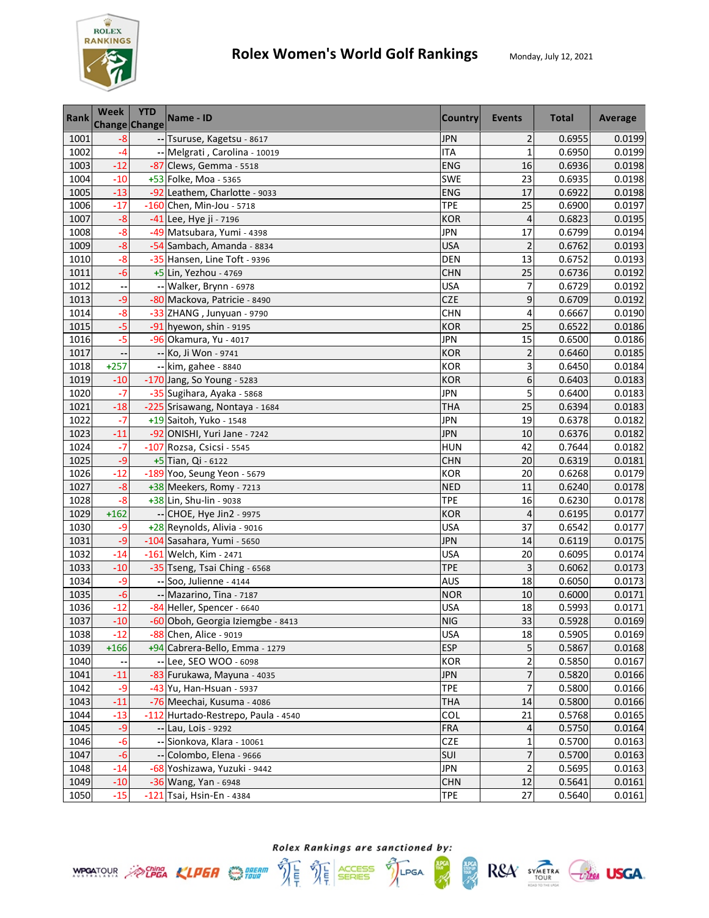# Rolex Women's World Golf Rankings

Monday, July 12, 2021

| Rank | Week Change | YTD Change | Name - ID | Country | Events | Total | Average |
|---|---|---|---|---|---|---|---|
| 1001 | -8 | -- | Tsuruse, Kagetsu - 8617 | JPN | 2 | 0.6955 | 0.0199 |
| 1002 | -4 | -- | Melgrati , Carolina - 10019 | ITA | 1 | 0.6950 | 0.0199 |
| 1003 | -12 | -87 | Clews, Gemma - 5518 | ENG | 16 | 0.6936 | 0.0198 |
| 1004 | -10 | +53 | Folke, Moa - 5365 | SWE | 23 | 0.6935 | 0.0198 |
| 1005 | -13 | -92 | Leathem, Charlotte - 9033 | ENG | 17 | 0.6922 | 0.0198 |
| 1006 | -17 | -160 | Chen, Min-Jou - 5718 | TPE | 25 | 0.6900 | 0.0197 |
| 1007 | -8 | -41 | Lee, Hye ji - 7196 | KOR | 4 | 0.6823 | 0.0195 |
| 1008 | -8 | -49 | Matsubara, Yumi - 4398 | JPN | 17 | 0.6799 | 0.0194 |
| 1009 | -8 | -54 | Sambach, Amanda - 8834 | USA | 2 | 0.6762 | 0.0193 |
| 1010 | -8 | -35 | Hansen, Line Toft - 9396 | DEN | 13 | 0.6752 | 0.0193 |
| 1011 | -6 | +5 | Lin, Yezhou - 4769 | CHN | 25 | 0.6736 | 0.0192 |
| 1012 | -- | -- | Walker, Brynn - 6978 | USA | 7 | 0.6729 | 0.0192 |
| 1013 | -9 | -80 | Mackova, Patricie - 8490 | CZE | 9 | 0.6709 | 0.0192 |
| 1014 | -8 | -33 | ZHANG , Junyuan - 9790 | CHN | 4 | 0.6667 | 0.0190 |
| 1015 | -5 | -91 | hyewon, shin - 9195 | KOR | 25 | 0.6522 | 0.0186 |
| 1016 | -5 | -96 | Okamura, Yu - 4017 | JPN | 15 | 0.6500 | 0.0186 |
| 1017 | -- | -- | Ko, Ji Won - 9741 | KOR | 2 | 0.6460 | 0.0185 |
| 1018 | +257 | -- | kim, gahee - 8840 | KOR | 3 | 0.6450 | 0.0184 |
| 1019 | -10 | -170 | Jang, So Young - 5283 | KOR | 6 | 0.6403 | 0.0183 |
| 1020 | -7 | -35 | Sugihara, Ayaka - 5868 | JPN | 5 | 0.6400 | 0.0183 |
| 1021 | -18 | -225 | Srisawang, Nontaya - 1684 | THA | 25 | 0.6394 | 0.0183 |
| 1022 | -7 | +19 | Saitoh, Yuko - 1548 | JPN | 19 | 0.6378 | 0.0182 |
| 1023 | -11 | -92 | ONISHI, Yuri Jane - 7242 | JPN | 10 | 0.6376 | 0.0182 |
| 1024 | -7 | -107 | Rozsa, Csicsi - 5545 | HUN | 42 | 0.7644 | 0.0182 |
| 1025 | -9 | +5 | Tian, Qi - 6122 | CHN | 20 | 0.6319 | 0.0181 |
| 1026 | -12 | -189 | Yoo, Seung Yeon - 5679 | KOR | 20 | 0.6268 | 0.0179 |
| 1027 | -8 | +38 | Meekers, Romy - 7213 | NED | 11 | 0.6240 | 0.0178 |
| 1028 | -8 | +38 | Lin, Shu-lin - 9038 | TPE | 16 | 0.6230 | 0.0178 |
| 1029 | +162 | -- | CHOE, Hye Jin2 - 9975 | KOR | 4 | 0.6195 | 0.0177 |
| 1030 | -9 | +28 | Reynolds, Alivia - 9016 | USA | 37 | 0.6542 | 0.0177 |
| 1031 | -9 | -104 | Sasahara, Yumi - 5650 | JPN | 14 | 0.6119 | 0.0175 |
| 1032 | -14 | -161 | Welch, Kim - 2471 | USA | 20 | 0.6095 | 0.0174 |
| 1033 | -10 | -35 | Tseng, Tsai Ching - 6568 | TPE | 3 | 0.6062 | 0.0173 |
| 1034 | -9 | -- | Soo, Julienne - 4144 | AUS | 18 | 0.6050 | 0.0173 |
| 1035 | -6 | -- | Mazarino, Tina - 7187 | NOR | 10 | 0.6000 | 0.0171 |
| 1036 | -12 | -84 | Heller, Spencer - 6640 | USA | 18 | 0.5993 | 0.0171 |
| 1037 | -10 | -60 | Oboh, Georgia Iziemgbe - 8413 | NIG | 33 | 0.5928 | 0.0169 |
| 1038 | -12 | -88 | Chen, Alice - 9019 | USA | 18 | 0.5905 | 0.0169 |
| 1039 | +166 | +94 | Cabrera-Bello, Emma - 1279 | ESP | 5 | 0.5867 | 0.0168 |
| 1040 | -- | -- | Lee, SEO WOO - 6098 | KOR | 2 | 0.5850 | 0.0167 |
| 1041 | -11 | -83 | Furukawa, Mayuna - 4035 | JPN | 7 | 0.5820 | 0.0166 |
| 1042 | -9 | -43 | Yu, Han-Hsuan - 5937 | TPE | 7 | 0.5800 | 0.0166 |
| 1043 | -11 | -76 | Meechai, Kusuma - 4086 | THA | 14 | 0.5800 | 0.0166 |
| 1044 | -13 | -112 | Hurtado-Restrepo, Paula - 4540 | COL | 21 | 0.5768 | 0.0165 |
| 1045 | -9 | -- | Lau, Lois - 9292 | FRA | 4 | 0.5750 | 0.0164 |
| 1046 | -6 | -- | Sionkova, Klara - 10061 | CZE | 1 | 0.5700 | 0.0163 |
| 1047 | -6 | -- | Colombo, Elena - 9666 | SUI | 7 | 0.5700 | 0.0163 |
| 1048 | -14 | -68 | Yoshizawa, Yuzuki - 9442 | JPN | 2 | 0.5695 | 0.0163 |
| 1049 | -10 | -36 | Wang, Yan - 6948 | CHN | 12 | 0.5641 | 0.0161 |
| 1050 | -15 | -121 | Tsai, Hsin-En - 4384 | TPE | 27 | 0.5640 | 0.0161 |

*Rolex Rankings are sanctioned by:*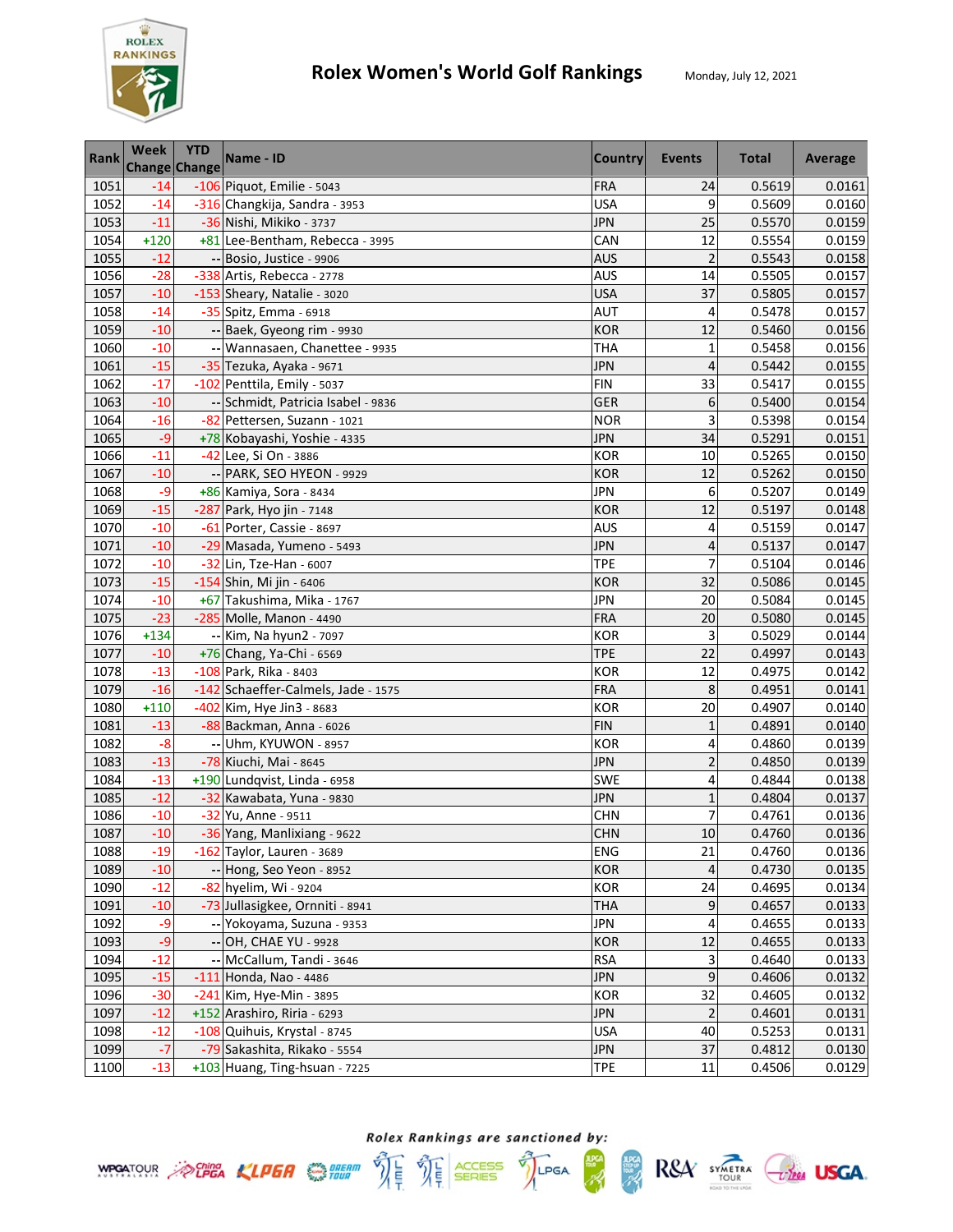# Rolex Women's World Golf Rankings

Monday, July 12, 2021

| Rank | Week Change | YTD Change | Name - ID | Country | Events | Total | Average |
|---|---|---|---|---|---|---|---|
| 1051 | -14 | -106 | Piquot, Emilie - 5043 | FRA | 24 | 0.5619 | 0.0161 |
| 1052 | -14 | -316 | Changkija, Sandra - 3953 | USA | 9 | 0.5609 | 0.0160 |
| 1053 | -11 | -36 | Nishi, Mikiko - 3737 | JPN | 25 | 0.5570 | 0.0159 |
| 1054 | +120 | +81 | Lee-Bentham, Rebecca - 3995 | CAN | 12 | 0.5554 | 0.0159 |
| 1055 | -12 | -- | Bosio, Justice - 9906 | AUS | 2 | 0.5543 | 0.0158 |
| 1056 | -28 | -338 | Artis, Rebecca - 2778 | AUS | 14 | 0.5505 | 0.0157 |
| 1057 | -10 | -153 | Sheary, Natalie - 3020 | USA | 37 | 0.5805 | 0.0157 |
| 1058 | -14 | -35 | Spitz, Emma - 6918 | AUT | 4 | 0.5478 | 0.0157 |
| 1059 | -10 | -- | Baek, Gyeong rim - 9930 | KOR | 12 | 0.5460 | 0.0156 |
| 1060 | -10 | -- | Wannasaen, Chanettee - 9935 | THA | 1 | 0.5458 | 0.0156 |
| 1061 | -15 | -35 | Tezuka, Ayaka - 9671 | JPN | 4 | 0.5442 | 0.0155 |
| 1062 | -17 | -102 | Penttila, Emily - 5037 | FIN | 33 | 0.5417 | 0.0155 |
| 1063 | -10 | -- | Schmidt, Patricia Isabel - 9836 | GER | 6 | 0.5400 | 0.0154 |
| 1064 | -16 | -82 | Pettersen, Suzann - 1021 | NOR | 3 | 0.5398 | 0.0154 |
| 1065 | -9 | +78 | Kobayashi, Yoshie - 4335 | JPN | 34 | 0.5291 | 0.0151 |
| 1066 | -11 | -42 | Lee, Si On - 3886 | KOR | 10 | 0.5265 | 0.0150 |
| 1067 | -10 | -- | PARK, SEO HYEON - 9929 | KOR | 12 | 0.5262 | 0.0150 |
| 1068 | -9 | +86 | Kamiya, Sora - 8434 | JPN | 6 | 0.5207 | 0.0149 |
| 1069 | -15 | -287 | Park, Hyo jin - 7148 | KOR | 12 | 0.5197 | 0.0148 |
| 1070 | -10 | -61 | Porter, Cassie - 8697 | AUS | 4 | 0.5159 | 0.0147 |
| 1071 | -10 | -29 | Masada, Yumeno - 5493 | JPN | 4 | 0.5137 | 0.0147 |
| 1072 | -10 | -32 | Lin, Tze-Han - 6007 | TPE | 7 | 0.5104 | 0.0146 |
| 1073 | -15 | -154 | Shin, Mi jin - 6406 | KOR | 32 | 0.5086 | 0.0145 |
| 1074 | -10 | +67 | Takushima, Mika - 1767 | JPN | 20 | 0.5084 | 0.0145 |
| 1075 | -23 | -285 | Molle, Manon - 4490 | FRA | 20 | 0.5080 | 0.0145 |
| 1076 | +134 | -- | Kim, Na hyun2 - 7097 | KOR | 3 | 0.5029 | 0.0144 |
| 1077 | -10 | +76 | Chang, Ya-Chi - 6569 | TPE | 22 | 0.4997 | 0.0143 |
| 1078 | -13 | -108 | Park, Rika - 8403 | KOR | 12 | 0.4975 | 0.0142 |
| 1079 | -16 | -142 | Schaeffer-Calmels, Jade - 1575 | FRA | 8 | 0.4951 | 0.0141 |
| 1080 | +110 | -402 | Kim, Hye Jin3 - 8683 | KOR | 20 | 0.4907 | 0.0140 |
| 1081 | -13 | -88 | Backman, Anna - 6026 | FIN | 1 | 0.4891 | 0.0140 |
| 1082 | -8 | -- | Uhm, KYUWON - 8957 | KOR | 4 | 0.4860 | 0.0139 |
| 1083 | -13 | -78 | Kiuchi, Mai - 8645 | JPN | 2 | 0.4850 | 0.0139 |
| 1084 | -13 | +190 | Lundqvist, Linda - 6958 | SWE | 4 | 0.4844 | 0.0138 |
| 1085 | -12 | -32 | Kawabata, Yuna - 9830 | JPN | 1 | 0.4804 | 0.0137 |
| 1086 | -10 | -32 | Yu, Anne - 9511 | CHN | 7 | 0.4761 | 0.0136 |
| 1087 | -10 | -36 | Yang, Manlixiang - 9622 | CHN | 10 | 0.4760 | 0.0136 |
| 1088 | -19 | -162 | Taylor, Lauren - 3689 | ENG | 21 | 0.4760 | 0.0136 |
| 1089 | -10 | -- | Hong, Seo Yeon - 8952 | KOR | 4 | 0.4730 | 0.0135 |
| 1090 | -12 | -82 | hyelim, Wi - 9204 | KOR | 24 | 0.4695 | 0.0134 |
| 1091 | -10 | -73 | Jullasigkee, Ornniti - 8941 | THA | 9 | 0.4657 | 0.0133 |
| 1092 | -9 | -- | Yokoyama, Suzuna - 9353 | JPN | 4 | 0.4655 | 0.0133 |
| 1093 | -9 | -- | OH, CHAE YU - 9928 | KOR | 12 | 0.4655 | 0.0133 |
| 1094 | -12 | -- | McCallum, Tandi - 3646 | RSA | 3 | 0.4640 | 0.0133 |
| 1095 | -15 | -111 | Honda, Nao - 4486 | JPN | 9 | 0.4606 | 0.0132 |
| 1096 | -30 | -241 | Kim, Hye-Min - 3895 | KOR | 32 | 0.4605 | 0.0132 |
| 1097 | -12 | +152 | Arashiro, Riria - 6293 | JPN | 2 | 0.4601 | 0.0131 |
| 1098 | -12 | -108 | Quihuis, Krystal - 8745 | USA | 40 | 0.5253 | 0.0131 |
| 1099 | -7 | -79 | Sakashita, Rikako - 5554 | JPN | 37 | 0.4812 | 0.0130 |
| 1100 | -13 | +103 | Huang, Ting-hsuan - 7225 | TPE | 11 | 0.4506 | 0.0129 |

*Rolex Rankings are sanctioned by:*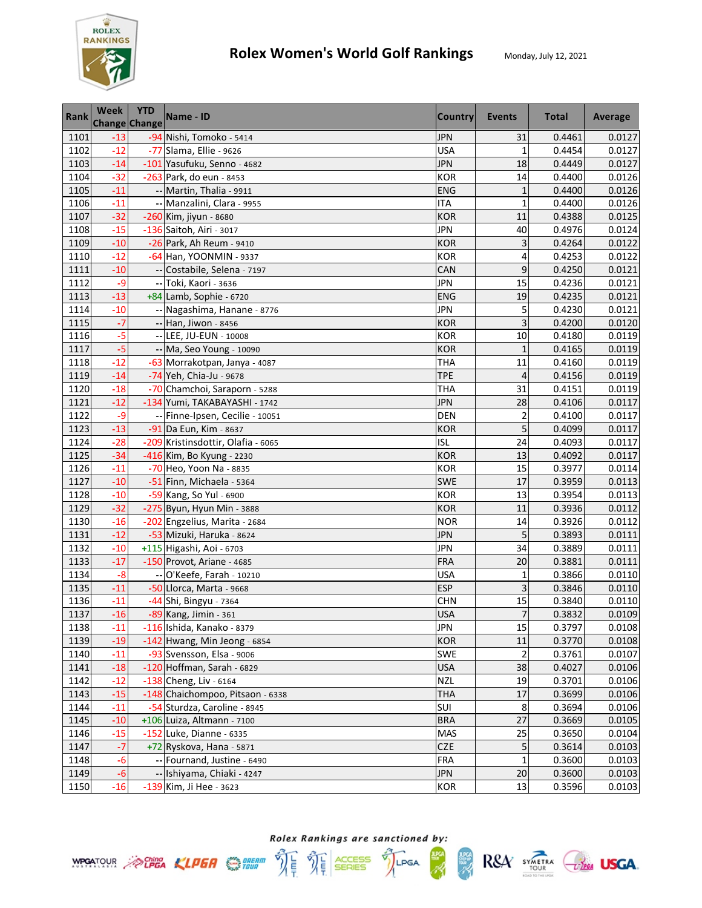# Rolex Women's World Golf Rankings

Monday, July 12, 2021

| Rank | Week Change | YTD Change | Name - ID | Country | Events | Total | Average |
|---|---|---|---|---|---|---|---|
| 1101 | -13 | -94 | Nishi, Tomoko - 5414 | JPN | 31 | 0.4461 | 0.0127 |
| 1102 | -12 | -77 | Slama, Ellie - 9626 | USA | 1 | 0.4454 | 0.0127 |
| 1103 | -14 | -101 | Yasufuku, Senno - 4682 | JPN | 18 | 0.4449 | 0.0127 |
| 1104 | -32 | -263 | Park, do eun - 8453 | KOR | 14 | 0.4400 | 0.0126 |
| 1105 | -11 | -- | Martin, Thalia - 9911 | ENG | 1 | 0.4400 | 0.0126 |
| 1106 | -11 | -- | Manzalini, Clara - 9955 | ITA | 1 | 0.4400 | 0.0126 |
| 1107 | -32 | -260 | Kim, jiyun - 8680 | KOR | 11 | 0.4388 | 0.0125 |
| 1108 | -15 | -136 | Saitoh, Airi - 3017 | JPN | 40 | 0.4976 | 0.0124 |
| 1109 | -10 | -26 | Park, Ah Reum - 9410 | KOR | 3 | 0.4264 | 0.0122 |
| 1110 | -12 | -64 | Han, YOONMIN - 9337 | KOR | 4 | 0.4253 | 0.0122 |
| 1111 | -10 | -- | Costabile, Selena - 7197 | CAN | 9 | 0.4250 | 0.0121 |
| 1112 | -9 | -- | Toki, Kaori - 3636 | JPN | 15 | 0.4236 | 0.0121 |
| 1113 | -13 | +84 | Lamb, Sophie - 6720 | ENG | 19 | 0.4235 | 0.0121 |
| 1114 | -10 | -- | Nagashima, Hanane - 8776 | JPN | 5 | 0.4230 | 0.0121 |
| 1115 | -7 | -- | Han, Jiwon - 8456 | KOR | 3 | 0.4200 | 0.0120 |
| 1116 | -5 | -- | LEE, JU-EUN - 10008 | KOR | 10 | 0.4180 | 0.0119 |
| 1117 | -5 | -- | Ma, Seo Young - 10090 | KOR | 1 | 0.4165 | 0.0119 |
| 1118 | -12 | -63 | Morrakotpan, Janya - 4087 | THA | 11 | 0.4160 | 0.0119 |
| 1119 | -14 | -74 | Yeh, Chia-Ju - 9678 | TPE | 4 | 0.4156 | 0.0119 |
| 1120 | -18 | -70 | Chamchoi, Saraporn - 5288 | THA | 31 | 0.4151 | 0.0119 |
| 1121 | -12 | -134 | Yumi, TAKABAYASHI - 1742 | JPN | 28 | 0.4106 | 0.0117 |
| 1122 | -9 | -- | Finne-Ipsen, Cecilie - 10051 | DEN | 2 | 0.4100 | 0.0117 |
| 1123 | -13 | -91 | Da Eun, Kim - 8637 | KOR | 5 | 0.4099 | 0.0117 |
| 1124 | -28 | -209 | Kristinsdottir, Olafia - 6065 | ISL | 24 | 0.4093 | 0.0117 |
| 1125 | -34 | -416 | Kim, Bo Kyung - 2230 | KOR | 13 | 0.4092 | 0.0117 |
| 1126 | -11 | -70 | Heo, Yoon Na - 8835 | KOR | 15 | 0.3977 | 0.0114 |
| 1127 | -10 | -51 | Finn, Michaela - 5364 | SWE | 17 | 0.3959 | 0.0113 |
| 1128 | -10 | -59 | Kang, So Yul - 6900 | KOR | 13 | 0.3954 | 0.0113 |
| 1129 | -32 | -275 | Byun, Hyun Min - 3888 | KOR | 11 | 0.3936 | 0.0112 |
| 1130 | -16 | -202 | Engzelius, Marita - 2684 | NOR | 14 | 0.3926 | 0.0112 |
| 1131 | -12 | -53 | Mizuki, Haruka - 8624 | JPN | 5 | 0.3893 | 0.0111 |
| 1132 | -10 | +115 | Higashi, Aoi - 6703 | JPN | 34 | 0.3889 | 0.0111 |
| 1133 | -17 | -150 | Provot, Ariane - 4685 | FRA | 20 | 0.3881 | 0.0111 |
| 1134 | -8 | -- | O'Keefe, Farah - 10210 | USA | 1 | 0.3866 | 0.0110 |
| 1135 | -11 | -50 | Llorca, Marta - 9668 | ESP | 3 | 0.3846 | 0.0110 |
| 1136 | -11 | -44 | Shi, Bingyu - 7364 | CHN | 15 | 0.3840 | 0.0110 |
| 1137 | -16 | -89 | Kang, Jimin - 361 | USA | 7 | 0.3832 | 0.0109 |
| 1138 | -11 | -116 | Ishida, Kanako - 8379 | JPN | 15 | 0.3797 | 0.0108 |
| 1139 | -19 | -142 | Hwang, Min Jeong - 6854 | KOR | 11 | 0.3770 | 0.0108 |
| 1140 | -11 | -93 | Svensson, Elsa - 9006 | SWE | 2 | 0.3761 | 0.0107 |
| 1141 | -18 | -120 | Hoffman, Sarah - 6829 | USA | 38 | 0.4027 | 0.0106 |
| 1142 | -12 | -138 | Cheng, Liv - 6164 | NZL | 19 | 0.3701 | 0.0106 |
| 1143 | -15 | -148 | Chaichompoo, Pitsaon - 6338 | THA | 17 | 0.3699 | 0.0106 |
| 1144 | -11 | -54 | Sturdza, Caroline - 8945 | SUI | 8 | 0.3694 | 0.0106 |
| 1145 | -10 | +106 | Luiza, Altmann - 7100 | BRA | 27 | 0.3669 | 0.0105 |
| 1146 | -15 | -152 | Luke, Dianne - 6335 | MAS | 25 | 0.3650 | 0.0104 |
| 1147 | -7 | +72 | Ryskova, Hana - 5871 | CZE | 5 | 0.3614 | 0.0103 |
| 1148 | -6 | -- | Fournand, Justine - 6490 | FRA | 1 | 0.3600 | 0.0103 |
| 1149 | -6 | -- | Ishiyama, Chiaki - 4247 | JPN | 20 | 0.3600 | 0.0103 |
| 1150 | -16 | -139 | Kim, Ji Hee - 3623 | KOR | 13 | 0.3596 | 0.0103 |

*Rolex Rankings are sanctioned by:*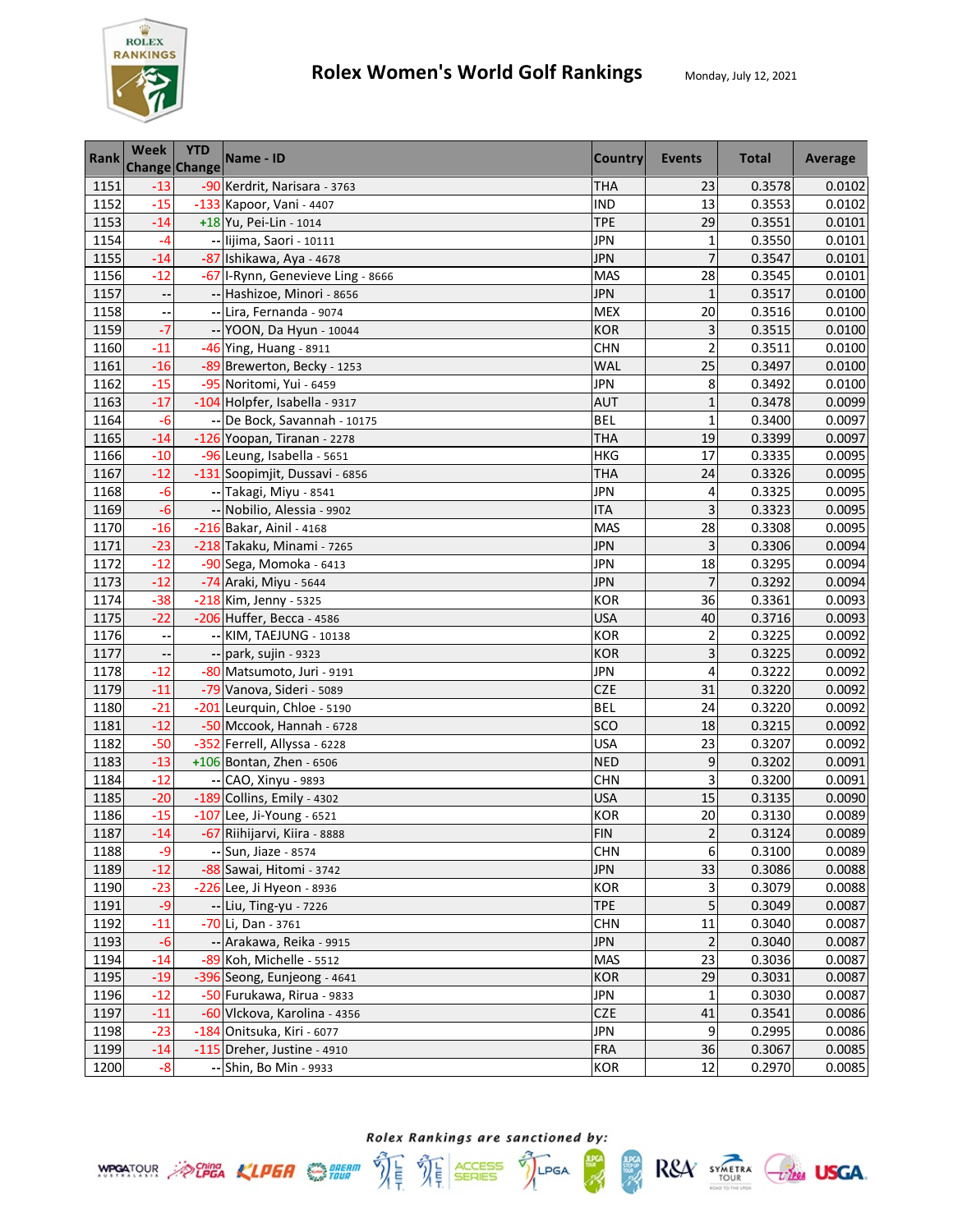# Rolex Women's World Golf Rankings

Monday, July 12, 2021

| Rank | Week Change | YTD Change | Name - ID | Country | Events | Total | Average |
|---|---|---|---|---|---|---|---|
| 1151 | -13 | -90 | Kerdrit, Narisara - 3763 | THA | 23 | 0.3578 | 0.0102 |
| 1152 | -15 | -133 | Kapoor, Vani - 4407 | IND | 13 | 0.3553 | 0.0102 |
| 1153 | -14 | +18 | Yu, Pei-Lin - 1014 | TPE | 29 | 0.3551 | 0.0101 |
| 1154 | -4 | -- | Iijima, Saori - 10111 | JPN | 1 | 0.3550 | 0.0101 |
| 1155 | -14 | -87 | Ishikawa, Aya - 4678 | JPN | 7 | 0.3547 | 0.0101 |
| 1156 | -12 | -67 | I-Rynn, Genevieve Ling - 8666 | MAS | 28 | 0.3545 | 0.0101 |
| 1157 | -- | -- | Hashizoe, Minori - 8656 | JPN | 1 | 0.3517 | 0.0100 |
| 1158 | -- | -- | Lira, Fernanda - 9074 | MEX | 20 | 0.3516 | 0.0100 |
| 1159 | -7 | -- | YOON, Da Hyun - 10044 | KOR | 3 | 0.3515 | 0.0100 |
| 1160 | -11 | -46 | Ying, Huang - 8911 | CHN | 2 | 0.3511 | 0.0100 |
| 1161 | -16 | -89 | Brewerton, Becky - 1253 | WAL | 25 | 0.3497 | 0.0100 |
| 1162 | -15 | -95 | Noritomi, Yui - 6459 | JPN | 8 | 0.3492 | 0.0100 |
| 1163 | -17 | -104 | Holpfer, Isabella - 9317 | AUT | 1 | 0.3478 | 0.0099 |
| 1164 | -6 | -- | De Bock, Savannah - 10175 | BEL | 1 | 0.3400 | 0.0097 |
| 1165 | -14 | -126 | Yoopan, Tiranan - 2278 | THA | 19 | 0.3399 | 0.0097 |
| 1166 | -10 | -96 | Leung, Isabella - 5651 | HKG | 17 | 0.3335 | 0.0095 |
| 1167 | -12 | -131 | Soopimjit, Dussavi - 6856 | THA | 24 | 0.3326 | 0.0095 |
| 1168 | -6 | -- | Takagi, Miyu - 8541 | JPN | 4 | 0.3325 | 0.0095 |
| 1169 | -6 | -- | Nobilio, Alessia - 9902 | ITA | 3 | 0.3323 | 0.0095 |
| 1170 | -16 | -216 | Bakar, Ainil - 4168 | MAS | 28 | 0.3308 | 0.0095 |
| 1171 | -23 | -218 | Takaku, Minami - 7265 | JPN | 3 | 0.3306 | 0.0094 |
| 1172 | -12 | -90 | Sega, Momoka - 6413 | JPN | 18 | 0.3295 | 0.0094 |
| 1173 | -12 | -74 | Araki, Miyu - 5644 | JPN | 7 | 0.3292 | 0.0094 |
| 1174 | -38 | -218 | Kim, Jenny - 5325 | KOR | 36 | 0.3361 | 0.0093 |
| 1175 | -22 | -206 | Huffer, Becca - 4586 | USA | 40 | 0.3716 | 0.0093 |
| 1176 | -- | -- | KIM, TAEJUNG - 10138 | KOR | 2 | 0.3225 | 0.0092 |
| 1177 | -- | -- | park, sujin - 9323 | KOR | 3 | 0.3225 | 0.0092 |
| 1178 | -12 | -80 | Matsumoto, Juri - 9191 | JPN | 4 | 0.3222 | 0.0092 |
| 1179 | -11 | -79 | Vanova, Sideri - 5089 | CZE | 31 | 0.3220 | 0.0092 |
| 1180 | -21 | -201 | Leurquin, Chloe - 5190 | BEL | 24 | 0.3220 | 0.0092 |
| 1181 | -12 | -50 | Mccook, Hannah - 6728 | SCO | 18 | 0.3215 | 0.0092 |
| 1182 | -50 | -352 | Ferrell, Allyssa - 6228 | USA | 23 | 0.3207 | 0.0092 |
| 1183 | -13 | +106 | Bontan, Zhen - 6506 | NED | 9 | 0.3202 | 0.0091 |
| 1184 | -12 | -- | CAO, Xinyu - 9893 | CHN | 3 | 0.3200 | 0.0091 |
| 1185 | -20 | -189 | Collins, Emily - 4302 | USA | 15 | 0.3135 | 0.0090 |
| 1186 | -15 | -107 | Lee, Ji-Young - 6521 | KOR | 20 | 0.3130 | 0.0089 |
| 1187 | -14 | -67 | Riihijarvi, Kiira - 8888 | FIN | 2 | 0.3124 | 0.0089 |
| 1188 | -9 | -- | Sun, Jiaze - 8574 | CHN | 6 | 0.3100 | 0.0089 |
| 1189 | -12 | -88 | Sawai, Hitomi - 3742 | JPN | 33 | 0.3086 | 0.0088 |
| 1190 | -23 | -226 | Lee, Ji Hyeon - 8936 | KOR | 3 | 0.3079 | 0.0088 |
| 1191 | -9 | -- | Liu, Ting-yu - 7226 | TPE | 5 | 0.3049 | 0.0087 |
| 1192 | -11 | -70 | Li, Dan - 3761 | CHN | 11 | 0.3040 | 0.0087 |
| 1193 | -6 | -- | Arakawa, Reika - 9915 | JPN | 2 | 0.3040 | 0.0087 |
| 1194 | -14 | -89 | Koh, Michelle - 5512 | MAS | 23 | 0.3036 | 0.0087 |
| 1195 | -19 | -396 | Seong, Eunjeong - 4641 | KOR | 29 | 0.3031 | 0.0087 |
| 1196 | -12 | -50 | Furukawa, Rirua - 9833 | JPN | 1 | 0.3030 | 0.0087 |
| 1197 | -11 | -60 | Vlckova, Karolina - 4356 | CZE | 41 | 0.3541 | 0.0086 |
| 1198 | -23 | -184 | Onitsuka, Kiri - 6077 | JPN | 9 | 0.2995 | 0.0086 |
| 1199 | -14 | -115 | Dreher, Justine - 4910 | FRA | 36 | 0.3067 | 0.0085 |
| 1200 | -8 | -- | Shin, Bo Min - 9933 | KOR | 12 | 0.2970 | 0.0085 |

*Rolex Rankings are sanctioned by:*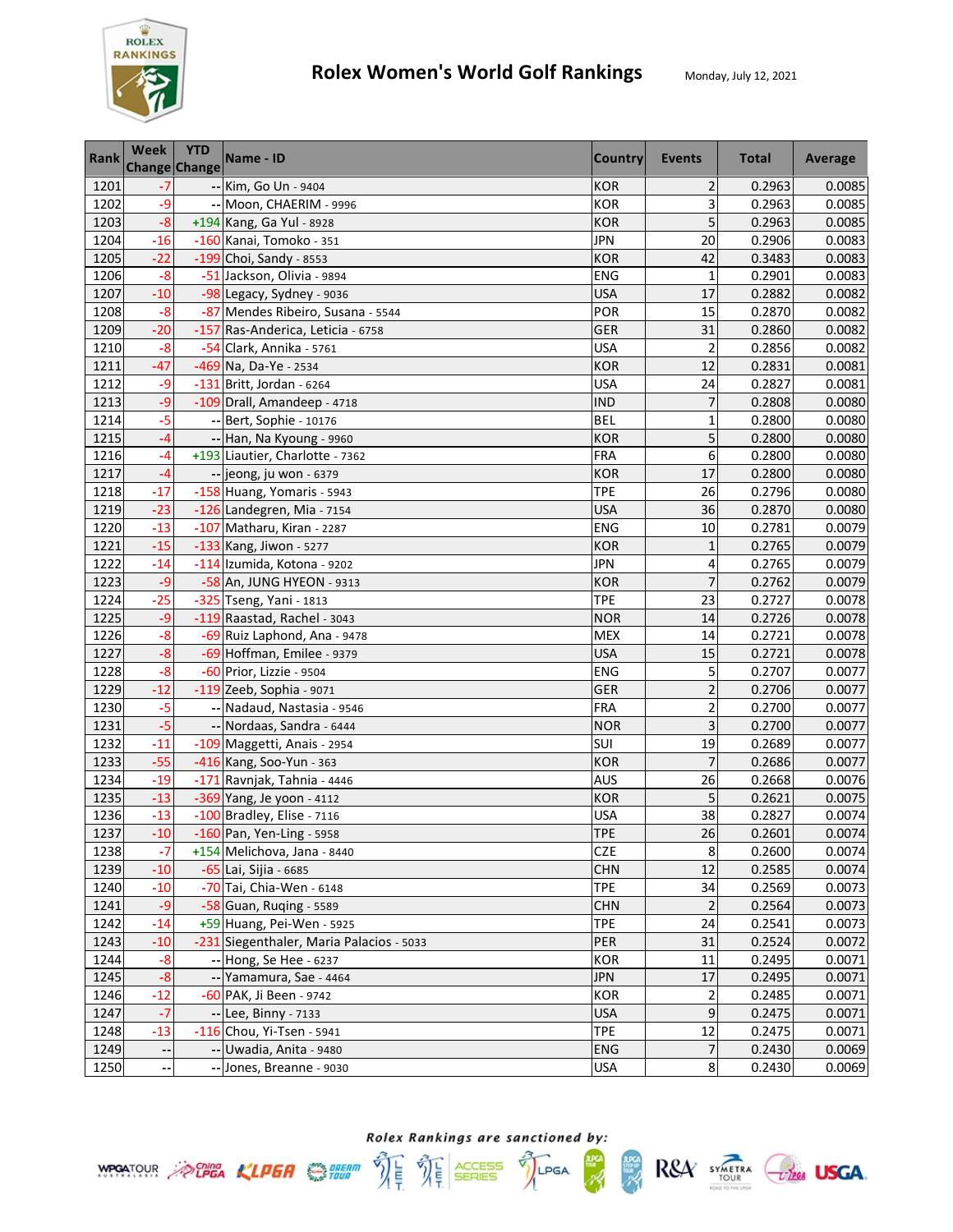# Rolex Women's World Golf Rankings

Monday, July 12, 2021

| Rank | Week Change | YTD Change | Name - ID | Country | Events | Total | Average |
|---|---|---|---|---|---|---|---|
| 1201 | -7 | -- | Kim, Go Un - 9404 | KOR | 2 | 0.2963 | 0.0085 |
| 1202 | -9 | -- | Moon, CHAERIM - 9996 | KOR | 3 | 0.2963 | 0.0085 |
| 1203 | -8 | +194 | Kang, Ga Yul - 8928 | KOR | 5 | 0.2963 | 0.0085 |
| 1204 | -16 | -160 | Kanai, Tomoko - 351 | JPN | 20 | 0.2906 | 0.0083 |
| 1205 | -22 | -199 | Choi, Sandy - 8553 | KOR | 42 | 0.3483 | 0.0083 |
| 1206 | -8 | -51 | Jackson, Olivia - 9894 | ENG | 1 | 0.2901 | 0.0083 |
| 1207 | -10 | -98 | Legacy, Sydney - 9036 | USA | 17 | 0.2882 | 0.0082 |
| 1208 | -8 | -87 | Mendes Ribeiro, Susana - 5544 | POR | 15 | 0.2870 | 0.0082 |
| 1209 | -20 | -157 | Ras-Anderica, Leticia - 6758 | GER | 31 | 0.2860 | 0.0082 |
| 1210 | -8 | -54 | Clark, Annika - 5761 | USA | 2 | 0.2856 | 0.0082 |
| 1211 | -47 | -469 | Na, Da-Ye - 2534 | KOR | 12 | 0.2831 | 0.0081 |
| 1212 | -9 | -131 | Britt, Jordan - 6264 | USA | 24 | 0.2827 | 0.0081 |
| 1213 | -9 | -109 | Drall, Amandeep - 4718 | IND | 7 | 0.2808 | 0.0080 |
| 1214 | -5 | -- | Bert, Sophie - 10176 | BEL | 1 | 0.2800 | 0.0080 |
| 1215 | -4 | -- | Han, Na Kyoung - 9960 | KOR | 5 | 0.2800 | 0.0080 |
| 1216 | -4 | +193 | Liautier, Charlotte - 7362 | FRA | 6 | 0.2800 | 0.0080 |
| 1217 | -4 | -- | jeong, ju won - 6379 | KOR | 17 | 0.2800 | 0.0080 |
| 1218 | -17 | -158 | Huang, Yomaris - 5943 | TPE | 26 | 0.2796 | 0.0080 |
| 1219 | -23 | -126 | Landegren, Mia - 7154 | USA | 36 | 0.2870 | 0.0080 |
| 1220 | -13 | -107 | Matharu, Kiran - 2287 | ENG | 10 | 0.2781 | 0.0079 |
| 1221 | -15 | -133 | Kang, Jiwon - 5277 | KOR | 1 | 0.2765 | 0.0079 |
| 1222 | -14 | -114 | Izumida, Kotona - 9202 | JPN | 4 | 0.2765 | 0.0079 |
| 1223 | -9 | -58 | An, JUNG HYEON - 9313 | KOR | 7 | 0.2762 | 0.0079 |
| 1224 | -25 | -325 | Tseng, Yani - 1813 | TPE | 23 | 0.2727 | 0.0078 |
| 1225 | -9 | -119 | Raastad, Rachel - 3043 | NOR | 14 | 0.2726 | 0.0078 |
| 1226 | -8 | -69 | Ruiz Laphond, Ana - 9478 | MEX | 14 | 0.2721 | 0.0078 |
| 1227 | -8 | -69 | Hoffman, Emilee - 9379 | USA | 15 | 0.2721 | 0.0078 |
| 1228 | -8 | -60 | Prior, Lizzie - 9504 | ENG | 5 | 0.2707 | 0.0077 |
| 1229 | -12 | -119 | Zeeb, Sophia - 9071 | GER | 2 | 0.2706 | 0.0077 |
| 1230 | -5 | -- | Nadaud, Nastasia - 9546 | FRA | 2 | 0.2700 | 0.0077 |
| 1231 | -5 | -- | Nordaas, Sandra - 6444 | NOR | 3 | 0.2700 | 0.0077 |
| 1232 | -11 | -109 | Maggetti, Anais - 2954 | SUI | 19 | 0.2689 | 0.0077 |
| 1233 | -55 | -416 | Kang, Soo-Yun - 363 | KOR | 7 | 0.2686 | 0.0077 |
| 1234 | -19 | -171 | Ravnjak, Tahnia - 4446 | AUS | 26 | 0.2668 | 0.0076 |
| 1235 | -13 | -369 | Yang, Je yoon - 4112 | KOR | 5 | 0.2621 | 0.0075 |
| 1236 | -13 | -100 | Bradley, Elise - 7116 | USA | 38 | 0.2827 | 0.0074 |
| 1237 | -10 | -160 | Pan, Yen-Ling - 5958 | TPE | 26 | 0.2601 | 0.0074 |
| 1238 | -7 | +154 | Melichova, Jana - 8440 | CZE | 8 | 0.2600 | 0.0074 |
| 1239 | -10 | -65 | Lai, Sijia - 6685 | CHN | 12 | 0.2585 | 0.0074 |
| 1240 | -10 | -70 | Tai, Chia-Wen - 6148 | TPE | 34 | 0.2569 | 0.0073 |
| 1241 | -9 | -58 | Guan, Ruqing - 5589 | CHN | 2 | 0.2564 | 0.0073 |
| 1242 | -14 | +59 | Huang, Pei-Wen - 5925 | TPE | 24 | 0.2541 | 0.0073 |
| 1243 | -10 | -231 | Siegenthaler, Maria Palacios - 5033 | PER | 31 | 0.2524 | 0.0072 |
| 1244 | -8 | -- | Hong, Se Hee - 6237 | KOR | 11 | 0.2495 | 0.0071 |
| 1245 | -8 | -- | Yamamura, Sae - 4464 | JPN | 17 | 0.2495 | 0.0071 |
| 1246 | -12 | -60 | PAK, Ji Been - 9742 | KOR | 2 | 0.2485 | 0.0071 |
| 1247 | -7 | -- | Lee, Binny - 7133 | USA | 9 | 0.2475 | 0.0071 |
| 1248 | -13 | -116 | Chou, Yi-Tsen - 5941 | TPE | 12 | 0.2475 | 0.0071 |
| 1249 | -- | -- | Uwadia, Anita - 9480 | ENG | 7 | 0.2430 | 0.0069 |
| 1250 | -- | -- | Jones, Breanne - 9030 | USA | 8 | 0.2430 | 0.0069 |

*Rolex Rankings are sanctioned by:*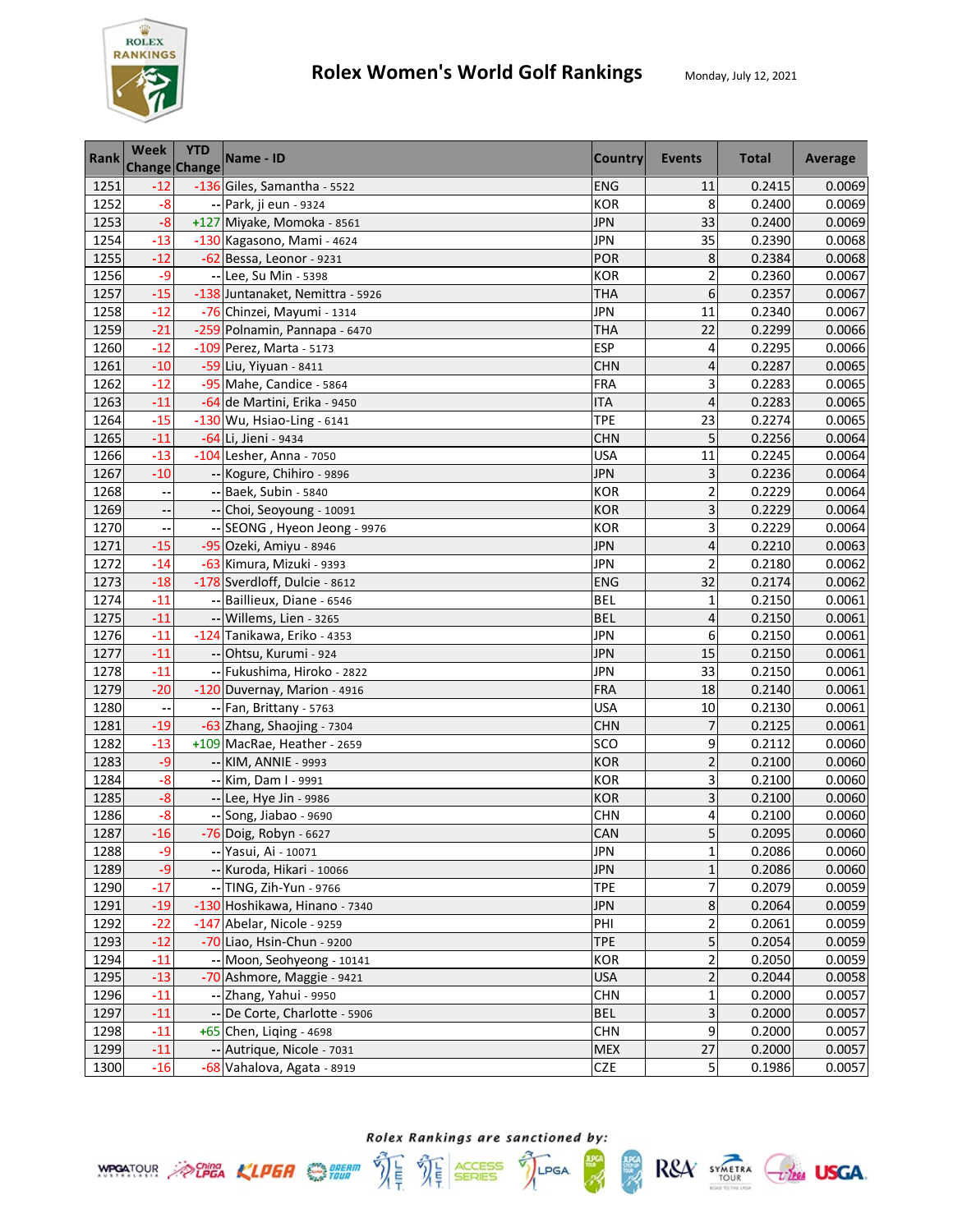# Rolex Women's World Golf Rankings

Monday, July 12, 2021

| Rank | Week Change | YTD Change | Name - ID | Country | Events | Total | Average |
|---|---|---|---|---|---|---|---|
| 1251 | -12 | -136 | Giles, Samantha - 5522 | ENG | 11 | 0.2415 | 0.0069 |
| 1252 | -8 | -- | Park, ji eun - 9324 | KOR | 8 | 0.2400 | 0.0069 |
| 1253 | -8 | +127 | Miyake, Momoka - 8561 | JPN | 33 | 0.2400 | 0.0069 |
| 1254 | -13 | -130 | Kagasono, Mami - 4624 | JPN | 35 | 0.2390 | 0.0068 |
| 1255 | -12 | -62 | Bessa, Leonor - 9231 | POR | 8 | 0.2384 | 0.0068 |
| 1256 | -9 | -- | Lee, Su Min - 5398 | KOR | 2 | 0.2360 | 0.0067 |
| 1257 | -15 | -138 | Juntanaket, Nemittra - 5926 | THA | 6 | 0.2357 | 0.0067 |
| 1258 | -12 | -76 | Chinzei, Mayumi - 1314 | JPN | 11 | 0.2340 | 0.0067 |
| 1259 | -21 | -259 | Polnamin, Pannapa - 6470 | THA | 22 | 0.2299 | 0.0066 |
| 1260 | -12 | -109 | Perez, Marta - 5173 | ESP | 4 | 0.2295 | 0.0066 |
| 1261 | -10 | -59 | Liu, Yiyuan - 8411 | CHN | 4 | 0.2287 | 0.0065 |
| 1262 | -12 | -95 | Mahe, Candice - 5864 | FRA | 3 | 0.2283 | 0.0065 |
| 1263 | -11 | -64 | de Martini, Erika - 9450 | ITA | 4 | 0.2283 | 0.0065 |
| 1264 | -15 | -130 | Wu, Hsiao-Ling - 6141 | TPE | 23 | 0.2274 | 0.0065 |
| 1265 | -11 | -64 | Li, Jieni - 9434 | CHN | 5 | 0.2256 | 0.0064 |
| 1266 | -13 | -104 | Lesher, Anna - 7050 | USA | 11 | 0.2245 | 0.0064 |
| 1267 | -10 | -- | Kogure, Chihiro - 9896 | JPN | 3 | 0.2236 | 0.0064 |
| 1268 | -- | -- | Baek, Subin - 5840 | KOR | 2 | 0.2229 | 0.0064 |
| 1269 | -- | -- | Choi, Seoyoung - 10091 | KOR | 3 | 0.2229 | 0.0064 |
| 1270 | -- | -- | SEONG , Hyeon Jeong - 9976 | KOR | 3 | 0.2229 | 0.0064 |
| 1271 | -15 | -95 | Ozeki, Amiyu - 8946 | JPN | 4 | 0.2210 | 0.0063 |
| 1272 | -14 | -63 | Kimura, Mizuki - 9393 | JPN | 2 | 0.2180 | 0.0062 |
| 1273 | -18 | -178 | Sverdloff, Dulcie - 8612 | ENG | 32 | 0.2174 | 0.0062 |
| 1274 | -11 | -- | Baillieux, Diane - 6546 | BEL | 1 | 0.2150 | 0.0061 |
| 1275 | -11 | -- | Willems, Lien - 3265 | BEL | 4 | 0.2150 | 0.0061 |
| 1276 | -11 | -124 | Tanikawa, Eriko - 4353 | JPN | 6 | 0.2150 | 0.0061 |
| 1277 | -11 | -- | Ohtsu, Kurumi - 924 | JPN | 15 | 0.2150 | 0.0061 |
| 1278 | -11 | -- | Fukushima, Hiroko - 2822 | JPN | 33 | 0.2150 | 0.0061 |
| 1279 | -20 | -120 | Duvernay, Marion - 4916 | FRA | 18 | 0.2140 | 0.0061 |
| 1280 | -- | -- | Fan, Brittany - 5763 | USA | 10 | 0.2130 | 0.0061 |
| 1281 | -19 | -63 | Zhang, Shaojing - 7304 | CHN | 7 | 0.2125 | 0.0061 |
| 1282 | -13 | +109 | MacRae, Heather - 2659 | SCO | 9 | 0.2112 | 0.0060 |
| 1283 | -9 | -- | KIM, ANNIE - 9993 | KOR | 2 | 0.2100 | 0.0060 |
| 1284 | -8 | -- | Kim, Dam I - 9991 | KOR | 3 | 0.2100 | 0.0060 |
| 1285 | -8 | -- | Lee, Hye Jin - 9986 | KOR | 3 | 0.2100 | 0.0060 |
| 1286 | -8 | -- | Song, Jiabao - 9690 | CHN | 4 | 0.2100 | 0.0060 |
| 1287 | -16 | -76 | Doig, Robyn - 6627 | CAN | 5 | 0.2095 | 0.0060 |
| 1288 | -9 | -- | Yasui, Ai - 10071 | JPN | 1 | 0.2086 | 0.0060 |
| 1289 | -9 | -- | Kuroda, Hikari - 10066 | JPN | 1 | 0.2086 | 0.0060 |
| 1290 | -17 | -- | TING, Zih-Yun - 9766 | TPE | 7 | 0.2079 | 0.0059 |
| 1291 | -19 | -130 | Hoshikawa, Hinano - 7340 | JPN | 8 | 0.2064 | 0.0059 |
| 1292 | -22 | -147 | Abelar, Nicole - 9259 | PHI | 2 | 0.2061 | 0.0059 |
| 1293 | -12 | -70 | Liao, Hsin-Chun - 9200 | TPE | 5 | 0.2054 | 0.0059 |
| 1294 | -11 | -- | Moon, Seohyeong - 10141 | KOR | 2 | 0.2050 | 0.0059 |
| 1295 | -13 | -70 | Ashmore, Maggie - 9421 | USA | 2 | 0.2044 | 0.0058 |
| 1296 | -11 | -- | Zhang, Yahui - 9950 | CHN | 1 | 0.2000 | 0.0057 |
| 1297 | -11 | -- | De Corte, Charlotte - 5906 | BEL | 3 | 0.2000 | 0.0057 |
| 1298 | -11 | +65 | Chen, Liqing - 4698 | CHN | 9 | 0.2000 | 0.0057 |
| 1299 | -11 | -- | Autrique, Nicole - 7031 | MEX | 27 | 0.2000 | 0.0057 |
| 1300 | -16 | -68 | Vahalova, Agata - 8919 | CZE | 5 | 0.1986 | 0.0057 |

*Rolex Rankings are sanctioned by:*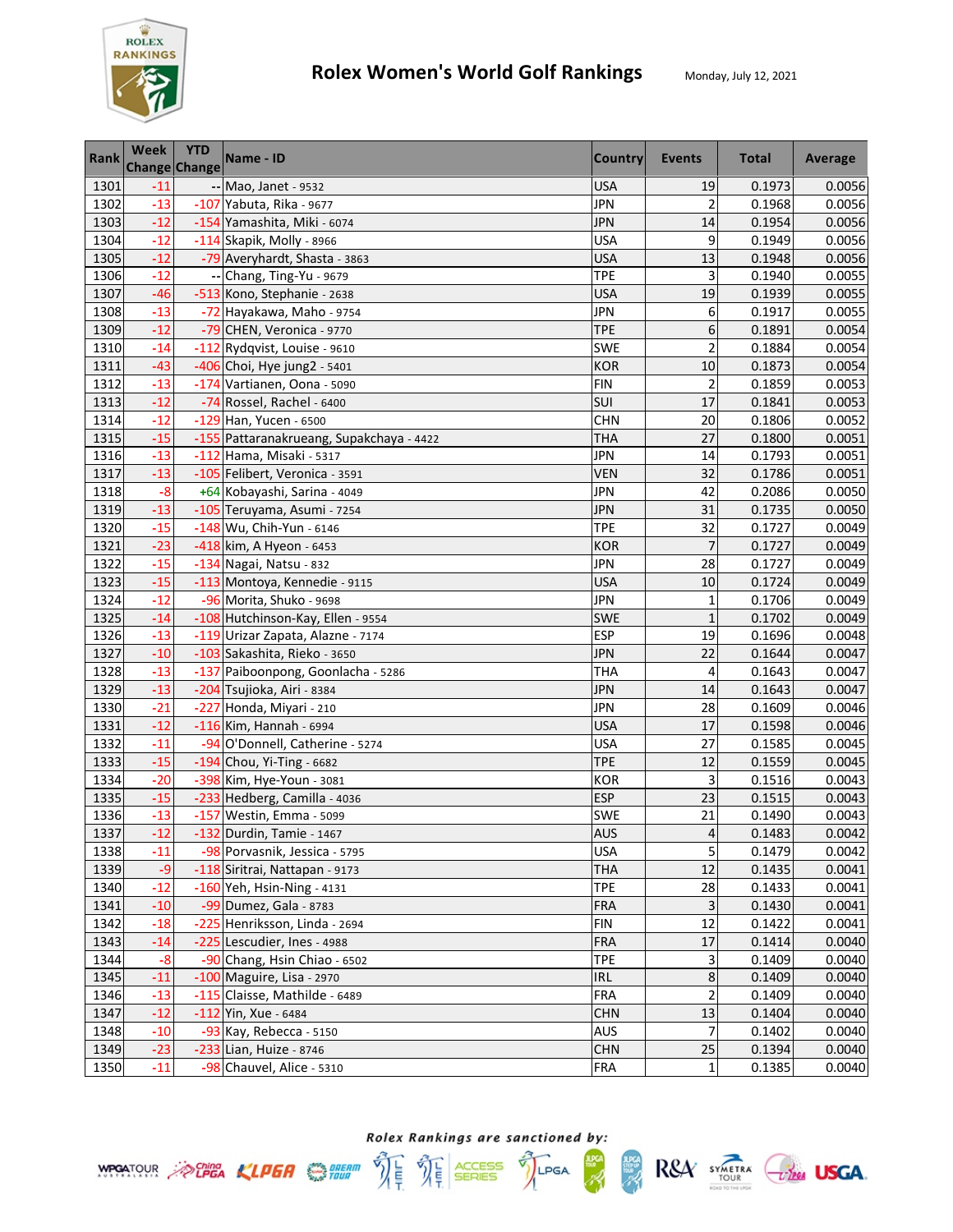# Rolex Women's World Golf Rankings

Monday, July 12, 2021

| Rank | Week Change | YTD Change | Name - ID | Country | Events | Total | Average |
|---|---|---|---|---|---|---|---|
| 1301 | -11 | -- | Mao, Janet - 9532 | USA | 19 | 0.1973 | 0.0056 |
| 1302 | -13 | -107 | Yabuta, Rika - 9677 | JPN | 2 | 0.1968 | 0.0056 |
| 1303 | -12 | -154 | Yamashita, Miki - 6074 | JPN | 14 | 0.1954 | 0.0056 |
| 1304 | -12 | -114 | Skapik, Molly - 8966 | USA | 9 | 0.1949 | 0.0056 |
| 1305 | -12 | -79 | Averyhardt, Shasta - 3863 | USA | 13 | 0.1948 | 0.0056 |
| 1306 | -12 | -- | Chang, Ting-Yu - 9679 | TPE | 3 | 0.1940 | 0.0055 |
| 1307 | -46 | -513 | Kono, Stephanie - 2638 | USA | 19 | 0.1939 | 0.0055 |
| 1308 | -13 | -72 | Hayakawa, Maho - 9754 | JPN | 6 | 0.1917 | 0.0055 |
| 1309 | -12 | -79 | CHEN, Veronica - 9770 | TPE | 6 | 0.1891 | 0.0054 |
| 1310 | -14 | -112 | Rydqvist, Louise - 9610 | SWE | 2 | 0.1884 | 0.0054 |
| 1311 | -43 | -406 | Choi, Hye jung2 - 5401 | KOR | 10 | 0.1873 | 0.0054 |
| 1312 | -13 | -174 | Vartianen, Oona - 5090 | FIN | 2 | 0.1859 | 0.0053 |
| 1313 | -12 | -74 | Rossel, Rachel - 6400 | SUI | 17 | 0.1841 | 0.0053 |
| 1314 | -12 | -129 | Han, Yucen - 6500 | CHN | 20 | 0.1806 | 0.0052 |
| 1315 | -15 | -155 | Pattaranakrueang, Supakchaya - 4422 | THA | 27 | 0.1800 | 0.0051 |
| 1316 | -13 | -112 | Hama, Misaki - 5317 | JPN | 14 | 0.1793 | 0.0051 |
| 1317 | -13 | -105 | Felibert, Veronica - 3591 | VEN | 32 | 0.1786 | 0.0051 |
| 1318 | -8 | +64 | Kobayashi, Sarina - 4049 | JPN | 42 | 0.2086 | 0.0050 |
| 1319 | -13 | -105 | Teruyama, Asumi - 7254 | JPN | 31 | 0.1735 | 0.0050 |
| 1320 | -15 | -148 | Wu, Chih-Yun - 6146 | TPE | 32 | 0.1727 | 0.0049 |
| 1321 | -23 | -418 | kim, A Hyeon - 6453 | KOR | 7 | 0.1727 | 0.0049 |
| 1322 | -15 | -134 | Nagai, Natsu - 832 | JPN | 28 | 0.1727 | 0.0049 |
| 1323 | -15 | -113 | Montoya, Kennedie - 9115 | USA | 10 | 0.1724 | 0.0049 |
| 1324 | -12 | -96 | Morita, Shuko - 9698 | JPN | 1 | 0.1706 | 0.0049 |
| 1325 | -14 | -108 | Hutchinson-Kay, Ellen - 9554 | SWE | 1 | 0.1702 | 0.0049 |
| 1326 | -13 | -119 | Urizar Zapata, Alazne - 7174 | ESP | 19 | 0.1696 | 0.0048 |
| 1327 | -10 | -103 | Sakashita, Rieko - 3650 | JPN | 22 | 0.1644 | 0.0047 |
| 1328 | -13 | -137 | Paiboonpong, Goonlacha - 5286 | THA | 4 | 0.1643 | 0.0047 |
| 1329 | -13 | -204 | Tsujioka, Airi - 8384 | JPN | 14 | 0.1643 | 0.0047 |
| 1330 | -21 | -227 | Honda, Miyari - 210 | JPN | 28 | 0.1609 | 0.0046 |
| 1331 | -12 | -116 | Kim, Hannah - 6994 | USA | 17 | 0.1598 | 0.0046 |
| 1332 | -11 | -94 | O'Donnell, Catherine - 5274 | USA | 27 | 0.1585 | 0.0045 |
| 1333 | -15 | -194 | Chou, Yi-Ting - 6682 | TPE | 12 | 0.1559 | 0.0045 |
| 1334 | -20 | -398 | Kim, Hye-Youn - 3081 | KOR | 3 | 0.1516 | 0.0043 |
| 1335 | -15 | -233 | Hedberg, Camilla - 4036 | ESP | 23 | 0.1515 | 0.0043 |
| 1336 | -13 | -157 | Westin, Emma - 5099 | SWE | 21 | 0.1490 | 0.0043 |
| 1337 | -12 | -132 | Durdin, Tamie - 1467 | AUS | 4 | 0.1483 | 0.0042 |
| 1338 | -11 | -98 | Porvasnik, Jessica - 5795 | USA | 5 | 0.1479 | 0.0042 |
| 1339 | -9 | -118 | Siritrai, Nattapan - 9173 | THA | 12 | 0.1435 | 0.0041 |
| 1340 | -12 | -160 | Yeh, Hsin-Ning - 4131 | TPE | 28 | 0.1433 | 0.0041 |
| 1341 | -10 | -99 | Dumez, Gala - 8783 | FRA | 3 | 0.1430 | 0.0041 |
| 1342 | -18 | -225 | Henriksson, Linda - 2694 | FIN | 12 | 0.1422 | 0.0041 |
| 1343 | -14 | -225 | Lescudier, Ines - 4988 | FRA | 17 | 0.1414 | 0.0040 |
| 1344 | -8 | -90 | Chang, Hsin Chiao - 6502 | TPE | 3 | 0.1409 | 0.0040 |
| 1345 | -11 | -100 | Maguire, Lisa - 2970 | IRL | 8 | 0.1409 | 0.0040 |
| 1346 | -13 | -115 | Claisse, Mathilde - 6489 | FRA | 2 | 0.1409 | 0.0040 |
| 1347 | -12 | -112 | Yin, Xue - 6484 | CHN | 13 | 0.1404 | 0.0040 |
| 1348 | -10 | -93 | Kay, Rebecca - 5150 | AUS | 7 | 0.1402 | 0.0040 |
| 1349 | -23 | -233 | Lian, Huize - 8746 | CHN | 25 | 0.1394 | 0.0040 |
| 1350 | -11 | -98 | Chauvel, Alice - 5310 | FRA | 1 | 0.1385 | 0.0040 |

*Rolex Rankings are sanctioned by:*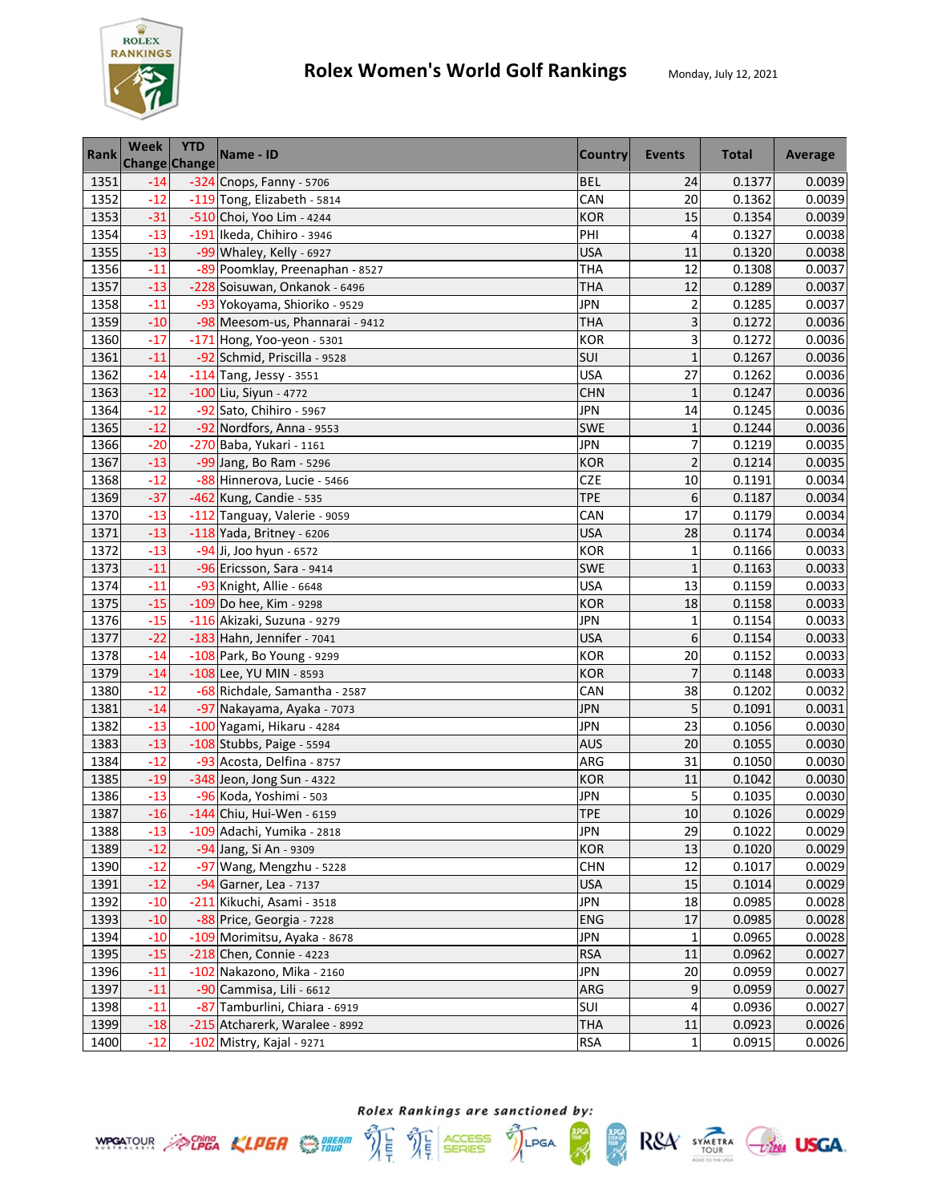# Rolex Women's World Golf Rankings

Monday, July 12, 2021

| Rank | Week Change | YTD Change | Name - ID | Country | Events | Total | Average |
|---|---|---|---|---|---|---|---|
| 1351 | -14 | -324 | Cnops, Fanny - 5706 | BEL | 24 | 0.1377 | 0.0039 |
| 1352 | -12 | -119 | Tong, Elizabeth - 5814 | CAN | 20 | 0.1362 | 0.0039 |
| 1353 | -31 | -510 | Choi, Yoo Lim - 4244 | KOR | 15 | 0.1354 | 0.0039 |
| 1354 | -13 | -191 | Ikeda, Chihiro - 3946 | PHI | 4 | 0.1327 | 0.0038 |
| 1355 | -13 | -99 | Whaley, Kelly - 6927 | USA | 11 | 0.1320 | 0.0038 |
| 1356 | -11 | -89 | Poomklay, Preenaphan - 8527 | THA | 12 | 0.1308 | 0.0037 |
| 1357 | -13 | -228 | Soisuwan, Onkanok - 6496 | THA | 12 | 0.1289 | 0.0037 |
| 1358 | -11 | -93 | Yokoyama, Shioriko - 9529 | JPN | 2 | 0.1285 | 0.0037 |
| 1359 | -10 | -98 | Meesom-us, Phannarai - 9412 | THA | 3 | 0.1272 | 0.0036 |
| 1360 | -17 | -171 | Hong, Yoo-yeon - 5301 | KOR | 3 | 0.1272 | 0.0036 |
| 1361 | -11 | -92 | Schmid, Priscilla - 9528 | SUI | 1 | 0.1267 | 0.0036 |
| 1362 | -14 | -114 | Tang, Jessy - 3551 | USA | 27 | 0.1262 | 0.0036 |
| 1363 | -12 | -100 | Liu, Siyun - 4772 | CHN | 1 | 0.1247 | 0.0036 |
| 1364 | -12 | -92 | Sato, Chihiro - 5967 | JPN | 14 | 0.1245 | 0.0036 |
| 1365 | -12 | -92 | Nordfors, Anna - 9553 | SWE | 1 | 0.1244 | 0.0036 |
| 1366 | -20 | -270 | Baba, Yukari - 1161 | JPN | 7 | 0.1219 | 0.0035 |
| 1367 | -13 | -99 | Jang, Bo Ram - 5296 | KOR | 2 | 0.1214 | 0.0035 |
| 1368 | -12 | -88 | Hinnerova, Lucie - 5466 | CZE | 10 | 0.1191 | 0.0034 |
| 1369 | -37 | -462 | Kung, Candie - 535 | TPE | 6 | 0.1187 | 0.0034 |
| 1370 | -13 | -112 | Tanguay, Valerie - 9059 | CAN | 17 | 0.1179 | 0.0034 |
| 1371 | -13 | -118 | Yada, Britney - 6206 | USA | 28 | 0.1174 | 0.0034 |
| 1372 | -13 | -94 | Ji, Joo hyun - 6572 | KOR | 1 | 0.1166 | 0.0033 |
| 1373 | -11 | -96 | Ericsson, Sara - 9414 | SWE | 1 | 0.1163 | 0.0033 |
| 1374 | -11 | -93 | Knight, Allie - 6648 | USA | 13 | 0.1159 | 0.0033 |
| 1375 | -15 | -109 | Do hee, Kim - 9298 | KOR | 18 | 0.1158 | 0.0033 |
| 1376 | -15 | -116 | Akizaki, Suzuna - 9279 | JPN | 1 | 0.1154 | 0.0033 |
| 1377 | -22 | -183 | Hahn, Jennifer - 7041 | USA | 6 | 0.1154 | 0.0033 |
| 1378 | -14 | -108 | Park, Bo Young - 9299 | KOR | 20 | 0.1152 | 0.0033 |
| 1379 | -14 | -108 | Lee, YU MIN - 8593 | KOR | 7 | 0.1148 | 0.0033 |
| 1380 | -12 | -68 | Richdale, Samantha - 2587 | CAN | 38 | 0.1202 | 0.0032 |
| 1381 | -14 | -97 | Nakayama, Ayaka - 7073 | JPN | 5 | 0.1091 | 0.0031 |
| 1382 | -13 | -100 | Yagami, Hikaru - 4284 | JPN | 23 | 0.1056 | 0.0030 |
| 1383 | -13 | -108 | Stubbs, Paige - 5594 | AUS | 20 | 0.1055 | 0.0030 |
| 1384 | -12 | -93 | Acosta, Delfina - 8757 | ARG | 31 | 0.1050 | 0.0030 |
| 1385 | -19 | -348 | Jeon, Jong Sun - 4322 | KOR | 11 | 0.1042 | 0.0030 |
| 1386 | -13 | -96 | Koda, Yoshimi - 503 | JPN | 5 | 0.1035 | 0.0030 |
| 1387 | -16 | -144 | Chiu, Hui-Wen - 6159 | TPE | 10 | 0.1026 | 0.0029 |
| 1388 | -13 | -109 | Adachi, Yumika - 2818 | JPN | 29 | 0.1022 | 0.0029 |
| 1389 | -12 | -94 | Jang, Si An - 9309 | KOR | 13 | 0.1020 | 0.0029 |
| 1390 | -12 | -97 | Wang, Mengzhu - 5228 | CHN | 12 | 0.1017 | 0.0029 |
| 1391 | -12 | -94 | Garner, Lea - 7137 | USA | 15 | 0.1014 | 0.0029 |
| 1392 | -10 | -211 | Kikuchi, Asami - 3518 | JPN | 18 | 0.0985 | 0.0028 |
| 1393 | -10 | -88 | Price, Georgia - 7228 | ENG | 17 | 0.0985 | 0.0028 |
| 1394 | -10 | -109 | Morimitsu, Ayaka - 8678 | JPN | 1 | 0.0965 | 0.0028 |
| 1395 | -15 | -218 | Chen, Connie - 4223 | RSA | 11 | 0.0962 | 0.0027 |
| 1396 | -11 | -102 | Nakazono, Mika - 2160 | JPN | 20 | 0.0959 | 0.0027 |
| 1397 | -11 | -90 | Cammisa, Lili - 6612 | ARG | 9 | 0.0959 | 0.0027 |
| 1398 | -11 | -87 | Tamburlini, Chiara - 6919 | SUI | 4 | 0.0936 | 0.0027 |
| 1399 | -18 | -215 | Atcharerk, Waralee - 8992 | THA | 11 | 0.0923 | 0.0026 |
| 1400 | -12 | -102 | Mistry, Kajal - 9271 | RSA | 1 | 0.0915 | 0.0026 |

*Rolex Rankings are sanctioned by:*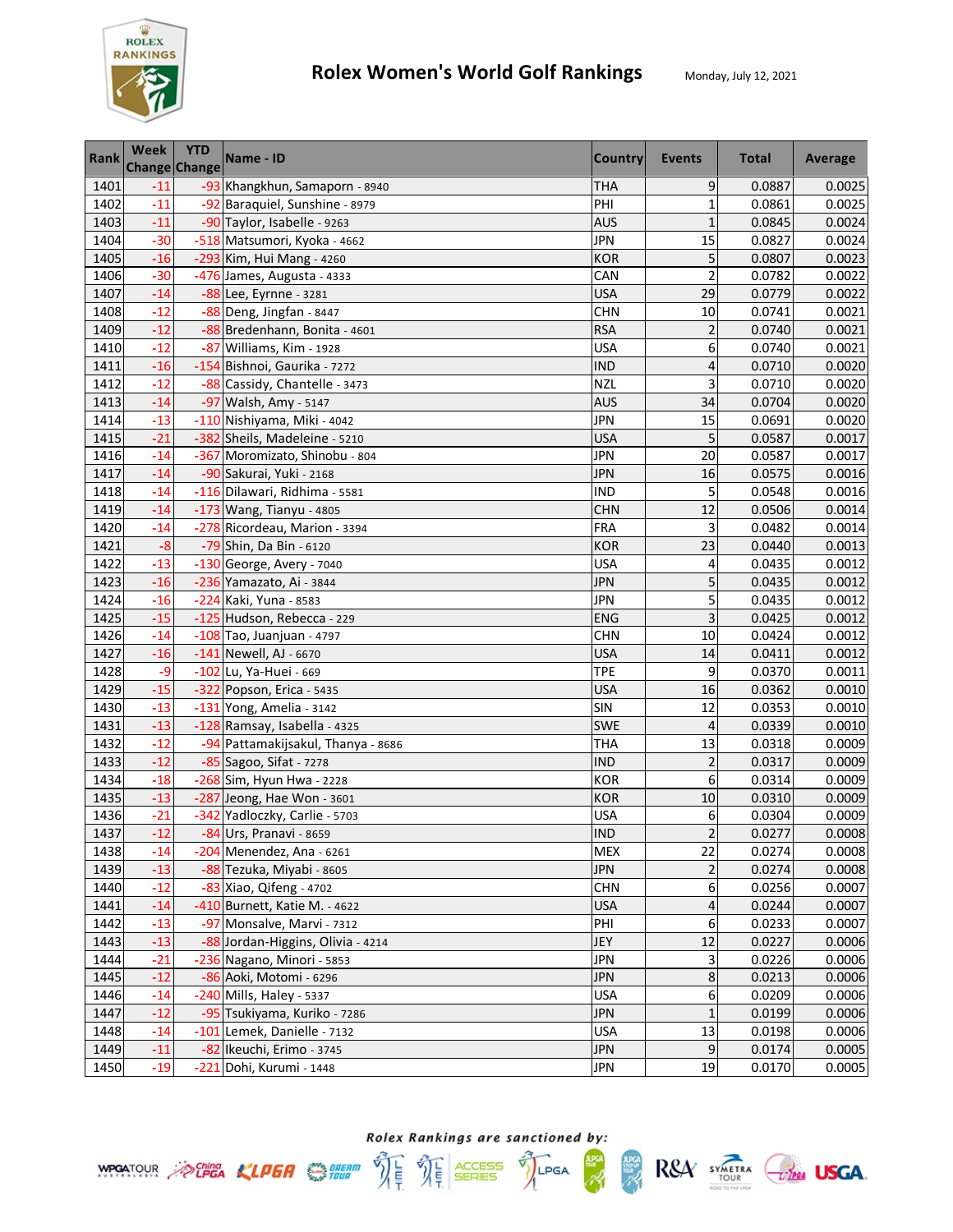# Rolex Women's World Golf Rankings

Monday, July 12, 2021

| Rank | Week Change | YTD Change | Name - ID | Country | Events | Total | Average |
|---|---|---|---|---|---|---|---|
| 1401 | -11 | -93 | Khangkhun, Samaporn - 8940 | THA | 9 | 0.0887 | 0.0025 |
| 1402 | -11 | -92 | Baraquiel, Sunshine - 8979 | PHI | 1 | 0.0861 | 0.0025 |
| 1403 | -11 | -90 | Taylor, Isabelle - 9263 | AUS | 1 | 0.0845 | 0.0024 |
| 1404 | -30 | -518 | Matsumori, Kyoka - 4662 | JPN | 15 | 0.0827 | 0.0024 |
| 1405 | -16 | -293 | Kim, Hui Mang - 4260 | KOR | 5 | 0.0807 | 0.0023 |
| 1406 | -30 | -476 | James, Augusta - 4333 | CAN | 2 | 0.0782 | 0.0022 |
| 1407 | -14 | -88 | Lee, Eyrnne - 3281 | USA | 29 | 0.0779 | 0.0022 |
| 1408 | -12 | -88 | Deng, Jingfan - 8447 | CHN | 10 | 0.0741 | 0.0021 |
| 1409 | -12 | -88 | Bredenhann, Bonita - 4601 | RSA | 2 | 0.0740 | 0.0021 |
| 1410 | -12 | -87 | Williams, Kim - 1928 | USA | 6 | 0.0740 | 0.0021 |
| 1411 | -16 | -154 | Bishnoi, Gaurika - 7272 | IND | 4 | 0.0710 | 0.0020 |
| 1412 | -12 | -88 | Cassidy, Chantelle - 3473 | NZL | 3 | 0.0710 | 0.0020 |
| 1413 | -14 | -97 | Walsh, Amy - 5147 | AUS | 34 | 0.0704 | 0.0020 |
| 1414 | -13 | -110 | Nishiyama, Miki - 4042 | JPN | 15 | 0.0691 | 0.0020 |
| 1415 | -21 | -382 | Sheils, Madeleine - 5210 | USA | 5 | 0.0587 | 0.0017 |
| 1416 | -14 | -367 | Moromizato, Shinobu - 804 | JPN | 20 | 0.0587 | 0.0017 |
| 1417 | -14 | -90 | Sakurai, Yuki - 2168 | JPN | 16 | 0.0575 | 0.0016 |
| 1418 | -14 | -116 | Dilawari, Ridhima - 5581 | IND | 5 | 0.0548 | 0.0016 |
| 1419 | -14 | -173 | Wang, Tianyu - 4805 | CHN | 12 | 0.0506 | 0.0014 |
| 1420 | -14 | -278 | Ricordeau, Marion - 3394 | FRA | 3 | 0.0482 | 0.0014 |
| 1421 | -8 | -79 | Shin, Da Bin - 6120 | KOR | 23 | 0.0440 | 0.0013 |
| 1422 | -13 | -130 | George, Avery - 7040 | USA | 4 | 0.0435 | 0.0012 |
| 1423 | -16 | -236 | Yamazato, Ai - 3844 | JPN | 5 | 0.0435 | 0.0012 |
| 1424 | -16 | -224 | Kaki, Yuna - 8583 | JPN | 5 | 0.0435 | 0.0012 |
| 1425 | -15 | -125 | Hudson, Rebecca - 229 | ENG | 3 | 0.0425 | 0.0012 |
| 1426 | -14 | -108 | Tao, Juanjuan - 4797 | CHN | 10 | 0.0424 | 0.0012 |
| 1427 | -16 | -141 | Newell, AJ - 6670 | USA | 14 | 0.0411 | 0.0012 |
| 1428 | -9 | -102 | Lu, Ya-Huei - 669 | TPE | 9 | 0.0370 | 0.0011 |
| 1429 | -15 | -322 | Popson, Erica - 5435 | USA | 16 | 0.0362 | 0.0010 |
| 1430 | -13 | -131 | Yong, Amelia - 3142 | SIN | 12 | 0.0353 | 0.0010 |
| 1431 | -13 | -128 | Ramsay, Isabella - 4325 | SWE | 4 | 0.0339 | 0.0010 |
| 1432 | -12 | -94 | Pattamakijsakul, Thanya - 8686 | THA | 13 | 0.0318 | 0.0009 |
| 1433 | -12 | -85 | Sagoo, Sifat - 7278 | IND | 2 | 0.0317 | 0.0009 |
| 1434 | -18 | -268 | Sim, Hyun Hwa - 2228 | KOR | 6 | 0.0314 | 0.0009 |
| 1435 | -13 | -287 | Jeong, Hae Won - 3601 | KOR | 10 | 0.0310 | 0.0009 |
| 1436 | -21 | -342 | Yadloczky, Carlie - 5703 | USA | 6 | 0.0304 | 0.0009 |
| 1437 | -12 | -84 | Urs, Pranavi - 8659 | IND | 2 | 0.0277 | 0.0008 |
| 1438 | -14 | -204 | Menendez, Ana - 6261 | MEX | 22 | 0.0274 | 0.0008 |
| 1439 | -13 | -88 | Tezuka, Miyabi - 8605 | JPN | 2 | 0.0274 | 0.0008 |
| 1440 | -12 | -83 | Xiao, Qifeng - 4702 | CHN | 6 | 0.0256 | 0.0007 |
| 1441 | -14 | -410 | Burnett, Katie M. - 4622 | USA | 4 | 0.0244 | 0.0007 |
| 1442 | -13 | -97 | Monsalve, Marvi - 7312 | PHI | 6 | 0.0233 | 0.0007 |
| 1443 | -13 | -88 | Jordan-Higgins, Olivia - 4214 | JEY | 12 | 0.0227 | 0.0006 |
| 1444 | -21 | -236 | Nagano, Minori - 5853 | JPN | 3 | 0.0226 | 0.0006 |
| 1445 | -12 | -86 | Aoki, Motomi - 6296 | JPN | 8 | 0.0213 | 0.0006 |
| 1446 | -14 | -240 | Mills, Haley - 5337 | USA | 6 | 0.0209 | 0.0006 |
| 1447 | -12 | -95 | Tsukiyama, Kuriko - 7286 | JPN | 1 | 0.0199 | 0.0006 |
| 1448 | -14 | -101 | Lemek, Danielle - 7132 | USA | 13 | 0.0198 | 0.0006 |
| 1449 | -11 | -82 | Ikeuchi, Erimo - 3745 | JPN | 9 | 0.0174 | 0.0005 |
| 1450 | -19 | -221 | Dohi, Kurumi - 1448 | JPN | 19 | 0.0170 | 0.0005 |

*Rolex Rankings are sanctioned by:*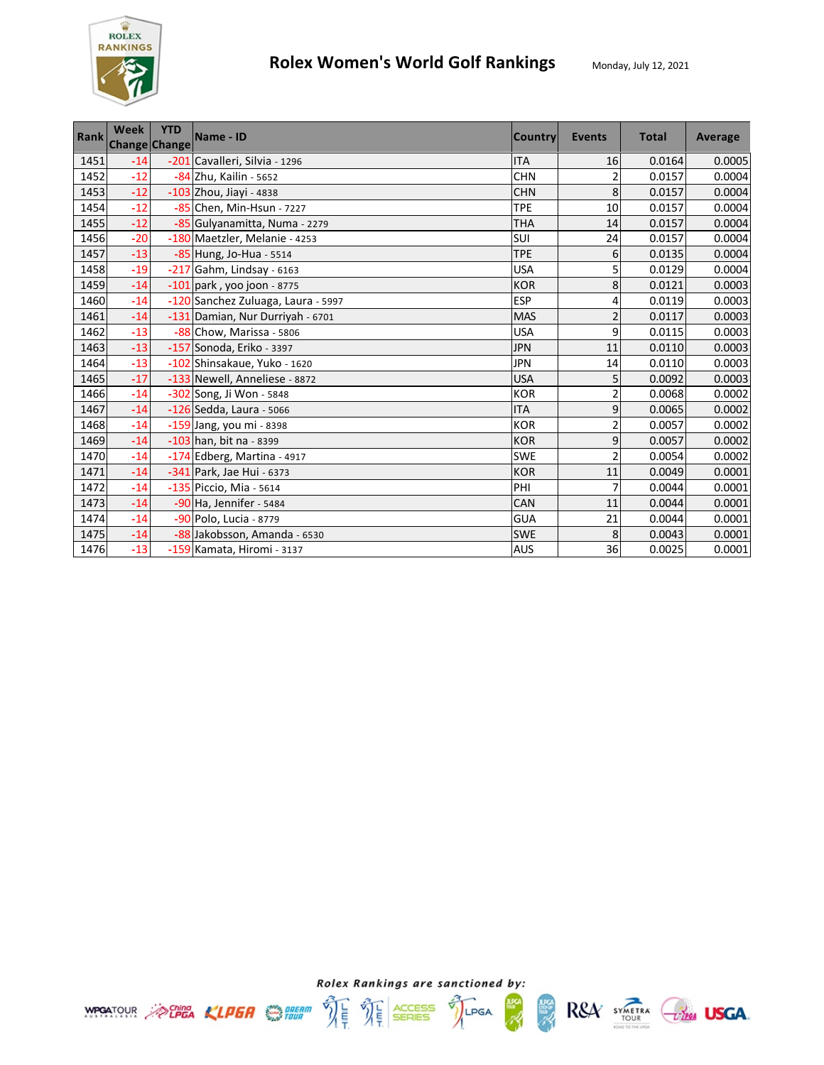# Rolex Women's World Golf Rankings

Monday, July 12, 2021

| Rank | Week Change | YTD Change | Name - ID | Country | Events | Total | Average |
|---|---|---|---|---|---|---|---|
| 1451 | -14 | -201 | Cavalleri, Silvia - 1296 | ITA | 16 | 0.0164 | 0.0005 |
| 1452 | -12 | -84 | Zhu, Kailin - 5652 | CHN | 2 | 0.0157 | 0.0004 |
| 1453 | -12 | -103 | Zhou, Jiayi - 4838 | CHN | 8 | 0.0157 | 0.0004 |
| 1454 | -12 | -85 | Chen, Min-Hsun - 7227 | TPE | 10 | 0.0157 | 0.0004 |
| 1455 | -12 | -85 | Gulyanamitta, Numa - 2279 | THA | 14 | 0.0157 | 0.0004 |
| 1456 | -20 | -180 | Maetzler, Melanie - 4253 | SUI | 24 | 0.0157 | 0.0004 |
| 1457 | -13 | -85 | Hung, Jo-Hua - 5514 | TPE | 6 | 0.0135 | 0.0004 |
| 1458 | -19 | -217 | Gahm, Lindsay - 6163 | USA | 5 | 0.0129 | 0.0004 |
| 1459 | -14 | -101 | park , yoo joon - 8775 | KOR | 8 | 0.0121 | 0.0003 |
| 1460 | -14 | -120 | Sanchez Zuluaga, Laura - 5997 | ESP | 4 | 0.0119 | 0.0003 |
| 1461 | -14 | -131 | Damian, Nur Durriyah - 6701 | MAS | 2 | 0.0117 | 0.0003 |
| 1462 | -13 | -88 | Chow, Marissa - 5806 | USA | 9 | 0.0115 | 0.0003 |
| 1463 | -13 | -157 | Sonoda, Eriko - 3397 | JPN | 11 | 0.0110 | 0.0003 |
| 1464 | -13 | -102 | Shinsakaue, Yuko - 1620 | JPN | 14 | 0.0110 | 0.0003 |
| 1465 | -17 | -133 | Newell, Anneliese - 8872 | USA | 5 | 0.0092 | 0.0003 |
| 1466 | -14 | -302 | Song, Ji Won - 5848 | KOR | 2 | 0.0068 | 0.0002 |
| 1467 | -14 | -126 | Sedda, Laura - 5066 | ITA | 9 | 0.0065 | 0.0002 |
| 1468 | -14 | -159 | Jang, you mi - 8398 | KOR | 2 | 0.0057 | 0.0002 |
| 1469 | -14 | -103 | han, bit na - 8399 | KOR | 9 | 0.0057 | 0.0002 |
| 1470 | -14 | -174 | Edberg, Martina - 4917 | SWE | 2 | 0.0054 | 0.0002 |
| 1471 | -14 | -341 | Park, Jae Hui - 6373 | KOR | 11 | 0.0049 | 0.0001 |
| 1472 | -14 | -135 | Piccio, Mia - 5614 | PHI | 7 | 0.0044 | 0.0001 |
| 1473 | -14 | -90 | Ha, Jennifer - 5484 | CAN | 11 | 0.0044 | 0.0001 |
| 1474 | -14 | -90 | Polo, Lucia - 8779 | GUA | 21 | 0.0044 | 0.0001 |
| 1475 | -14 | -88 | Jakobsson, Amanda - 6530 | SWE | 8 | 0.0043 | 0.0001 |
| 1476 | -13 | -159 | Kamata, Hiromi - 3137 | AUS | 36 | 0.0025 | 0.0001 |

*Rolex Rankings are sanctioned by:*